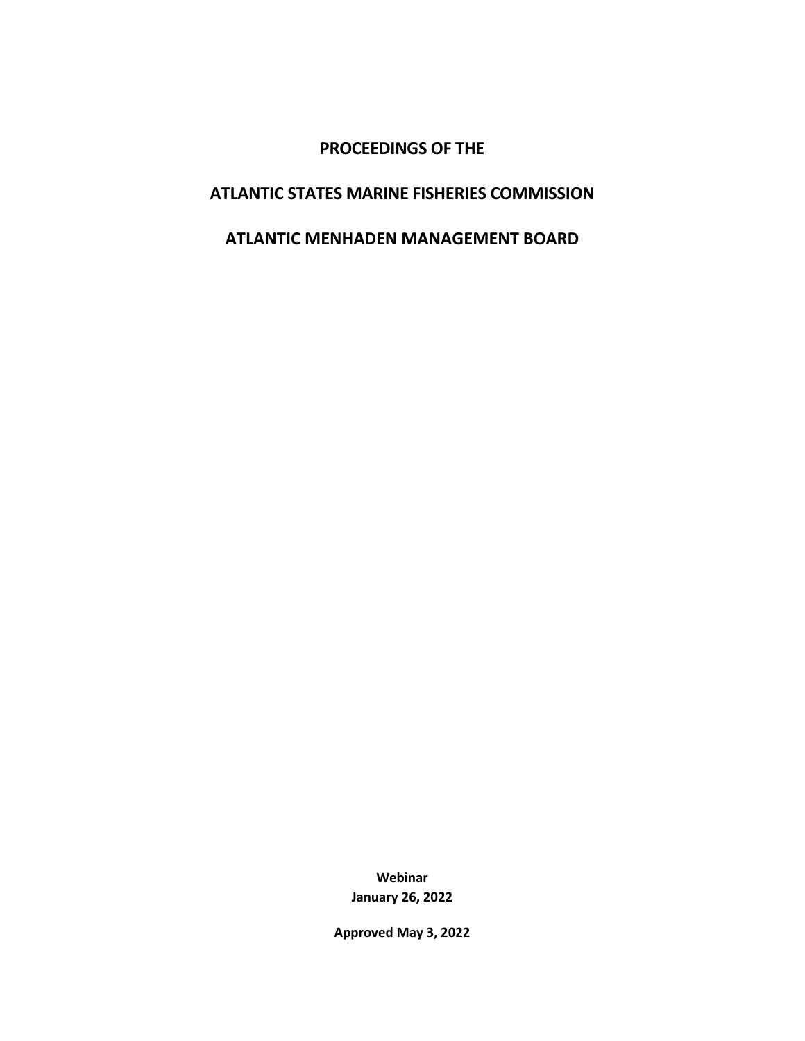# PROCEEDINGS OF THE

# ATLANTIC STATES MARINE FISHERIES COMMISSION

# ATLANTIC MENHADEN MANAGEMENT BOARD

**Webinar**
**January 26, 2022**

**Approved May 3, 2022**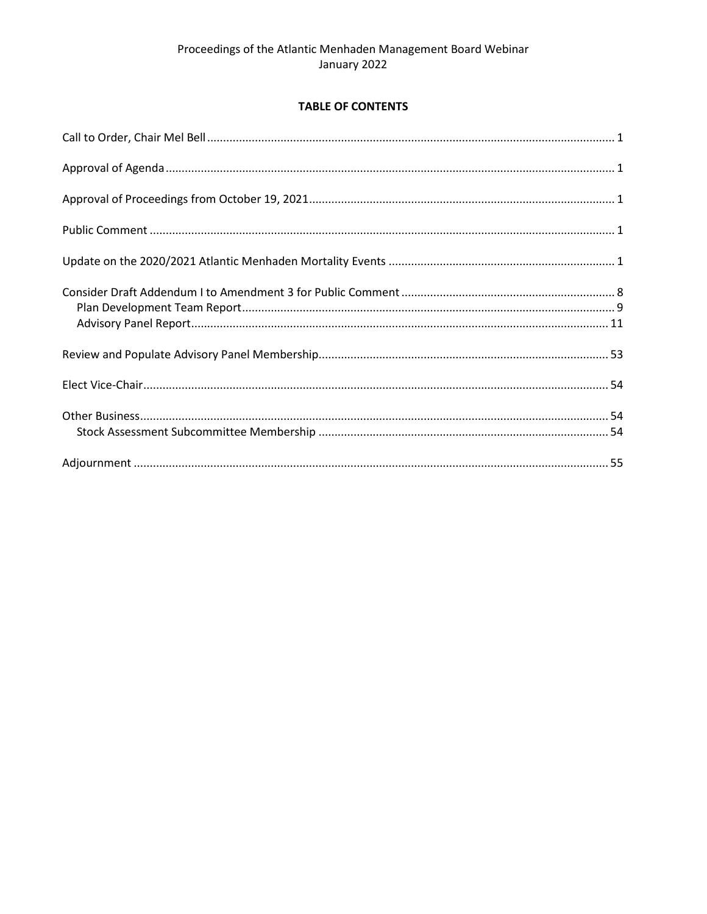Proceedings of the Atlantic Menhaden Management Board Webinar
January 2022

**TABLE OF CONTENTS**

Call to Order, Chair Mel Bell ........................................................ 1

Approval of Agenda ........................................................ 1

Approval of Proceedings from October 19, 2021 ........................................................ 1

Public Comment ........................................................ 1

Update on the 2020/2021 Atlantic Menhaden Mortality Events ........................................................ 1

Consider Draft Addendum I to Amendment 3 for Public Comment ........................................................ 8
- Plan Development Team Report ........................................................ 9
- Advisory Panel Report ........................................................ 11

Review and Populate Advisory Panel Membership ........................................................ 53

Elect Vice-Chair ........................................................ 54

Other Business ........................................................ 54
- Stock Assessment Subcommittee Membership ........................................................ 54

Adjournment ........................................................ 55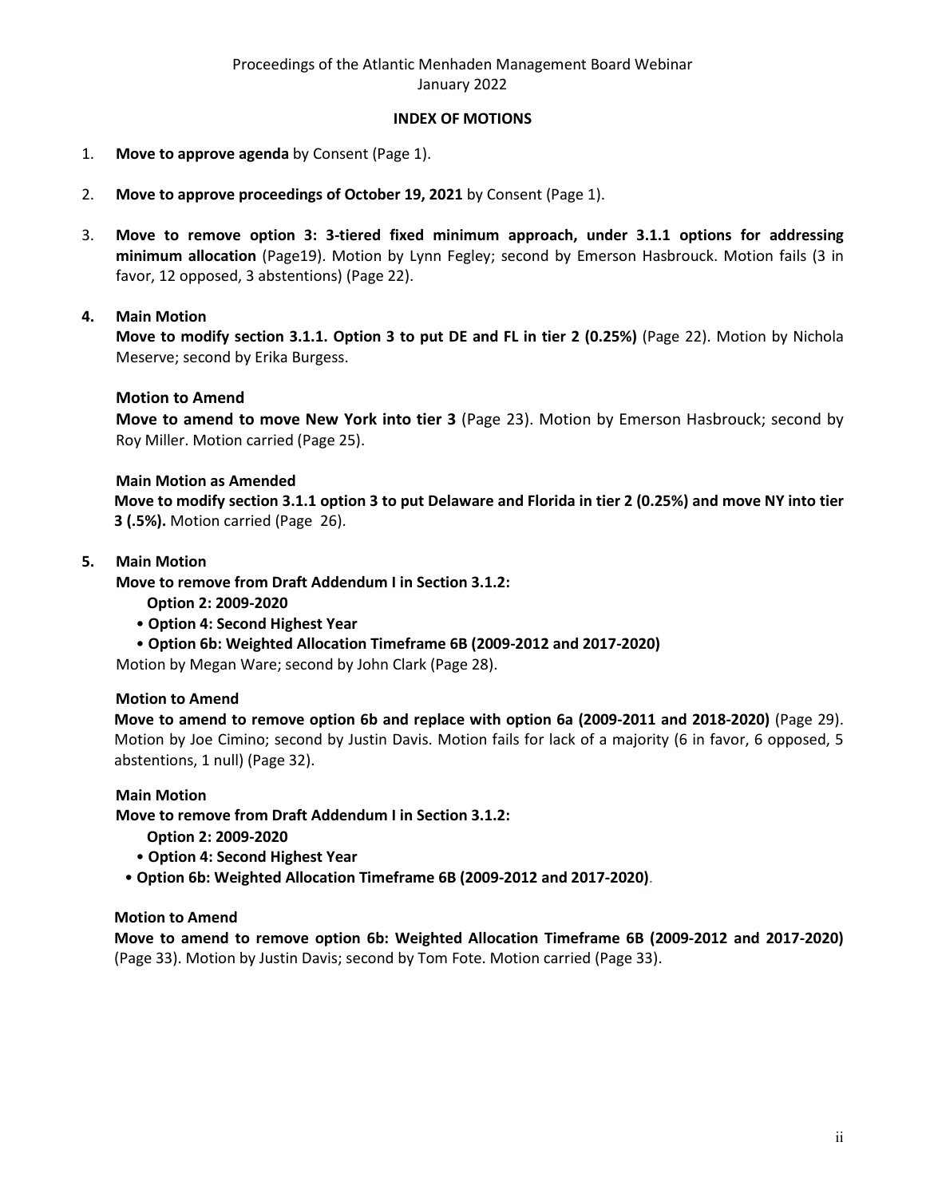Proceedings of the Atlantic Menhaden Management Board Webinar
January 2022

**INDEX OF MOTIONS**

1. **Move to approve agenda** by Consent (Page 1).

2. **Move to approve proceedings of October 19, 2021** by Consent (Page 1).

3. **Move to remove option 3: 3-tiered fixed minimum approach, under 3.1.1 options for addressing minimum allocation** (Page19). Motion by Lynn Fegley; second by Emerson Hasbrouck. Motion fails (3 in favor, 12 opposed, 3 abstentions) (Page 22).

4. **Main Motion**

   **Move to modify section 3.1.1. Option 3 to put DE and FL in tier 2 (0.25%)** (Page 22). Motion by Nichola Meserve; second by Erika Burgess.

   **Motion to Amend**

   **Move to amend to move New York into tier 3** (Page 23). Motion by Emerson Hasbrouck; second by Roy Miller. Motion carried (Page 25).

   **Main Motion as Amended**

   **Move to modify section 3.1.1 option 3 to put Delaware and Florida in tier 2 (0.25%) and move NY into tier 3 (.5%).** Motion carried (Page 26).

5. **Main Motion**

   **Move to remove from Draft Addendum I in Section 3.1.2:**

   **Option 2: 2009-2020**
   - **Option 4: Second Highest Year**
   - **Option 6b: Weighted Allocation Timeframe 6B (2009-2012 and 2017-2020)**

   Motion by Megan Ware; second by John Clark (Page 28).

   **Motion to Amend**

   **Move to amend to remove option 6b and replace with option 6a (2009-2011 and 2018-2020)** (Page 29). Motion by Joe Cimino; second by Justin Davis. Motion fails for lack of a majority (6 in favor, 6 opposed, 5 abstentions, 1 null) (Page 32).

   **Main Motion**

   **Move to remove from Draft Addendum I in Section 3.1.2:**

   **Option 2: 2009-2020**
   - **Option 4: Second Highest Year**
   - **Option 6b: Weighted Allocation Timeframe 6B (2009-2012 and 2017-2020)**.

   **Motion to Amend**

   **Move to amend to remove option 6b: Weighted Allocation Timeframe 6B (2009-2012 and 2017-2020)** (Page 33). Motion by Justin Davis; second by Tom Fote. Motion carried (Page 33).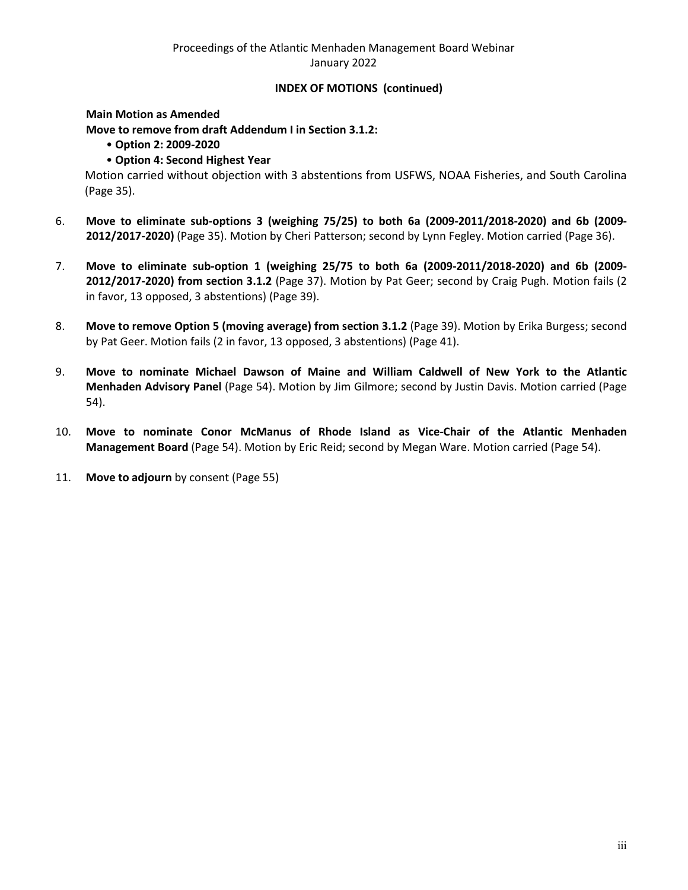**INDEX OF MOTIONS (continued)**

**Main Motion as Amended**
**Move to remove from draft Addendum I in Section 3.1.2:**

- **Option 2: 2009-2020**
- **Option 4: Second Highest Year**

Motion carried without objection with 3 abstentions from USFWS, NOAA Fisheries, and South Carolina (Page 35).

6. **Move to eliminate sub-options 3 (weighing 75/25) to both 6a (2009-2011/2018-2020) and 6b (2009-2012/2017-2020)** (Page 35). Motion by Cheri Patterson; second by Lynn Fegley. Motion carried (Page 36).

7. **Move to eliminate sub-option 1 (weighing 25/75 to both 6a (2009-2011/2018-2020) and 6b (2009-2012/2017-2020) from section 3.1.2** (Page 37). Motion by Pat Geer; second by Craig Pugh. Motion fails (2 in favor, 13 opposed, 3 abstentions) (Page 39).

8. **Move to remove Option 5 (moving average) from section 3.1.2** (Page 39). Motion by Erika Burgess; second by Pat Geer. Motion fails (2 in favor, 13 opposed, 3 abstentions) (Page 41).

9. **Move to nominate Michael Dawson of Maine and William Caldwell of New York to the Atlantic Menhaden Advisory Panel** (Page 54). Motion by Jim Gilmore; second by Justin Davis. Motion carried (Page 54).

10. **Move to nominate Conor McManus of Rhode Island as Vice-Chair of the Atlantic Menhaden Management Board** (Page 54). Motion by Eric Reid; second by Megan Ware. Motion carried (Page 54).

11. **Move to adjourn** by consent (Page 55)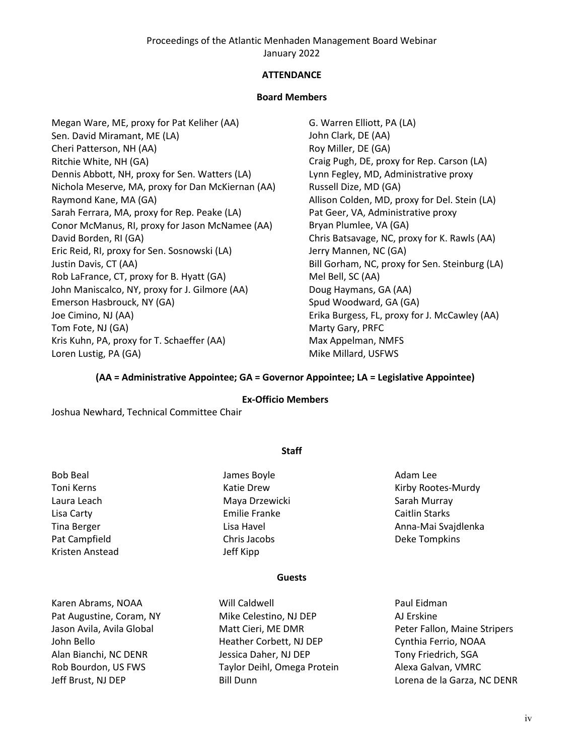Proceedings of the Atlantic Menhaden Management Board Webinar
January 2022

## ATTENDANCE

### Board Members

Megan Ware, ME, proxy for Pat Keliher (AA)
Sen. David Miramant, ME (LA)
Cheri Patterson, NH (AA)
Ritchie White, NH (GA)
Dennis Abbott, NH, proxy for Sen. Watters (LA)
Nichola Meserve, MA, proxy for Dan McKiernan (AA)
Raymond Kane, MA (GA)
Sarah Ferrara, MA, proxy for Rep. Peake (LA)
Conor McManus, RI, proxy for Jason McNamee (AA)
David Borden, RI (GA)
Eric Reid, RI, proxy for Sen. Sosnowski (LA)
Justin Davis, CT (AA)
Rob LaFrance, CT, proxy for B. Hyatt (GA)
John Maniscalco, NY, proxy for J. Gilmore (AA)
Emerson Hasbrouck, NY (GA)
Joe Cimino, NJ (AA)
Tom Fote, NJ (GA)
Kris Kuhn, PA, proxy for T. Schaeffer (AA)
Loren Lustig, PA (GA)
G. Warren Elliott, PA (LA)
John Clark, DE (AA)
Roy Miller, DE (GA)
Craig Pugh, DE, proxy for Rep. Carson (LA)
Lynn Fegley, MD, Administrative proxy
Russell Dize, MD (GA)
Allison Colden, MD, proxy for Del. Stein (LA)
Pat Geer, VA, Administrative proxy
Bryan Plumlee, VA (GA)
Chris Batsavage, NC, proxy for K. Rawls (AA)
Jerry Mannen, NC (GA)
Bill Gorham, NC, proxy for Sen. Steinburg (LA)
Mel Bell, SC (AA)
Doug Haymans, GA (AA)
Spud Woodward, GA (GA)
Erika Burgess, FL, proxy for J. McCawley (AA)
Marty Gary, PRFC
Max Appelman, NMFS
Mike Millard, USFWS

**(AA = Administrative Appointee; GA = Governor Appointee; LA = Legislative Appointee)**

### Ex-Officio Members

Joshua Newhard, Technical Committee Chair

### Staff

Bob Beal
Toni Kerns
Laura Leach
Lisa Carty
Tina Berger
Pat Campfield
Kristen Anstead
James Boyle
Katie Drew
Maya Drzewicki
Emilie Franke
Lisa Havel
Chris Jacobs
Jeff Kipp
Adam Lee
Kirby Rootes-Murdy
Sarah Murray
Caitlin Starks
Anna-Mai Svajdlenka
Deke Tompkins

### Guests

Karen Abrams, NOAA
Pat Augustine, Coram, NY
Jason Avila, Avila Global
John Bello
Alan Bianchi, NC DENR
Rob Bourdon, US FWS
Jeff Brust, NJ DEP
Will Caldwell
Mike Celestino, NJ DEP
Matt Cieri, ME DMR
Heather Corbett, NJ DEP
Jessica Daher, NJ DEP
Taylor Deihl, Omega Protein
Bill Dunn
Paul Eidman
AJ Erskine
Peter Fallon, Maine Stripers
Cynthia Ferrio, NOAA
Tony Friedrich, SGA
Alexa Galvan, VMRC
Lorena de la Garza, NC DENR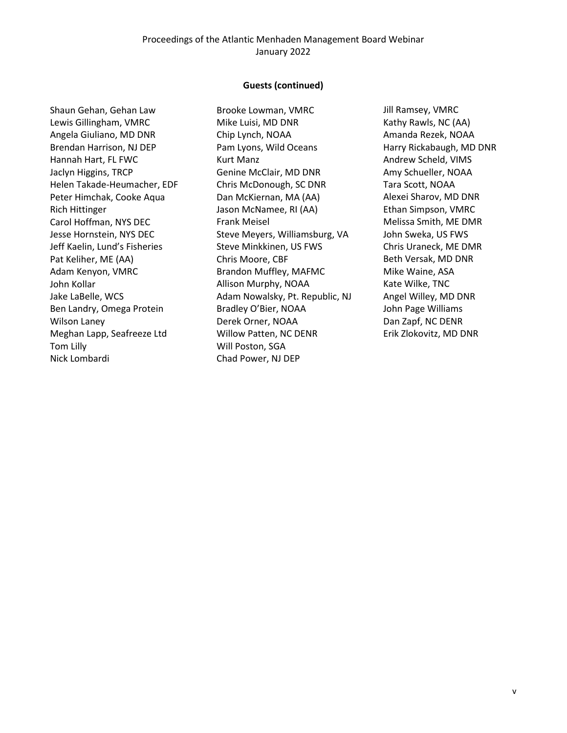**Guests (continued)**

Shaun Gehan, Gehan Law
Lewis Gillingham, VMRC
Angela Giuliano, MD DNR
Brendan Harrison, NJ DEP
Hannah Hart, FL FWC
Jaclyn Higgins, TRCP
Helen Takade-Heumacher, EDF
Peter Himchak, Cooke Aqua
Rich Hittinger
Carol Hoffman, NYS DEC
Jesse Hornstein, NYS DEC
Jeff Kaelin, Lund's Fisheries
Pat Keliher, ME (AA)
Adam Kenyon, VMRC
John Kollar
Jake LaBelle, WCS
Ben Landry, Omega Protein
Wilson Laney
Meghan Lapp, Seafreeze Ltd
Tom Lilly
Nick Lombardi
Brooke Lowman, VMRC
Mike Luisi, MD DNR
Chip Lynch, NOAA
Pam Lyons, Wild Oceans
Kurt Manz
Genine McClair, MD DNR
Chris McDonough, SC DNR
Dan McKiernan, MA (AA)
Jason McNamee, RI (AA)
Frank Meisel
Steve Meyers, Williamsburg, VA
Steve Minkkinen, US FWS
Chris Moore, CBF
Brandon Muffley, MAFMC
Allison Murphy, NOAA
Adam Nowalsky, Pt. Republic, NJ
Bradley O'Bier, NOAA
Derek Orner, NOAA
Willow Patten, NC DENR
Will Poston, SGA
Chad Power, NJ DEP
Jill Ramsey, VMRC
Kathy Rawls, NC (AA)
Amanda Rezek, NOAA
Harry Rickabaugh, MD DNR
Andrew Scheld, VIMS
Amy Schueller, NOAA
Tara Scott, NOAA
Alexei Sharov, MD DNR
Ethan Simpson, VMRC
Melissa Smith, ME DMR
John Sweka, US FWS
Chris Uraneck, ME DMR
Beth Versak, MD DNR
Mike Waine, ASA
Kate Wilke, TNC
Angel Willey, MD DNR
John Page Williams
Dan Zapf, NC DENR
Erik Zlokovitz, MD DNR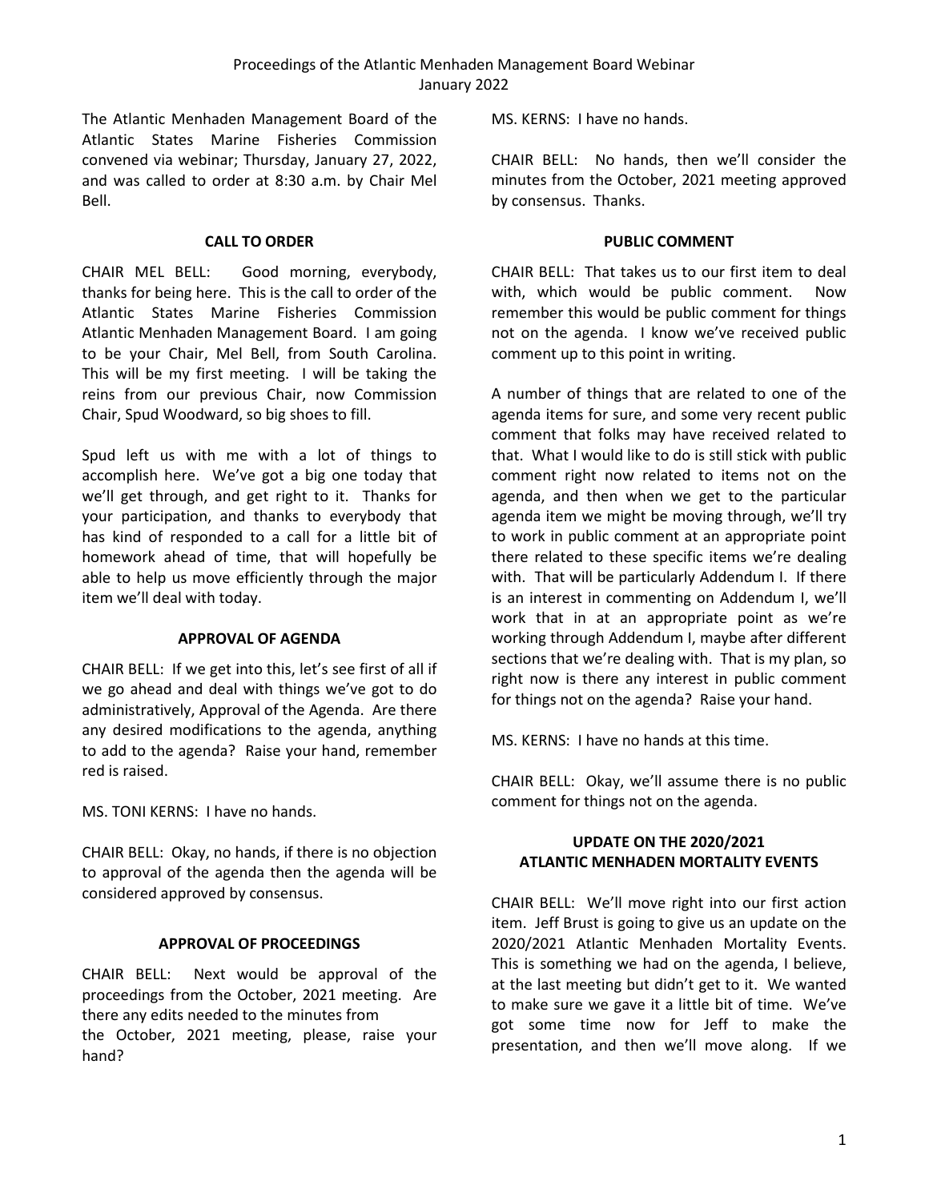The Atlantic Menhaden Management Board of the Atlantic States Marine Fisheries Commission convened via webinar; Thursday, January 27, 2022, and was called to order at 8:30 a.m. by Chair Mel Bell.

## CALL TO ORDER

CHAIR MEL BELL: Good morning, everybody, thanks for being here. This is the call to order of the Atlantic States Marine Fisheries Commission Atlantic Menhaden Management Board. I am going to be your Chair, Mel Bell, from South Carolina. This will be my first meeting. I will be taking the reins from our previous Chair, now Commission Chair, Spud Woodward, so big shoes to fill.

Spud left us with me with a lot of things to accomplish here. We've got a big one today that we'll get through, and get right to it. Thanks for your participation, and thanks to everybody that has kind of responded to a call for a little bit of homework ahead of time, that will hopefully be able to help us move efficiently through the major item we'll deal with today.

## APPROVAL OF AGENDA

CHAIR BELL: If we get into this, let's see first of all if we go ahead and deal with things we've got to do administratively, Approval of the Agenda. Are there any desired modifications to the agenda, anything to add to the agenda? Raise your hand, remember red is raised.

MS. TONI KERNS: I have no hands.

CHAIR BELL: Okay, no hands, if there is no objection to approval of the agenda then the agenda will be considered approved by consensus.

## APPROVAL OF PROCEEDINGS

CHAIR BELL: Next would be approval of the proceedings from the October, 2021 meeting. Are there any edits needed to the minutes from the October, 2021 meeting, please, raise your hand?

MS. KERNS: I have no hands.

CHAIR BELL: No hands, then we'll consider the minutes from the October, 2021 meeting approved by consensus. Thanks.

## PUBLIC COMMENT

CHAIR BELL: That takes us to our first item to deal with, which would be public comment. Now remember this would be public comment for things not on the agenda. I know we've received public comment up to this point in writing.

A number of things that are related to one of the agenda items for sure, and some very recent public comment that folks may have received related to that. What I would like to do is still stick with public comment right now related to items not on the agenda, and then when we get to the particular agenda item we might be moving through, we'll try to work in public comment at an appropriate point there related to these specific items we're dealing with. That will be particularly Addendum I. If there is an interest in commenting on Addendum I, we'll work that in at an appropriate point as we're working through Addendum I, maybe after different sections that we're dealing with. That is my plan, so right now is there any interest in public comment for things not on the agenda? Raise your hand.

MS. KERNS: I have no hands at this time.

CHAIR BELL: Okay, we'll assume there is no public comment for things not on the agenda.

## UPDATE ON THE 2020/2021 ATLANTIC MENHADEN MORTALITY EVENTS

CHAIR BELL: We'll move right into our first action item. Jeff Brust is going to give us an update on the 2020/2021 Atlantic Menhaden Mortality Events. This is something we had on the agenda, I believe, at the last meeting but didn't get to it. We wanted to make sure we gave it a little bit of time. We've got some time now for Jeff to make the presentation, and then we'll move along. If we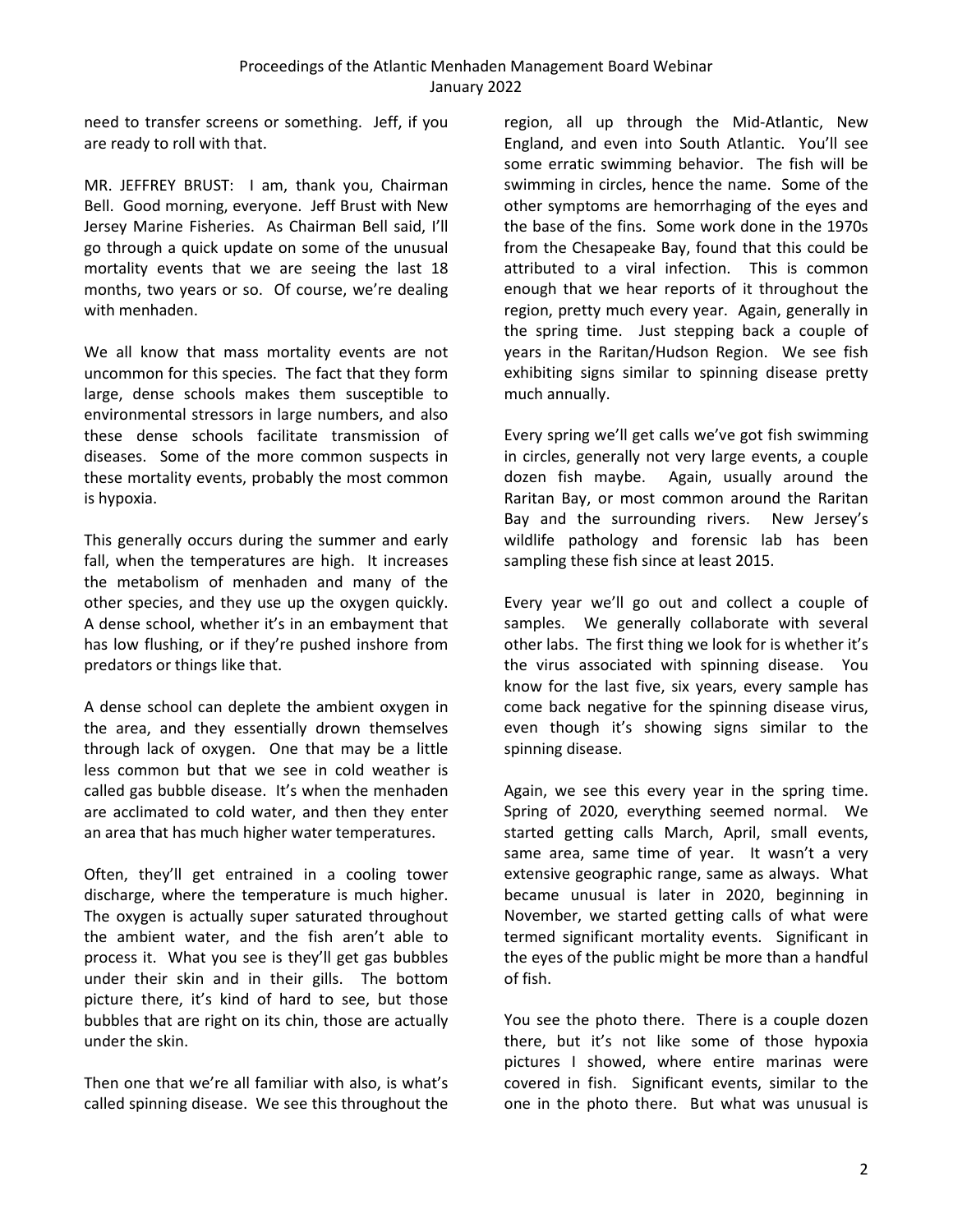need to transfer screens or something. Jeff, if you are ready to roll with that.

MR. JEFFREY BRUST: I am, thank you, Chairman Bell. Good morning, everyone. Jeff Brust with New Jersey Marine Fisheries. As Chairman Bell said, I'll go through a quick update on some of the unusual mortality events that we are seeing the last 18 months, two years or so. Of course, we're dealing with menhaden.

We all know that mass mortality events are not uncommon for this species. The fact that they form large, dense schools makes them susceptible to environmental stressors in large numbers, and also these dense schools facilitate transmission of diseases. Some of the more common suspects in these mortality events, probably the most common is hypoxia.

This generally occurs during the summer and early fall, when the temperatures are high. It increases the metabolism of menhaden and many of the other species, and they use up the oxygen quickly. A dense school, whether it's in an embayment that has low flushing, or if they're pushed inshore from predators or things like that.

A dense school can deplete the ambient oxygen in the area, and they essentially drown themselves through lack of oxygen. One that may be a little less common but that we see in cold weather is called gas bubble disease. It's when the menhaden are acclimated to cold water, and then they enter an area that has much higher water temperatures.

Often, they'll get entrained in a cooling tower discharge, where the temperature is much higher. The oxygen is actually super saturated throughout the ambient water, and the fish aren't able to process it. What you see is they'll get gas bubbles under their skin and in their gills. The bottom picture there, it's kind of hard to see, but those bubbles that are right on its chin, those are actually under the skin.

Then one that we're all familiar with also, is what's called spinning disease. We see this throughout the region, all up through the Mid-Atlantic, New England, and even into South Atlantic. You'll see some erratic swimming behavior. The fish will be swimming in circles, hence the name. Some of the other symptoms are hemorrhaging of the eyes and the base of the fins. Some work done in the 1970s from the Chesapeake Bay, found that this could be attributed to a viral infection. This is common enough that we hear reports of it throughout the region, pretty much every year. Again, generally in the spring time. Just stepping back a couple of years in the Raritan/Hudson Region. We see fish exhibiting signs similar to spinning disease pretty much annually.

Every spring we'll get calls we've got fish swimming in circles, generally not very large events, a couple dozen fish maybe. Again, usually around the Raritan Bay, or most common around the Raritan Bay and the surrounding rivers. New Jersey's wildlife pathology and forensic lab has been sampling these fish since at least 2015.

Every year we'll go out and collect a couple of samples. We generally collaborate with several other labs. The first thing we look for is whether it's the virus associated with spinning disease. You know for the last five, six years, every sample has come back negative for the spinning disease virus, even though it's showing signs similar to the spinning disease.

Again, we see this every year in the spring time. Spring of 2020, everything seemed normal. We started getting calls March, April, small events, same area, same time of year. It wasn't a very extensive geographic range, same as always. What became unusual is later in 2020, beginning in November, we started getting calls of what were termed significant mortality events. Significant in the eyes of the public might be more than a handful of fish.

You see the photo there. There is a couple dozen there, but it's not like some of those hypoxia pictures I showed, where entire marinas were covered in fish. Significant events, similar to the one in the photo there. But what was unusual is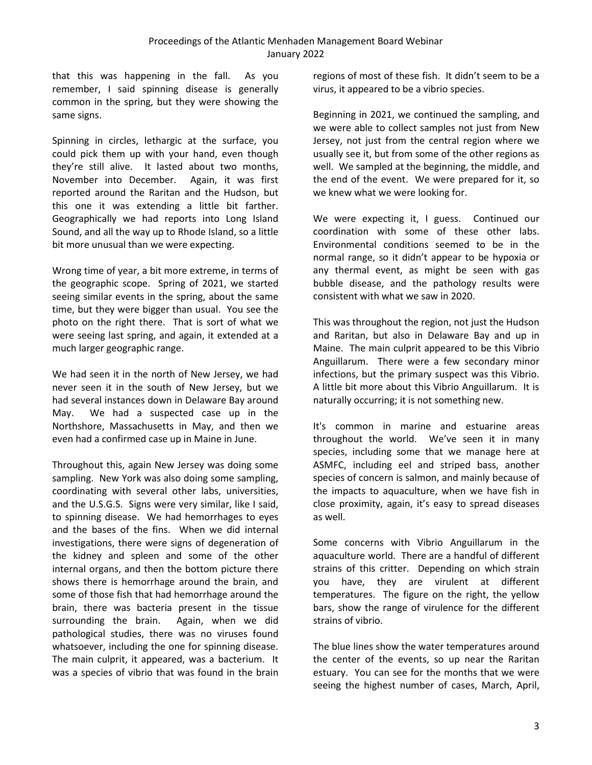that this was happening in the fall. As you remember, I said spinning disease is generally common in the spring, but they were showing the same signs.

Spinning in circles, lethargic at the surface, you could pick them up with your hand, even though they're still alive. It lasted about two months, November into December. Again, it was first reported around the Raritan and the Hudson, but this one it was extending a little bit farther. Geographically we had reports into Long Island Sound, and all the way up to Rhode Island, so a little bit more unusual than we were expecting.

Wrong time of year, a bit more extreme, in terms of the geographic scope. Spring of 2021, we started seeing similar events in the spring, about the same time, but they were bigger than usual. You see the photo on the right there. That is sort of what we were seeing last spring, and again, it extended at a much larger geographic range.

We had seen it in the north of New Jersey, we had never seen it in the south of New Jersey, but we had several instances down in Delaware Bay around May. We had a suspected case up in the Northshore, Massachusetts in May, and then we even had a confirmed case up in Maine in June.

Throughout this, again New Jersey was doing some sampling. New York was also doing some sampling, coordinating with several other labs, universities, and the U.S.G.S. Signs were very similar, like I said, to spinning disease. We had hemorrhages to eyes and the bases of the fins. When we did internal investigations, there were signs of degeneration of the kidney and spleen and some of the other internal organs, and then the bottom picture there shows there is hemorrhage around the brain, and some of those fish that had hemorrhage around the brain, there was bacteria present in the tissue surrounding the brain. Again, when we did pathological studies, there was no viruses found whatsoever, including the one for spinning disease. The main culprit, it appeared, was a bacterium. It was a species of vibrio that was found in the brain regions of most of these fish. It didn't seem to be a virus, it appeared to be a vibrio species.

Beginning in 2021, we continued the sampling, and we were able to collect samples not just from New Jersey, not just from the central region where we usually see it, but from some of the other regions as well. We sampled at the beginning, the middle, and the end of the event. We were prepared for it, so we knew what we were looking for.

We were expecting it, I guess. Continued our coordination with some of these other labs. Environmental conditions seemed to be in the normal range, so it didn't appear to be hypoxia or any thermal event, as might be seen with gas bubble disease, and the pathology results were consistent with what we saw in 2020.

This was throughout the region, not just the Hudson and Raritan, but also in Delaware Bay and up in Maine. The main culprit appeared to be this Vibrio Anguillarum. There were a few secondary minor infections, but the primary suspect was this Vibrio. A little bit more about this Vibrio Anguillarum. It is naturally occurring; it is not something new.

It's common in marine and estuarine areas throughout the world. We've seen it in many species, including some that we manage here at ASMFC, including eel and striped bass, another species of concern is salmon, and mainly because of the impacts to aquaculture, when we have fish in close proximity, again, it's easy to spread diseases as well.

Some concerns with Vibrio Anguillarum in the aquaculture world. There are a handful of different strains of this critter. Depending on which strain you have, they are virulent at different temperatures. The figure on the right, the yellow bars, show the range of virulence for the different strains of vibrio.

The blue lines show the water temperatures around the center of the events, so up near the Raritan estuary. You can see for the months that we were seeing the highest number of cases, March, April,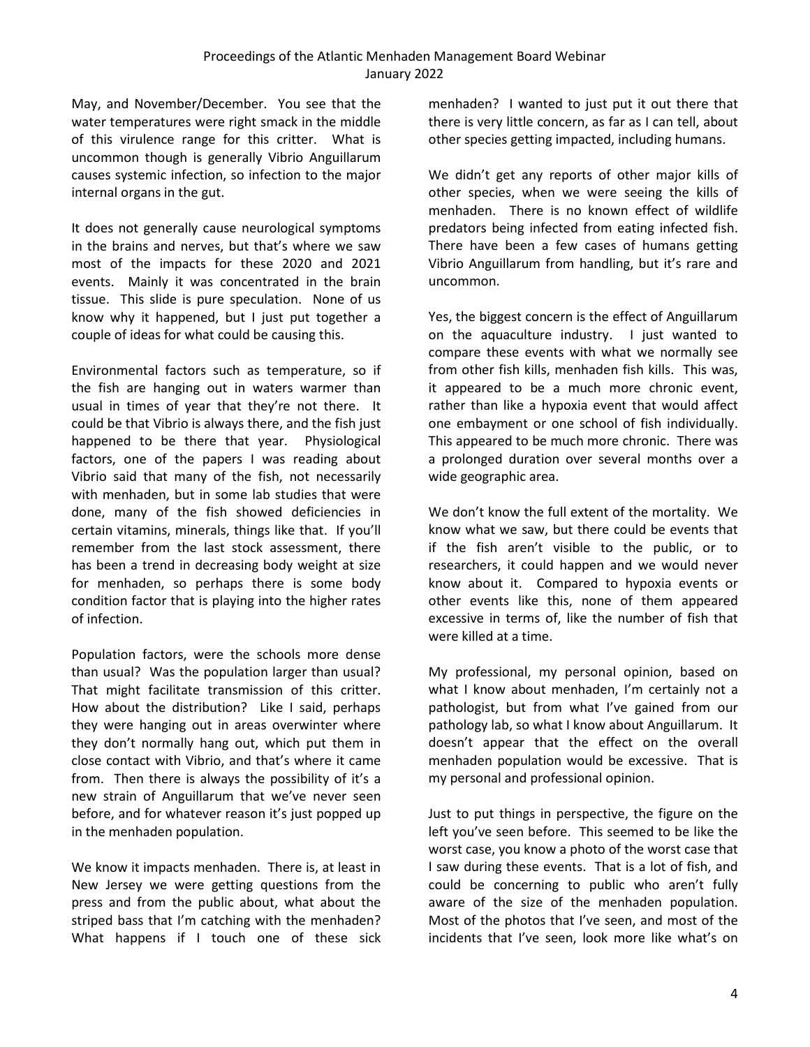May, and November/December. You see that the water temperatures were right smack in the middle of this virulence range for this critter. What is uncommon though is generally Vibrio Anguillarum causes systemic infection, so infection to the major internal organs in the gut.

It does not generally cause neurological symptoms in the brains and nerves, but that's where we saw most of the impacts for these 2020 and 2021 events. Mainly it was concentrated in the brain tissue. This slide is pure speculation. None of us know why it happened, but I just put together a couple of ideas for what could be causing this.

Environmental factors such as temperature, so if the fish are hanging out in waters warmer than usual in times of year that they're not there. It could be that Vibrio is always there, and the fish just happened to be there that year. Physiological factors, one of the papers I was reading about Vibrio said that many of the fish, not necessarily with menhaden, but in some lab studies that were done, many of the fish showed deficiencies in certain vitamins, minerals, things like that. If you'll remember from the last stock assessment, there has been a trend in decreasing body weight at size for menhaden, so perhaps there is some body condition factor that is playing into the higher rates of infection.

Population factors, were the schools more dense than usual? Was the population larger than usual? That might facilitate transmission of this critter. How about the distribution? Like I said, perhaps they were hanging out in areas overwinter where they don't normally hang out, which put them in close contact with Vibrio, and that's where it came from. Then there is always the possibility of it's a new strain of Anguillarum that we've never seen before, and for whatever reason it's just popped up in the menhaden population.

We know it impacts menhaden. There is, at least in New Jersey we were getting questions from the press and from the public about, what about the striped bass that I'm catching with the menhaden? What happens if I touch one of these sick menhaden? I wanted to just put it out there that there is very little concern, as far as I can tell, about other species getting impacted, including humans.

We didn't get any reports of other major kills of other species, when we were seeing the kills of menhaden. There is no known effect of wildlife predators being infected from eating infected fish. There have been a few cases of humans getting Vibrio Anguillarum from handling, but it's rare and uncommon.

Yes, the biggest concern is the effect of Anguillarum on the aquaculture industry. I just wanted to compare these events with what we normally see from other fish kills, menhaden fish kills. This was, it appeared to be a much more chronic event, rather than like a hypoxia event that would affect one embayment or one school of fish individually. This appeared to be much more chronic. There was a prolonged duration over several months over a wide geographic area.

We don't know the full extent of the mortality. We know what we saw, but there could be events that if the fish aren't visible to the public, or to researchers, it could happen and we would never know about it. Compared to hypoxia events or other events like this, none of them appeared excessive in terms of, like the number of fish that were killed at a time.

My professional, my personal opinion, based on what I know about menhaden, I'm certainly not a pathologist, but from what I've gained from our pathology lab, so what I know about Anguillarum. It doesn't appear that the effect on the overall menhaden population would be excessive. That is my personal and professional opinion.

Just to put things in perspective, the figure on the left you've seen before. This seemed to be like the worst case, you know a photo of the worst case that I saw during these events. That is a lot of fish, and could be concerning to public who aren't fully aware of the size of the menhaden population. Most of the photos that I've seen, and most of the incidents that I've seen, look more like what's on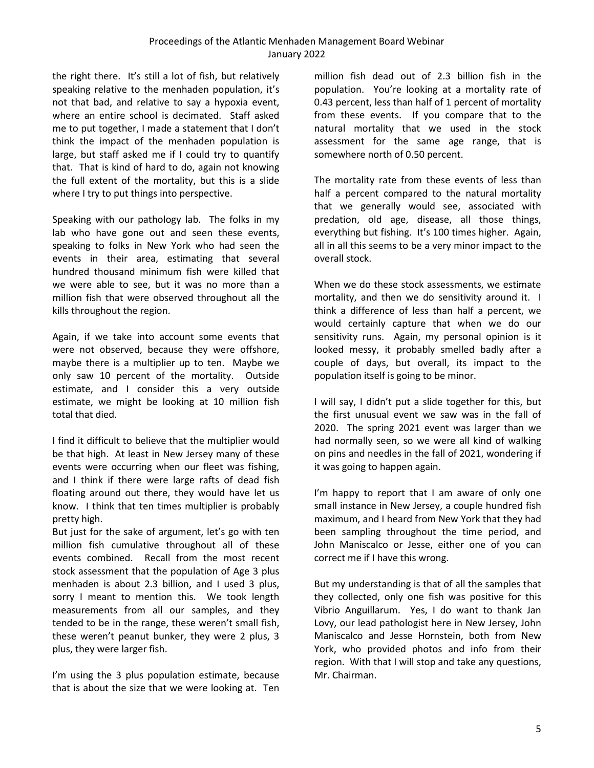the right there. It's still a lot of fish, but relatively speaking relative to the menhaden population, it's not that bad, and relative to say a hypoxia event, where an entire school is decimated. Staff asked me to put together, I made a statement that I don't think the impact of the menhaden population is large, but staff asked me if I could try to quantify that. That is kind of hard to do, again not knowing the full extent of the mortality, but this is a slide where I try to put things into perspective.

Speaking with our pathology lab. The folks in my lab who have gone out and seen these events, speaking to folks in New York who had seen the events in their area, estimating that several hundred thousand minimum fish were killed that we were able to see, but it was no more than a million fish that were observed throughout all the kills throughout the region.

Again, if we take into account some events that were not observed, because they were offshore, maybe there is a multiplier up to ten. Maybe we only saw 10 percent of the mortality. Outside estimate, and I consider this a very outside estimate, we might be looking at 10 million fish total that died.

I find it difficult to believe that the multiplier would be that high. At least in New Jersey many of these events were occurring when our fleet was fishing, and I think if there were large rafts of dead fish floating around out there, they would have let us know. I think that ten times multiplier is probably pretty high.

But just for the sake of argument, let's go with ten million fish cumulative throughout all of these events combined. Recall from the most recent stock assessment that the population of Age 3 plus menhaden is about 2.3 billion, and I used 3 plus, sorry I meant to mention this. We took length measurements from all our samples, and they tended to be in the range, these weren't small fish, these weren't peanut bunker, they were 2 plus, 3 plus, they were larger fish.

I'm using the 3 plus population estimate, because that is about the size that we were looking at. Ten million fish dead out of 2.3 billion fish in the population. You're looking at a mortality rate of 0.43 percent, less than half of 1 percent of mortality from these events. If you compare that to the natural mortality that we used in the stock assessment for the same age range, that is somewhere north of 0.50 percent.

The mortality rate from these events of less than half a percent compared to the natural mortality that we generally would see, associated with predation, old age, disease, all those things, everything but fishing. It's 100 times higher. Again, all in all this seems to be a very minor impact to the overall stock.

When we do these stock assessments, we estimate mortality, and then we do sensitivity around it. I think a difference of less than half a percent, we would certainly capture that when we do our sensitivity runs. Again, my personal opinion is it looked messy, it probably smelled badly after a couple of days, but overall, its impact to the population itself is going to be minor.

I will say, I didn't put a slide together for this, but the first unusual event we saw was in the fall of 2020. The spring 2021 event was larger than we had normally seen, so we were all kind of walking on pins and needles in the fall of 2021, wondering if it was going to happen again.

I'm happy to report that I am aware of only one small instance in New Jersey, a couple hundred fish maximum, and I heard from New York that they had been sampling throughout the time period, and John Maniscalco or Jesse, either one of you can correct me if I have this wrong.

But my understanding is that of all the samples that they collected, only one fish was positive for this Vibrio Anguillarum. Yes, I do want to thank Jan Lovy, our lead pathologist here in New Jersey, John Maniscalco and Jesse Hornstein, both from New York, who provided photos and info from their region. With that I will stop and take any questions, Mr. Chairman.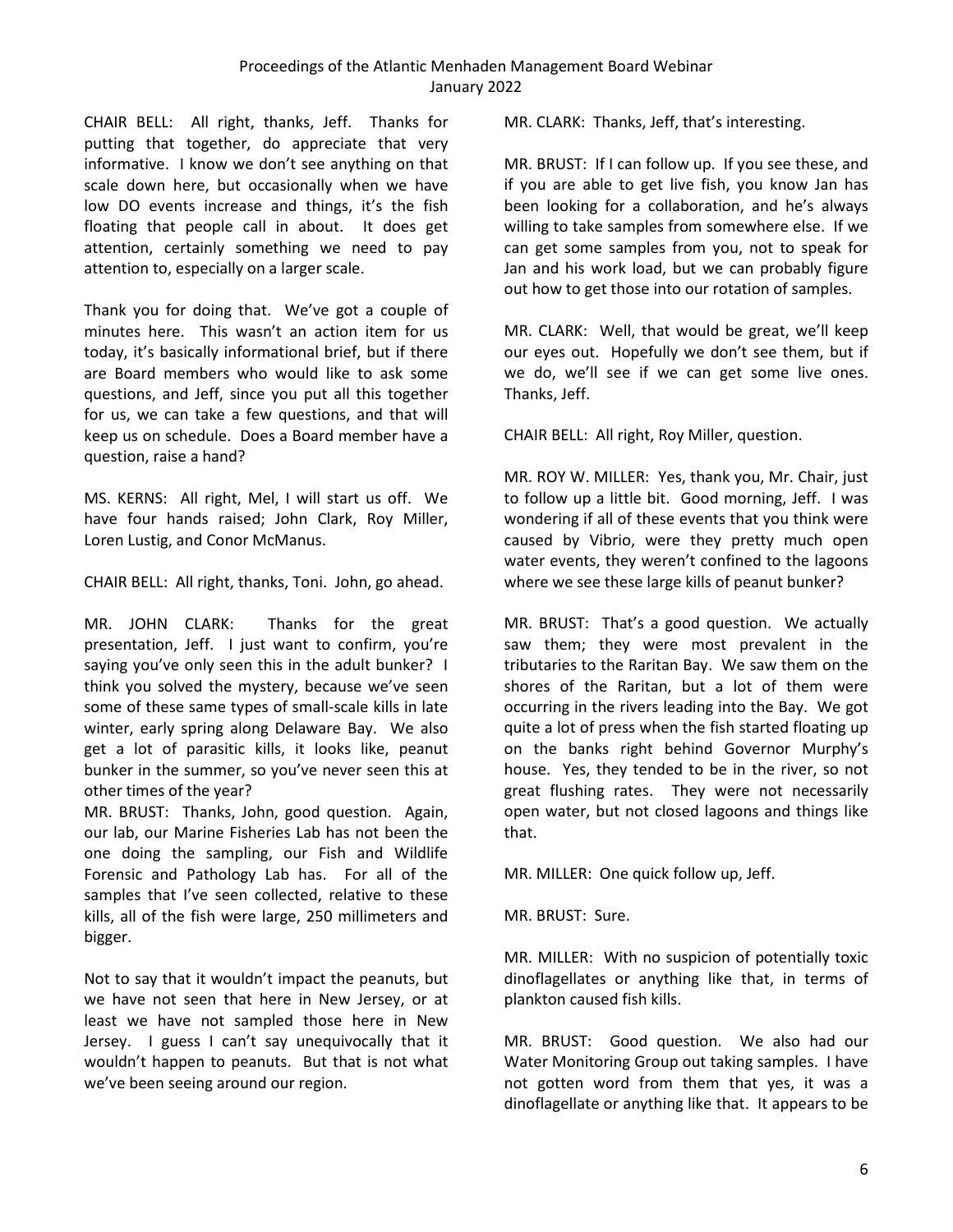CHAIR BELL: All right, thanks, Jeff. Thanks for putting that together, do appreciate that very informative. I know we don't see anything on that scale down here, but occasionally when we have low DO events increase and things, it's the fish floating that people call in about. It does get attention, certainly something we need to pay attention to, especially on a larger scale.

Thank you for doing that. We've got a couple of minutes here. This wasn't an action item for us today, it's basically informational brief, but if there are Board members who would like to ask some questions, and Jeff, since you put all this together for us, we can take a few questions, and that will keep us on schedule. Does a Board member have a question, raise a hand?

MS. KERNS: All right, Mel, I will start us off. We have four hands raised; John Clark, Roy Miller, Loren Lustig, and Conor McManus.

CHAIR BELL: All right, thanks, Toni. John, go ahead.

MR. JOHN CLARK: Thanks for the great presentation, Jeff. I just want to confirm, you're saying you've only seen this in the adult bunker? I think you solved the mystery, because we've seen some of these same types of small-scale kills in late winter, early spring along Delaware Bay. We also get a lot of parasitic kills, it looks like, peanut bunker in the summer, so you've never seen this at other times of the year?

MR. BRUST: Thanks, John, good question. Again, our lab, our Marine Fisheries Lab has not been the one doing the sampling, our Fish and Wildlife Forensic and Pathology Lab has. For all of the samples that I've seen collected, relative to these kills, all of the fish were large, 250 millimeters and bigger.

Not to say that it wouldn't impact the peanuts, but we have not seen that here in New Jersey, or at least we have not sampled those here in New Jersey. I guess I can't say unequivocally that it wouldn't happen to peanuts. But that is not what we've been seeing around our region.

MR. CLARK: Thanks, Jeff, that's interesting.

MR. BRUST: If I can follow up. If you see these, and if you are able to get live fish, you know Jan has been looking for a collaboration, and he's always willing to take samples from somewhere else. If we can get some samples from you, not to speak for Jan and his work load, but we can probably figure out how to get those into our rotation of samples.

MR. CLARK: Well, that would be great, we'll keep our eyes out. Hopefully we don't see them, but if we do, we'll see if we can get some live ones. Thanks, Jeff.

CHAIR BELL: All right, Roy Miller, question.

MR. ROY W. MILLER: Yes, thank you, Mr. Chair, just to follow up a little bit. Good morning, Jeff. I was wondering if all of these events that you think were caused by Vibrio, were they pretty much open water events, they weren't confined to the lagoons where we see these large kills of peanut bunker?

MR. BRUST: That's a good question. We actually saw them; they were most prevalent in the tributaries to the Raritan Bay. We saw them on the shores of the Raritan, but a lot of them were occurring in the rivers leading into the Bay. We got quite a lot of press when the fish started floating up on the banks right behind Governor Murphy's house. Yes, they tended to be in the river, so not great flushing rates. They were not necessarily open water, but not closed lagoons and things like that.

MR. MILLER: One quick follow up, Jeff.

MR. BRUST: Sure.

MR. MILLER: With no suspicion of potentially toxic dinoflagellates or anything like that, in terms of plankton caused fish kills.

MR. BRUST: Good question. We also had our Water Monitoring Group out taking samples. I have not gotten word from them that yes, it was a dinoflagellate or anything like that. It appears to be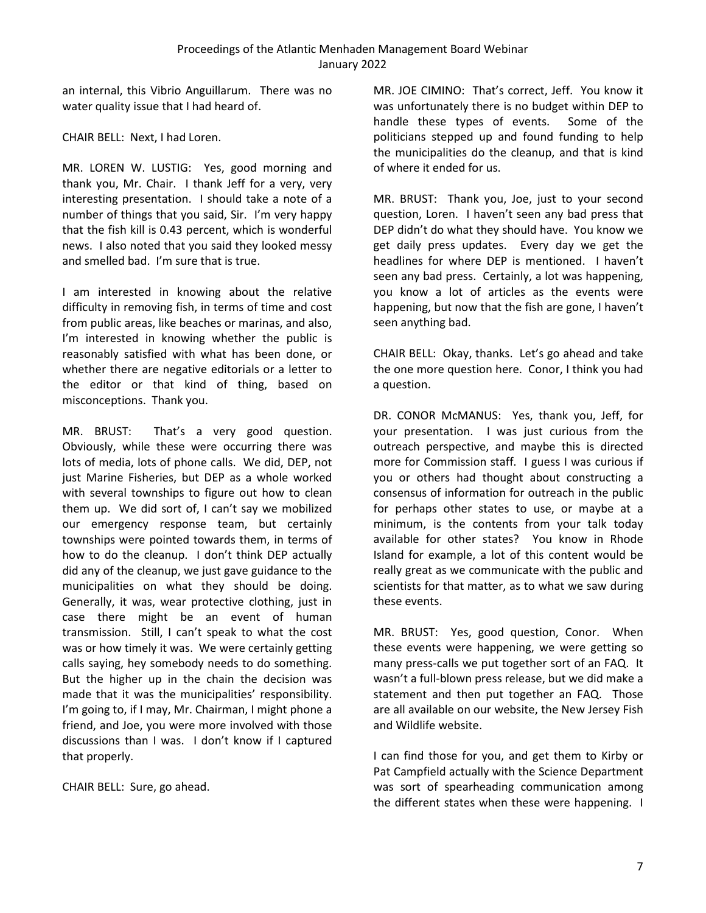an internal, this Vibrio Anguillarum. There was no water quality issue that I had heard of.

CHAIR BELL: Next, I had Loren.

MR. LOREN W. LUSTIG: Yes, good morning and thank you, Mr. Chair. I thank Jeff for a very, very interesting presentation. I should take a note of a number of things that you said, Sir. I'm very happy that the fish kill is 0.43 percent, which is wonderful news. I also noted that you said they looked messy and smelled bad. I'm sure that is true.

I am interested in knowing about the relative difficulty in removing fish, in terms of time and cost from public areas, like beaches or marinas, and also, I'm interested in knowing whether the public is reasonably satisfied with what has been done, or whether there are negative editorials or a letter to the editor or that kind of thing, based on misconceptions. Thank you.

MR. BRUST: That's a very good question. Obviously, while these were occurring there was lots of media, lots of phone calls. We did, DEP, not just Marine Fisheries, but DEP as a whole worked with several townships to figure out how to clean them up. We did sort of, I can't say we mobilized our emergency response team, but certainly townships were pointed towards them, in terms of how to do the cleanup. I don't think DEP actually did any of the cleanup, we just gave guidance to the municipalities on what they should be doing. Generally, it was, wear protective clothing, just in case there might be an event of human transmission. Still, I can't speak to what the cost was or how timely it was. We were certainly getting calls saying, hey somebody needs to do something. But the higher up in the chain the decision was made that it was the municipalities' responsibility. I'm going to, if I may, Mr. Chairman, I might phone a friend, and Joe, you were more involved with those discussions than I was. I don't know if I captured that properly.

CHAIR BELL: Sure, go ahead.

MR. JOE CIMINO: That's correct, Jeff. You know it was unfortunately there is no budget within DEP to handle these types of events. Some of the politicians stepped up and found funding to help the municipalities do the cleanup, and that is kind of where it ended for us.

MR. BRUST: Thank you, Joe, just to your second question, Loren. I haven't seen any bad press that DEP didn't do what they should have. You know we get daily press updates. Every day we get the headlines for where DEP is mentioned. I haven't seen any bad press. Certainly, a lot was happening, you know a lot of articles as the events were happening, but now that the fish are gone, I haven't seen anything bad.

CHAIR BELL: Okay, thanks. Let's go ahead and take the one more question here. Conor, I think you had a question.

DR. CONOR McMANUS: Yes, thank you, Jeff, for your presentation. I was just curious from the outreach perspective, and maybe this is directed more for Commission staff. I guess I was curious if you or others had thought about constructing a consensus of information for outreach in the public for perhaps other states to use, or maybe at a minimum, is the contents from your talk today available for other states? You know in Rhode Island for example, a lot of this content would be really great as we communicate with the public and scientists for that matter, as to what we saw during these events.

MR. BRUST: Yes, good question, Conor. When these events were happening, we were getting so many press-calls we put together sort of an FAQ. It wasn't a full-blown press release, but we did make a statement and then put together an FAQ. Those are all available on our website, the New Jersey Fish and Wildlife website.

I can find those for you, and get them to Kirby or Pat Campfield actually with the Science Department was sort of spearheading communication among the different states when these were happening. I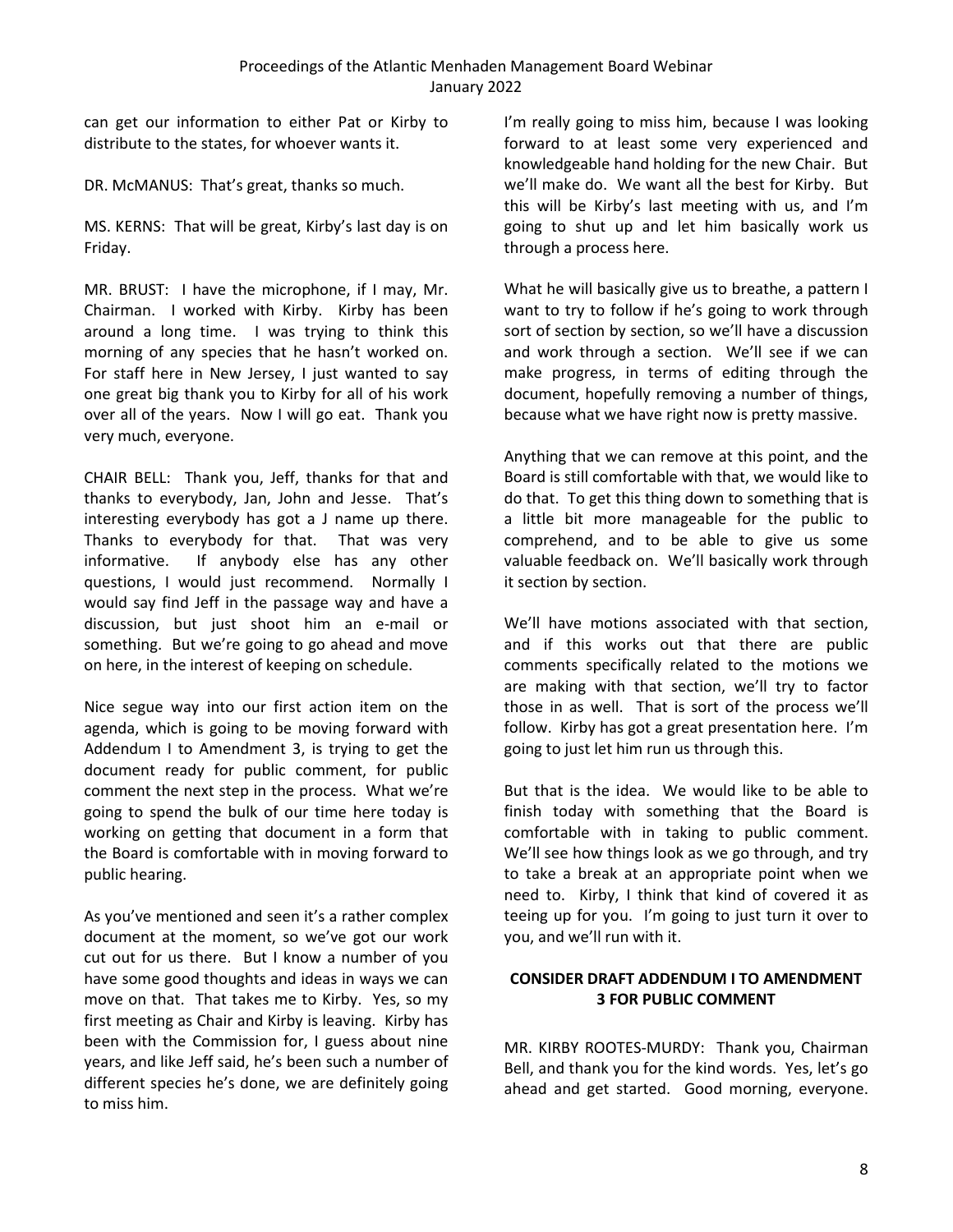can get our information to either Pat or Kirby to distribute to the states, for whoever wants it.

DR. McMANUS: That's great, thanks so much.

MS. KERNS: That will be great, Kirby's last day is on Friday.

MR. BRUST: I have the microphone, if I may, Mr. Chairman. I worked with Kirby. Kirby has been around a long time. I was trying to think this morning of any species that he hasn't worked on. For staff here in New Jersey, I just wanted to say one great big thank you to Kirby for all of his work over all of the years. Now I will go eat. Thank you very much, everyone.

CHAIR BELL: Thank you, Jeff, thanks for that and thanks to everybody, Jan, John and Jesse. That's interesting everybody has got a J name up there. Thanks to everybody for that. That was very informative. If anybody else has any other questions, I would just recommend. Normally I would say find Jeff in the passage way and have a discussion, but just shoot him an e-mail or something. But we're going to go ahead and move on here, in the interest of keeping on schedule.

Nice segue way into our first action item on the agenda, which is going to be moving forward with Addendum I to Amendment 3, is trying to get the document ready for public comment, for public comment the next step in the process. What we're going to spend the bulk of our time here today is working on getting that document in a form that the Board is comfortable with in moving forward to public hearing.

As you've mentioned and seen it's a rather complex document at the moment, so we've got our work cut out for us there. But I know a number of you have some good thoughts and ideas in ways we can move on that. That takes me to Kirby. Yes, so my first meeting as Chair and Kirby is leaving. Kirby has been with the Commission for, I guess about nine years, and like Jeff said, he's been such a number of different species he's done, we are definitely going to miss him.

I'm really going to miss him, because I was looking forward to at least some very experienced and knowledgeable hand holding for the new Chair. But we'll make do. We want all the best for Kirby. But this will be Kirby's last meeting with us, and I'm going to shut up and let him basically work us through a process here.

What he will basically give us to breathe, a pattern I want to try to follow if he's going to work through sort of section by section, so we'll have a discussion and work through a section. We'll see if we can make progress, in terms of editing through the document, hopefully removing a number of things, because what we have right now is pretty massive.

Anything that we can remove at this point, and the Board is still comfortable with that, we would like to do that. To get this thing down to something that is a little bit more manageable for the public to comprehend, and to be able to give us some valuable feedback on. We'll basically work through it section by section.

We'll have motions associated with that section, and if this works out that there are public comments specifically related to the motions we are making with that section, we'll try to factor those in as well. That is sort of the process we'll follow. Kirby has got a great presentation here. I'm going to just let him run us through this.

But that is the idea. We would like to be able to finish today with something that the Board is comfortable with in taking to public comment. We'll see how things look as we go through, and try to take a break at an appropriate point when we need to. Kirby, I think that kind of covered it as teeing up for you. I'm going to just turn it over to you, and we'll run with it.

## CONSIDER DRAFT ADDENDUM I TO AMENDMENT 3 FOR PUBLIC COMMENT

MR. KIRBY ROOTES-MURDY: Thank you, Chairman Bell, and thank you for the kind words. Yes, let's go ahead and get started. Good morning, everyone.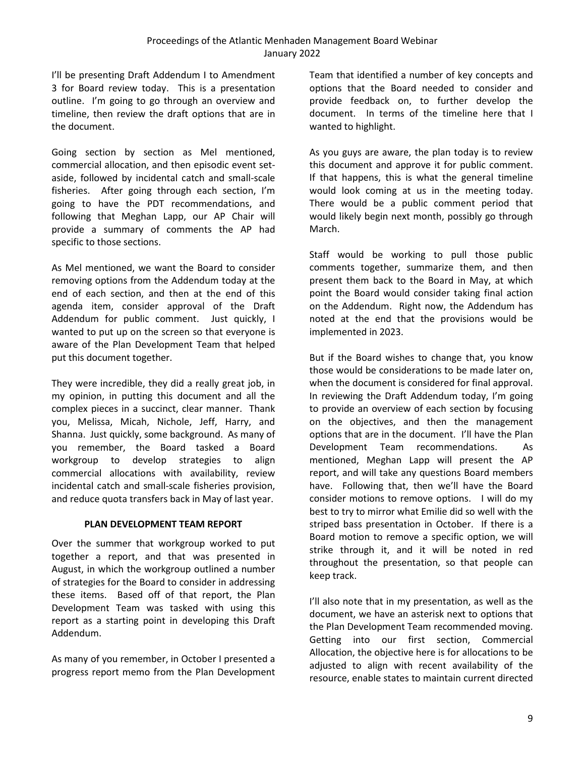I'll be presenting Draft Addendum I to Amendment 3 for Board review today. This is a presentation outline. I'm going to go through an overview and timeline, then review the draft options that are in the document.

Going section by section as Mel mentioned, commercial allocation, and then episodic event set-aside, followed by incidental catch and small-scale fisheries. After going through each section, I'm going to have the PDT recommendations, and following that Meghan Lapp, our AP Chair will provide a summary of comments the AP had specific to those sections.

As Mel mentioned, we want the Board to consider removing options from the Addendum today at the end of each section, and then at the end of this agenda item, consider approval of the Draft Addendum for public comment. Just quickly, I wanted to put up on the screen so that everyone is aware of the Plan Development Team that helped put this document together.

They were incredible, they did a really great job, in my opinion, in putting this document and all the complex pieces in a succinct, clear manner. Thank you, Melissa, Micah, Nichole, Jeff, Harry, and Shanna. Just quickly, some background. As many of you remember, the Board tasked a Board workgroup to develop strategies to align commercial allocations with availability, review incidental catch and small-scale fisheries provision, and reduce quota transfers back in May of last year.

## PLAN DEVELOPMENT TEAM REPORT

Over the summer that workgroup worked to put together a report, and that was presented in August, in which the workgroup outlined a number of strategies for the Board to consider in addressing these items. Based off of that report, the Plan Development Team was tasked with using this report as a starting point in developing this Draft Addendum.

As many of you remember, in October I presented a progress report memo from the Plan Development Team that identified a number of key concepts and options that the Board needed to consider and provide feedback on, to further develop the document. In terms of the timeline here that I wanted to highlight.

As you guys are aware, the plan today is to review this document and approve it for public comment. If that happens, this is what the general timeline would look coming at us in the meeting today. There would be a public comment period that would likely begin next month, possibly go through March.

Staff would be working to pull those public comments together, summarize them, and then present them back to the Board in May, at which point the Board would consider taking final action on the Addendum. Right now, the Addendum has noted at the end that the provisions would be implemented in 2023.

But if the Board wishes to change that, you know those would be considerations to be made later on, when the document is considered for final approval. In reviewing the Draft Addendum today, I'm going to provide an overview of each section by focusing on the objectives, and then the management options that are in the document. I'll have the Plan Development Team recommendations. As mentioned, Meghan Lapp will present the AP report, and will take any questions Board members have. Following that, then we'll have the Board consider motions to remove options. I will do my best to try to mirror what Emilie did so well with the striped bass presentation in October. If there is a Board motion to remove a specific option, we will strike through it, and it will be noted in red throughout the presentation, so that people can keep track.

I'll also note that in my presentation, as well as the document, we have an asterisk next to options that the Plan Development Team recommended moving. Getting into our first section, Commercial Allocation, the objective here is for allocations to be adjusted to align with recent availability of the resource, enable states to maintain current directed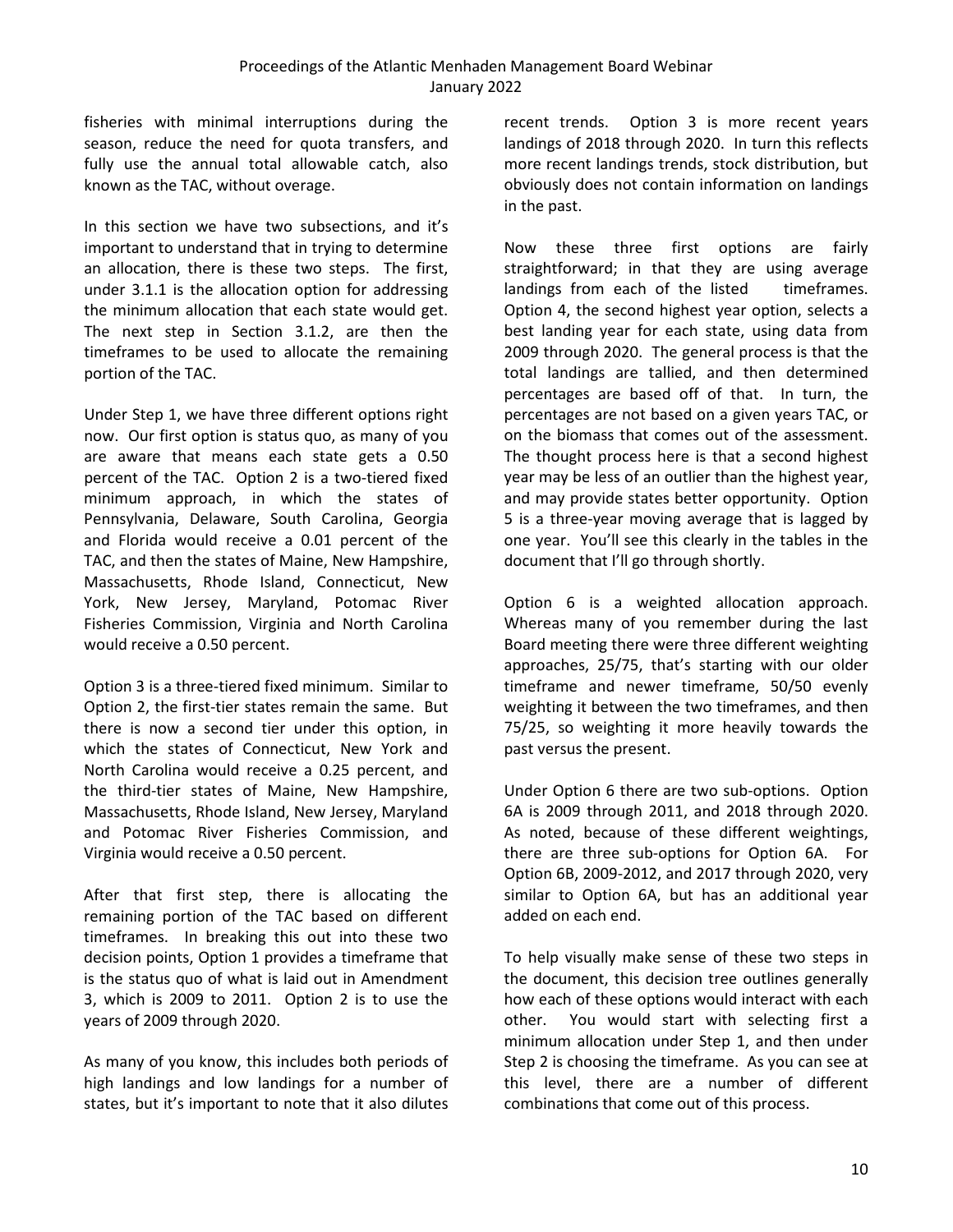fisheries with minimal interruptions during the season, reduce the need for quota transfers, and fully use the annual total allowable catch, also known as the TAC, without overage.

In this section we have two subsections, and it's important to understand that in trying to determine an allocation, there is these two steps. The first, under 3.1.1 is the allocation option for addressing the minimum allocation that each state would get. The next step in Section 3.1.2, are then the timeframes to be used to allocate the remaining portion of the TAC.

Under Step 1, we have three different options right now. Our first option is status quo, as many of you are aware that means each state gets a 0.50 percent of the TAC. Option 2 is a two-tiered fixed minimum approach, in which the states of Pennsylvania, Delaware, South Carolina, Georgia and Florida would receive a 0.01 percent of the TAC, and then the states of Maine, New Hampshire, Massachusetts, Rhode Island, Connecticut, New York, New Jersey, Maryland, Potomac River Fisheries Commission, Virginia and North Carolina would receive a 0.50 percent.

Option 3 is a three-tiered fixed minimum. Similar to Option 2, the first-tier states remain the same. But there is now a second tier under this option, in which the states of Connecticut, New York and North Carolina would receive a 0.25 percent, and the third-tier states of Maine, New Hampshire, Massachusetts, Rhode Island, New Jersey, Maryland and Potomac River Fisheries Commission, and Virginia would receive a 0.50 percent.

After that first step, there is allocating the remaining portion of the TAC based on different timeframes. In breaking this out into these two decision points, Option 1 provides a timeframe that is the status quo of what is laid out in Amendment 3, which is 2009 to 2011. Option 2 is to use the years of 2009 through 2020.

As many of you know, this includes both periods of high landings and low landings for a number of states, but it's important to note that it also dilutes recent trends. Option 3 is more recent years landings of 2018 through 2020. In turn this reflects more recent landings trends, stock distribution, but obviously does not contain information on landings in the past.

Now these three first options are fairly straightforward; in that they are using average landings from each of the listed timeframes. Option 4, the second highest year option, selects a best landing year for each state, using data from 2009 through 2020. The general process is that the total landings are tallied, and then determined percentages are based off of that. In turn, the percentages are not based on a given years TAC, or on the biomass that comes out of the assessment. The thought process here is that a second highest year may be less of an outlier than the highest year, and may provide states better opportunity. Option 5 is a three-year moving average that is lagged by one year. You'll see this clearly in the tables in the document that I'll go through shortly.

Option 6 is a weighted allocation approach. Whereas many of you remember during the last Board meeting there were three different weighting approaches, 25/75, that's starting with our older timeframe and newer timeframe, 50/50 evenly weighting it between the two timeframes, and then 75/25, so weighting it more heavily towards the past versus the present.

Under Option 6 there are two sub-options. Option 6A is 2009 through 2011, and 2018 through 2020. As noted, because of these different weightings, there are three sub-options for Option 6A. For Option 6B, 2009-2012, and 2017 through 2020, very similar to Option 6A, but has an additional year added on each end.

To help visually make sense of these two steps in the document, this decision tree outlines generally how each of these options would interact with each other. You would start with selecting first a minimum allocation under Step 1, and then under Step 2 is choosing the timeframe. As you can see at this level, there are a number of different combinations that come out of this process.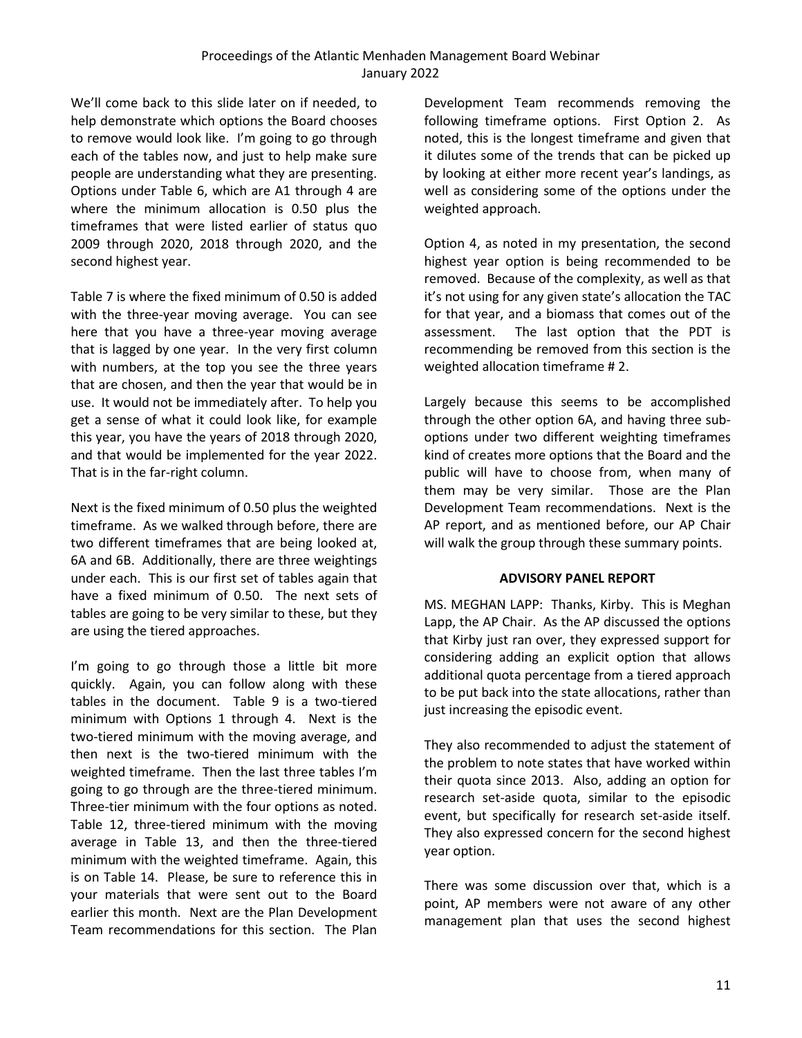We'll come back to this slide later on if needed, to help demonstrate which options the Board chooses to remove would look like. I'm going to go through each of the tables now, and just to help make sure people are understanding what they are presenting. Options under Table 6, which are A1 through 4 are where the minimum allocation is 0.50 plus the timeframes that were listed earlier of status quo 2009 through 2020, 2018 through 2020, and the second highest year.

Table 7 is where the fixed minimum of 0.50 is added with the three-year moving average. You can see here that you have a three-year moving average that is lagged by one year. In the very first column with numbers, at the top you see the three years that are chosen, and then the year that would be in use. It would not be immediately after. To help you get a sense of what it could look like, for example this year, you have the years of 2018 through 2020, and that would be implemented for the year 2022. That is in the far-right column.

Next is the fixed minimum of 0.50 plus the weighted timeframe. As we walked through before, there are two different timeframes that are being looked at, 6A and 6B. Additionally, there are three weightings under each. This is our first set of tables again that have a fixed minimum of 0.50. The next sets of tables are going to be very similar to these, but they are using the tiered approaches.

I'm going to go through those a little bit more quickly. Again, you can follow along with these tables in the document. Table 9 is a two-tiered minimum with Options 1 through 4. Next is the two-tiered minimum with the moving average, and then next is the two-tiered minimum with the weighted timeframe. Then the last three tables I'm going to go through are the three-tiered minimum. Three-tier minimum with the four options as noted. Table 12, three-tiered minimum with the moving average in Table 13, and then the three-tiered minimum with the weighted timeframe. Again, this is on Table 14. Please, be sure to reference this in your materials that were sent out to the Board earlier this month. Next are the Plan Development Team recommendations for this section. The Plan Development Team recommends removing the following timeframe options. First Option 2. As noted, this is the longest timeframe and given that it dilutes some of the trends that can be picked up by looking at either more recent year's landings, as well as considering some of the options under the weighted approach.

Option 4, as noted in my presentation, the second highest year option is being recommended to be removed. Because of the complexity, as well as that it's not using for any given state's allocation the TAC for that year, and a biomass that comes out of the assessment. The last option that the PDT is recommending be removed from this section is the weighted allocation timeframe # 2.

Largely because this seems to be accomplished through the other option 6A, and having three sub-options under two different weighting timeframes kind of creates more options that the Board and the public will have to choose from, when many of them may be very similar. Those are the Plan Development Team recommendations. Next is the AP report, and as mentioned before, our AP Chair will walk the group through these summary points.

## ADVISORY PANEL REPORT

MS. MEGHAN LAPP: Thanks, Kirby. This is Meghan Lapp, the AP Chair. As the AP discussed the options that Kirby just ran over, they expressed support for considering adding an explicit option that allows additional quota percentage from a tiered approach to be put back into the state allocations, rather than just increasing the episodic event.

They also recommended to adjust the statement of the problem to note states that have worked within their quota since 2013. Also, adding an option for research set-aside quota, similar to the episodic event, but specifically for research set-aside itself. They also expressed concern for the second highest year option.

There was some discussion over that, which is a point, AP members were not aware of any other management plan that uses the second highest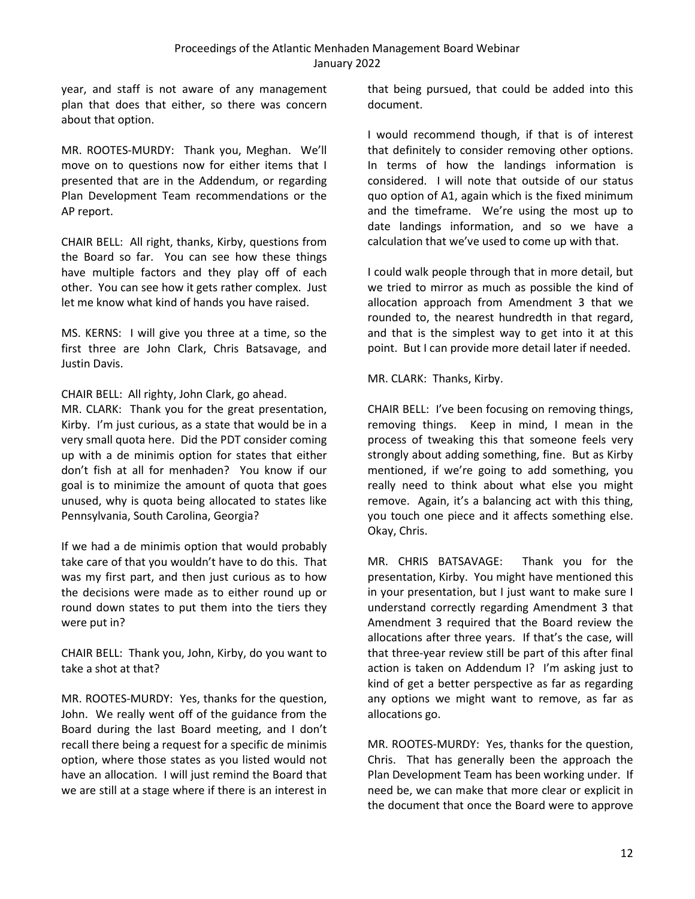year, and staff is not aware of any management plan that does that either, so there was concern about that option.

MR. ROOTES-MURDY: Thank you, Meghan. We'll move on to questions now for either items that I presented that are in the Addendum, or regarding Plan Development Team recommendations or the AP report.

CHAIR BELL: All right, thanks, Kirby, questions from the Board so far. You can see how these things have multiple factors and they play off of each other. You can see how it gets rather complex. Just let me know what kind of hands you have raised.

MS. KERNS: I will give you three at a time, so the first three are John Clark, Chris Batsavage, and Justin Davis.

CHAIR BELL: All righty, John Clark, go ahead.

MR. CLARK: Thank you for the great presentation, Kirby. I'm just curious, as a state that would be in a very small quota here. Did the PDT consider coming up with a de minimis option for states that either don't fish at all for menhaden? You know if our goal is to minimize the amount of quota that goes unused, why is quota being allocated to states like Pennsylvania, South Carolina, Georgia?

If we had a de minimis option that would probably take care of that you wouldn't have to do this. That was my first part, and then just curious as to how the decisions were made as to either round up or round down states to put them into the tiers they were put in?

CHAIR BELL: Thank you, John, Kirby, do you want to take a shot at that?

MR. ROOTES-MURDY: Yes, thanks for the question, John. We really went off of the guidance from the Board during the last Board meeting, and I don't recall there being a request for a specific de minimis option, where those states as you listed would not have an allocation. I will just remind the Board that we are still at a stage where if there is an interest in that being pursued, that could be added into this document.

I would recommend though, if that is of interest that definitely to consider removing other options. In terms of how the landings information is considered. I will note that outside of our status quo option of A1, again which is the fixed minimum and the timeframe. We're using the most up to date landings information, and so we have a calculation that we've used to come up with that.

I could walk people through that in more detail, but we tried to mirror as much as possible the kind of allocation approach from Amendment 3 that we rounded to, the nearest hundredth in that regard, and that is the simplest way to get into it at this point. But I can provide more detail later if needed.

MR. CLARK: Thanks, Kirby.

CHAIR BELL: I've been focusing on removing things, removing things. Keep in mind, I mean in the process of tweaking this that someone feels very strongly about adding something, fine. But as Kirby mentioned, if we're going to add something, you really need to think about what else you might remove. Again, it's a balancing act with this thing, you touch one piece and it affects something else. Okay, Chris.

MR. CHRIS BATSAVAGE: Thank you for the presentation, Kirby. You might have mentioned this in your presentation, but I just want to make sure I understand correctly regarding Amendment 3 that Amendment 3 required that the Board review the allocations after three years. If that's the case, will that three-year review still be part of this after final action is taken on Addendum I? I'm asking just to kind of get a better perspective as far as regarding any options we might want to remove, as far as allocations go.

MR. ROOTES-MURDY: Yes, thanks for the question, Chris. That has generally been the approach the Plan Development Team has been working under. If need be, we can make that more clear or explicit in the document that once the Board were to approve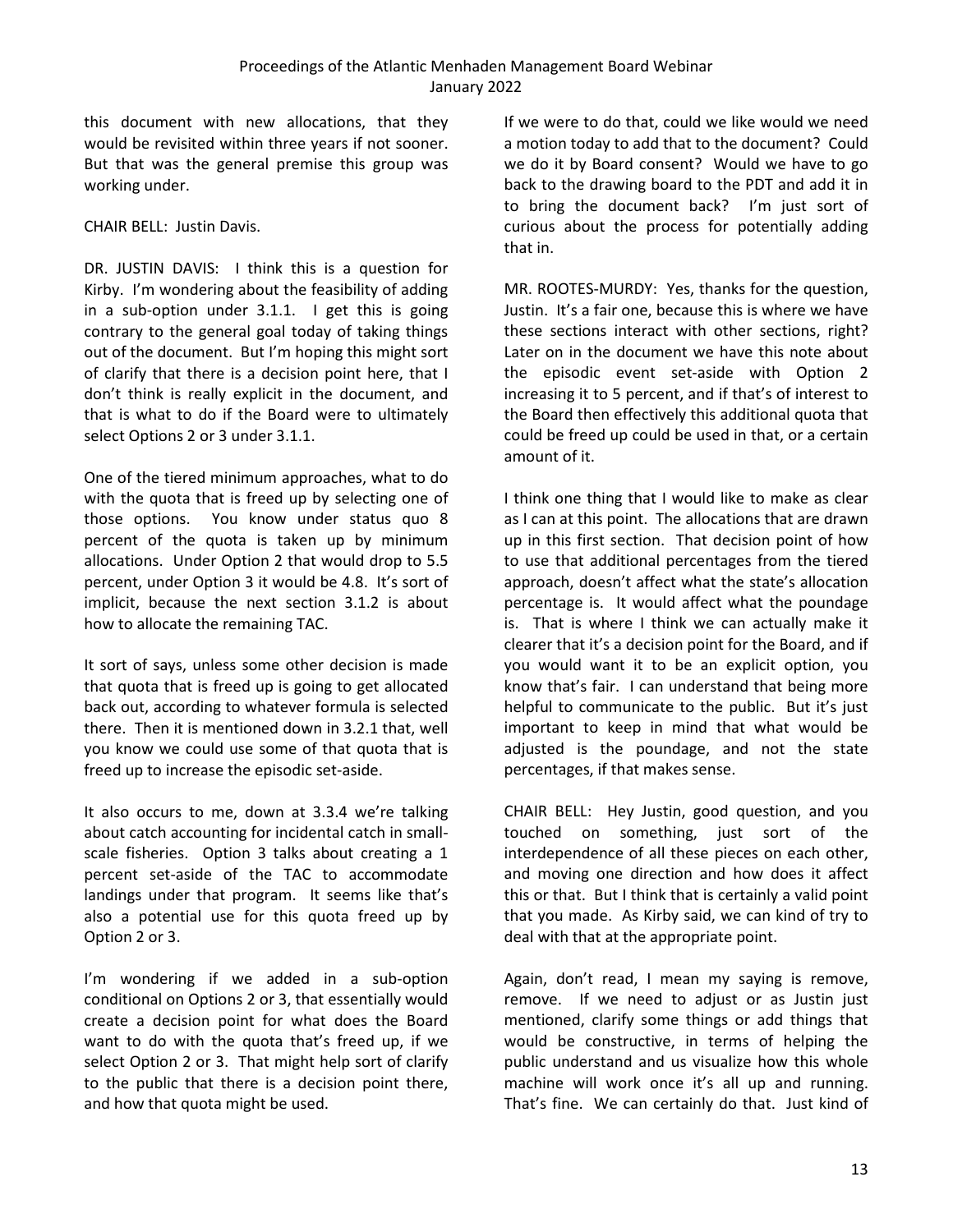this document with new allocations, that they would be revisited within three years if not sooner. But that was the general premise this group was working under.

CHAIR BELL: Justin Davis.

DR. JUSTIN DAVIS: I think this is a question for Kirby. I'm wondering about the feasibility of adding in a sub-option under 3.1.1. I get this is going contrary to the general goal today of taking things out of the document. But I'm hoping this might sort of clarify that there is a decision point here, that I don't think is really explicit in the document, and that is what to do if the Board were to ultimately select Options 2 or 3 under 3.1.1.

One of the tiered minimum approaches, what to do with the quota that is freed up by selecting one of those options. You know under status quo 8 percent of the quota is taken up by minimum allocations. Under Option 2 that would drop to 5.5 percent, under Option 3 it would be 4.8. It's sort of implicit, because the next section 3.1.2 is about how to allocate the remaining TAC.

It sort of says, unless some other decision is made that quota that is freed up is going to get allocated back out, according to whatever formula is selected there. Then it is mentioned down in 3.2.1 that, well you know we could use some of that quota that is freed up to increase the episodic set-aside.

It also occurs to me, down at 3.3.4 we're talking about catch accounting for incidental catch in small-scale fisheries. Option 3 talks about creating a 1 percent set-aside of the TAC to accommodate landings under that program. It seems like that's also a potential use for this quota freed up by Option 2 or 3.

I'm wondering if we added in a sub-option conditional on Options 2 or 3, that essentially would create a decision point for what does the Board want to do with the quota that's freed up, if we select Option 2 or 3. That might help sort of clarify to the public that there is a decision point there, and how that quota might be used.

If we were to do that, could we like would we need a motion today to add that to the document? Could we do it by Board consent? Would we have to go back to the drawing board to the PDT and add it in to bring the document back? I'm just sort of curious about the process for potentially adding that in.

MR. ROOTES-MURDY: Yes, thanks for the question, Justin. It's a fair one, because this is where we have these sections interact with other sections, right? Later on in the document we have this note about the episodic event set-aside with Option 2 increasing it to 5 percent, and if that's of interest to the Board then effectively this additional quota that could be freed up could be used in that, or a certain amount of it.

I think one thing that I would like to make as clear as I can at this point. The allocations that are drawn up in this first section. That decision point of how to use that additional percentages from the tiered approach, doesn't affect what the state's allocation percentage is. It would affect what the poundage is. That is where I think we can actually make it clearer that it's a decision point for the Board, and if you would want it to be an explicit option, you know that's fair. I can understand that being more helpful to communicate to the public. But it's just important to keep in mind that what would be adjusted is the poundage, and not the state percentages, if that makes sense.

CHAIR BELL: Hey Justin, good question, and you touched on something, just sort of the interdependence of all these pieces on each other, and moving one direction and how does it affect this or that. But I think that is certainly a valid point that you made. As Kirby said, we can kind of try to deal with that at the appropriate point.

Again, don't read, I mean my saying is remove, remove. If we need to adjust or as Justin just mentioned, clarify some things or add things that would be constructive, in terms of helping the public understand and us visualize how this whole machine will work once it's all up and running. That's fine. We can certainly do that. Just kind of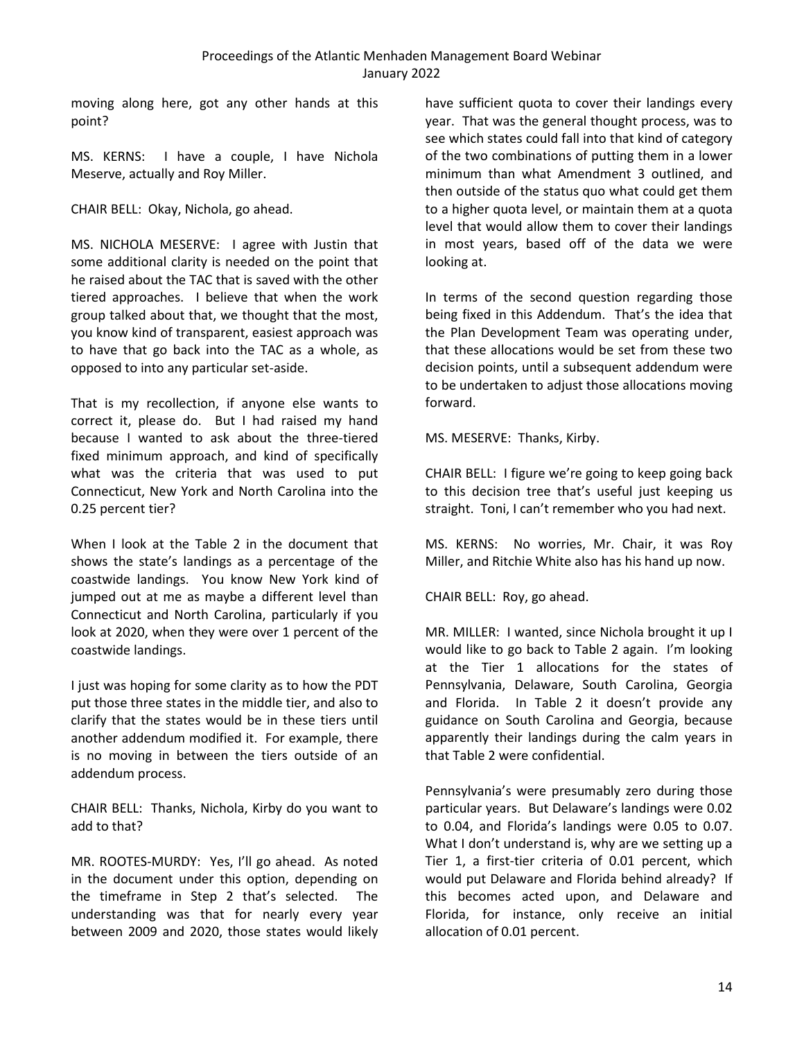moving along here, got any other hands at this point?

MS. KERNS: I have a couple, I have Nichola Meserve, actually and Roy Miller.

CHAIR BELL: Okay, Nichola, go ahead.

MS. NICHOLA MESERVE: I agree with Justin that some additional clarity is needed on the point that he raised about the TAC that is saved with the other tiered approaches. I believe that when the work group talked about that, we thought that the most, you know kind of transparent, easiest approach was to have that go back into the TAC as a whole, as opposed to into any particular set-aside.

That is my recollection, if anyone else wants to correct it, please do. But I had raised my hand because I wanted to ask about the three-tiered fixed minimum approach, and kind of specifically what was the criteria that was used to put Connecticut, New York and North Carolina into the 0.25 percent tier?

When I look at the Table 2 in the document that shows the state's landings as a percentage of the coastwide landings. You know New York kind of jumped out at me as maybe a different level than Connecticut and North Carolina, particularly if you look at 2020, when they were over 1 percent of the coastwide landings.

I just was hoping for some clarity as to how the PDT put those three states in the middle tier, and also to clarify that the states would be in these tiers until another addendum modified it. For example, there is no moving in between the tiers outside of an addendum process.

CHAIR BELL: Thanks, Nichola, Kirby do you want to add to that?

MR. ROOTES-MURDY: Yes, I'll go ahead. As noted in the document under this option, depending on the timeframe in Step 2 that's selected. The understanding was that for nearly every year between 2009 and 2020, those states would likely have sufficient quota to cover their landings every year. That was the general thought process, was to see which states could fall into that kind of category of the two combinations of putting them in a lower minimum than what Amendment 3 outlined, and then outside of the status quo what could get them to a higher quota level, or maintain them at a quota level that would allow them to cover their landings in most years, based off of the data we were looking at.

In terms of the second question regarding those being fixed in this Addendum. That's the idea that the Plan Development Team was operating under, that these allocations would be set from these two decision points, until a subsequent addendum were to be undertaken to adjust those allocations moving forward.

MS. MESERVE: Thanks, Kirby.

CHAIR BELL: I figure we're going to keep going back to this decision tree that's useful just keeping us straight. Toni, I can't remember who you had next.

MS. KERNS: No worries, Mr. Chair, it was Roy Miller, and Ritchie White also has his hand up now.

CHAIR BELL: Roy, go ahead.

MR. MILLER: I wanted, since Nichola brought it up I would like to go back to Table 2 again. I'm looking at the Tier 1 allocations for the states of Pennsylvania, Delaware, South Carolina, Georgia and Florida. In Table 2 it doesn't provide any guidance on South Carolina and Georgia, because apparently their landings during the calm years in that Table 2 were confidential.

Pennsylvania's were presumably zero during those particular years. But Delaware's landings were 0.02 to 0.04, and Florida's landings were 0.05 to 0.07. What I don't understand is, why are we setting up a Tier 1, a first-tier criteria of 0.01 percent, which would put Delaware and Florida behind already? If this becomes acted upon, and Delaware and Florida, for instance, only receive an initial allocation of 0.01 percent.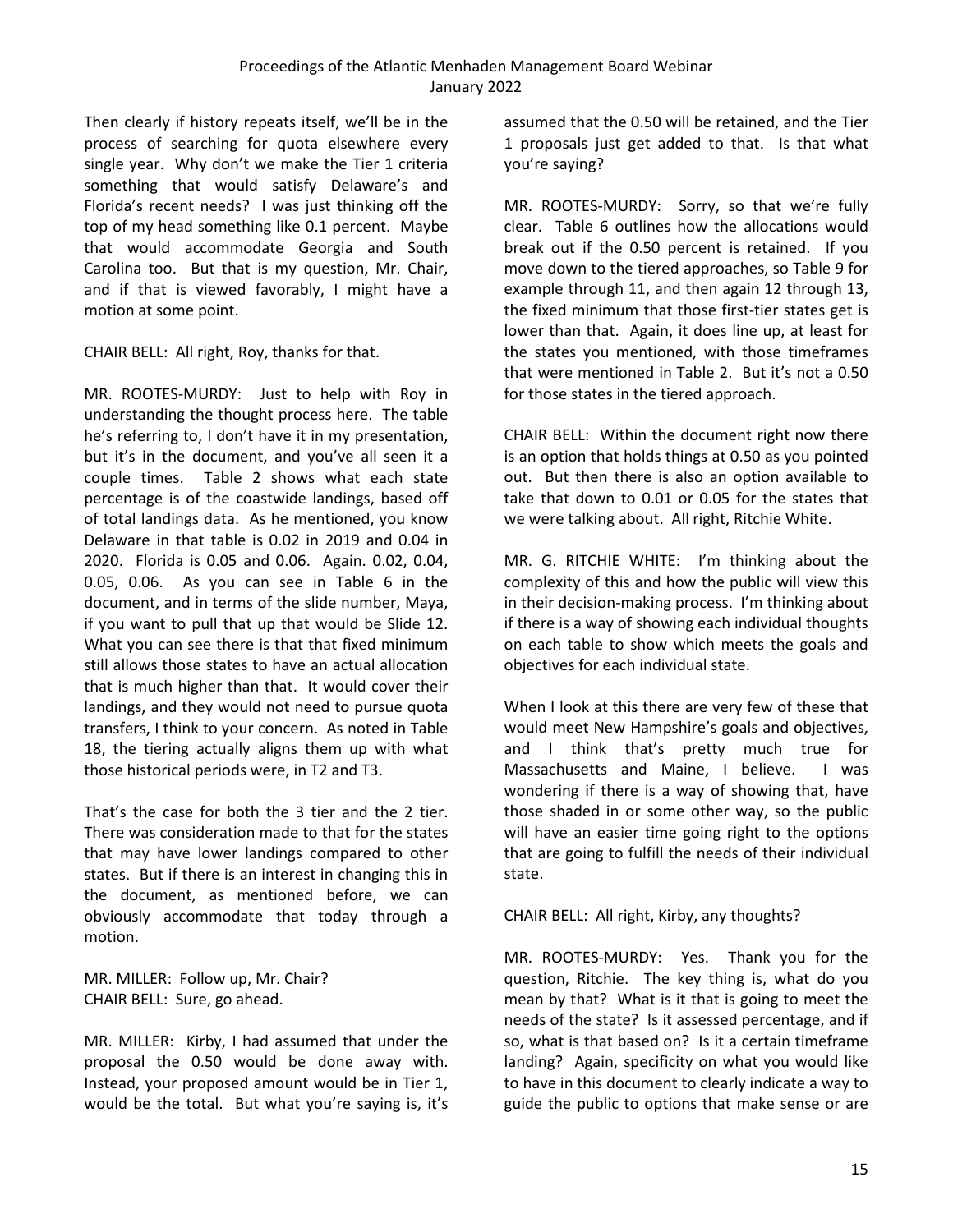Then clearly if history repeats itself, we'll be in the process of searching for quota elsewhere every single year. Why don't we make the Tier 1 criteria something that would satisfy Delaware's and Florida's recent needs? I was just thinking off the top of my head something like 0.1 percent. Maybe that would accommodate Georgia and South Carolina too. But that is my question, Mr. Chair, and if that is viewed favorably, I might have a motion at some point.

CHAIR BELL: All right, Roy, thanks for that.

MR. ROOTES-MURDY: Just to help with Roy in understanding the thought process here. The table he's referring to, I don't have it in my presentation, but it's in the document, and you've all seen it a couple times. Table 2 shows what each state percentage is of the coastwide landings, based off of total landings data. As he mentioned, you know Delaware in that table is 0.02 in 2019 and 0.04 in 2020. Florida is 0.05 and 0.06. Again. 0.02, 0.04, 0.05, 0.06. As you can see in Table 6 in the document, and in terms of the slide number, Maya, if you want to pull that up that would be Slide 12. What you can see there is that that fixed minimum still allows those states to have an actual allocation that is much higher than that. It would cover their landings, and they would not need to pursue quota transfers, I think to your concern. As noted in Table 18, the tiering actually aligns them up with what those historical periods were, in T2 and T3.

That's the case for both the 3 tier and the 2 tier. There was consideration made to that for the states that may have lower landings compared to other states. But if there is an interest in changing this in the document, as mentioned before, we can obviously accommodate that today through a motion.

MR. MILLER: Follow up, Mr. Chair?
CHAIR BELL: Sure, go ahead.

MR. MILLER: Kirby, I had assumed that under the proposal the 0.50 would be done away with. Instead, your proposed amount would be in Tier 1, would be the total. But what you're saying is, it's assumed that the 0.50 will be retained, and the Tier 1 proposals just get added to that. Is that what you're saying?

MR. ROOTES-MURDY: Sorry, so that we're fully clear. Table 6 outlines how the allocations would break out if the 0.50 percent is retained. If you move down to the tiered approaches, so Table 9 for example through 11, and then again 12 through 13, the fixed minimum that those first-tier states get is lower than that. Again, it does line up, at least for the states you mentioned, with those timeframes that were mentioned in Table 2. But it's not a 0.50 for those states in the tiered approach.

CHAIR BELL: Within the document right now there is an option that holds things at 0.50 as you pointed out. But then there is also an option available to take that down to 0.01 or 0.05 for the states that we were talking about. All right, Ritchie White.

MR. G. RITCHIE WHITE: I'm thinking about the complexity of this and how the public will view this in their decision-making process. I'm thinking about if there is a way of showing each individual thoughts on each table to show which meets the goals and objectives for each individual state.

When I look at this there are very few of these that would meet New Hampshire's goals and objectives, and I think that's pretty much true for Massachusetts and Maine, I believe. I was wondering if there is a way of showing that, have those shaded in or some other way, so the public will have an easier time going right to the options that are going to fulfill the needs of their individual state.

CHAIR BELL: All right, Kirby, any thoughts?

MR. ROOTES-MURDY: Yes. Thank you for the question, Ritchie. The key thing is, what do you mean by that? What is it that is going to meet the needs of the state? Is it assessed percentage, and if so, what is that based on? Is it a certain timeframe landing? Again, specificity on what you would like to have in this document to clearly indicate a way to guide the public to options that make sense or are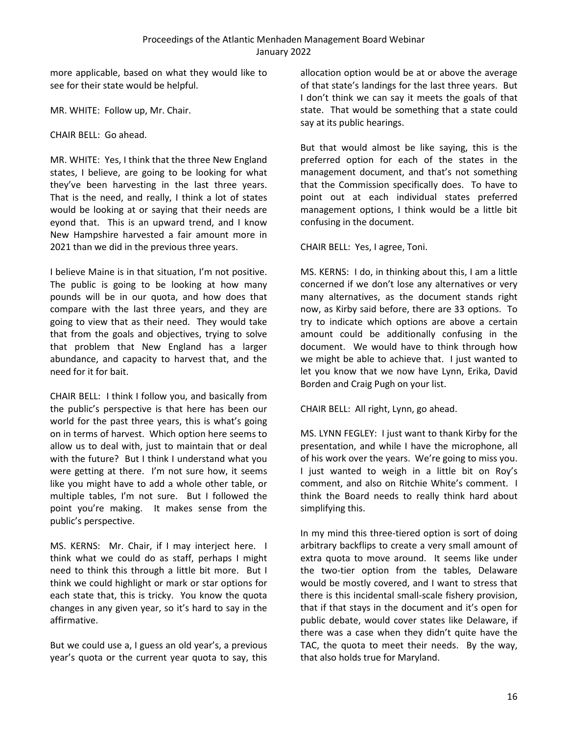more applicable, based on what they would like to see for their state would be helpful.

MR. WHITE: Follow up, Mr. Chair.

CHAIR BELL: Go ahead.

MR. WHITE: Yes, I think that the three New England states, I believe, are going to be looking for what they've been harvesting in the last three years. That is the need, and really, I think a lot of states would be looking at or saying that their needs are eyond that. This is an upward trend, and I know New Hampshire harvested a fair amount more in 2021 than we did in the previous three years.

I believe Maine is in that situation, I'm not positive. The public is going to be looking at how many pounds will be in our quota, and how does that compare with the last three years, and they are going to view that as their need. They would take that from the goals and objectives, trying to solve that problem that New England has a larger abundance, and capacity to harvest that, and the need for it for bait.

CHAIR BELL: I think I follow you, and basically from the public's perspective is that here has been our world for the past three years, this is what's going on in terms of harvest. Which option here seems to allow us to deal with, just to maintain that or deal with the future? But I think I understand what you were getting at there. I'm not sure how, it seems like you might have to add a whole other table, or multiple tables, I'm not sure. But I followed the point you're making. It makes sense from the public's perspective.

MS. KERNS: Mr. Chair, if I may interject here. I think what we could do as staff, perhaps I might need to think this through a little bit more. But I think we could highlight or mark or star options for each state that, this is tricky. You know the quota changes in any given year, so it's hard to say in the affirmative.

But we could use a, I guess an old year's, a previous year's quota or the current year quota to say, this allocation option would be at or above the average of that state's landings for the last three years. But I don't think we can say it meets the goals of that state. That would be something that a state could say at its public hearings.

But that would almost be like saying, this is the preferred option for each of the states in the management document, and that's not something that the Commission specifically does. To have to point out at each individual states preferred management options, I think would be a little bit confusing in the document.

CHAIR BELL: Yes, I agree, Toni.

MS. KERNS: I do, in thinking about this, I am a little concerned if we don't lose any alternatives or very many alternatives, as the document stands right now, as Kirby said before, there are 33 options. To try to indicate which options are above a certain amount could be additionally confusing in the document. We would have to think through how we might be able to achieve that. I just wanted to let you know that we now have Lynn, Erika, David Borden and Craig Pugh on your list.

CHAIR BELL: All right, Lynn, go ahead.

MS. LYNN FEGLEY: I just want to thank Kirby for the presentation, and while I have the microphone, all of his work over the years. We're going to miss you. I just wanted to weigh in a little bit on Roy's comment, and also on Ritchie White's comment. I think the Board needs to really think hard about simplifying this.

In my mind this three-tiered option is sort of doing arbitrary backflips to create a very small amount of extra quota to move around. It seems like under the two-tier option from the tables, Delaware would be mostly covered, and I want to stress that there is this incidental small-scale fishery provision, that if that stays in the document and it's open for public debate, would cover states like Delaware, if there was a case when they didn't quite have the TAC, the quota to meet their needs. By the way, that also holds true for Maryland.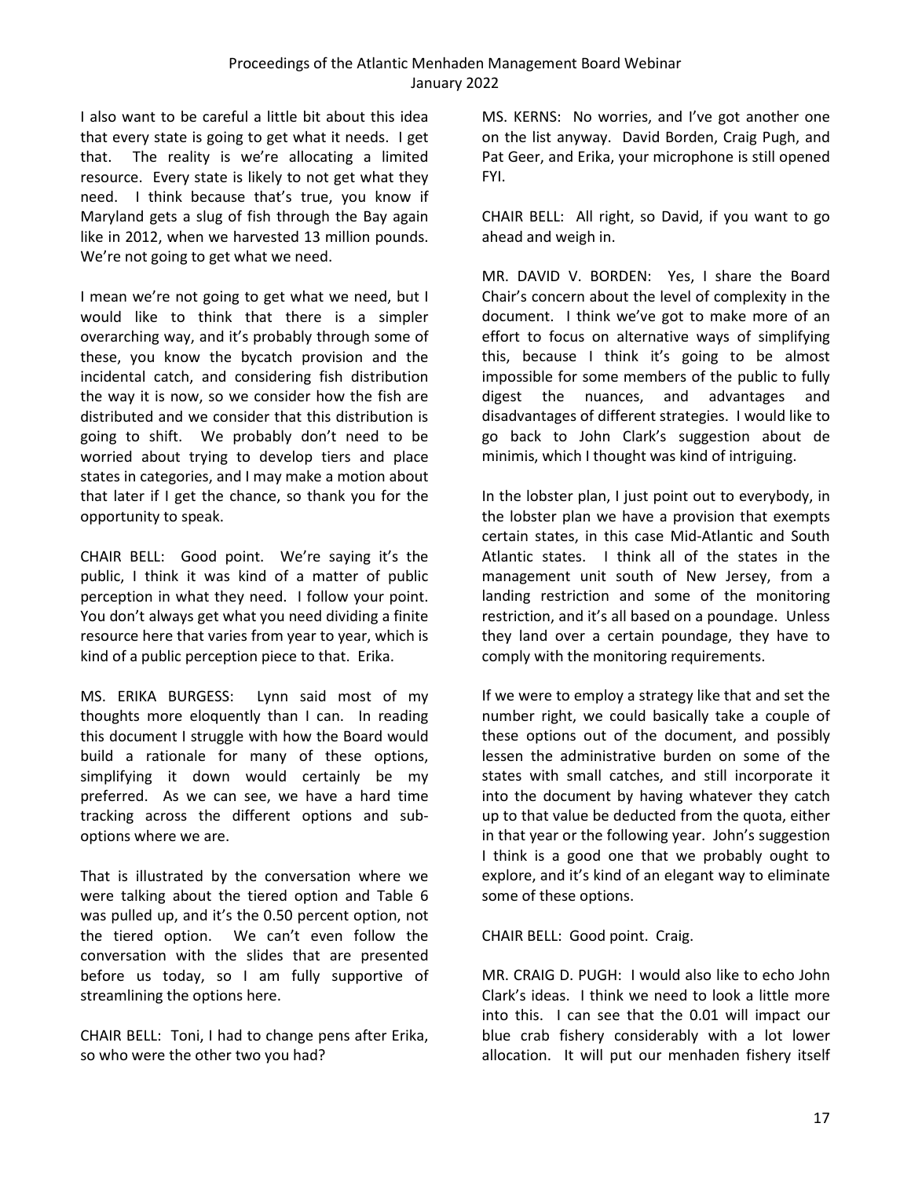I also want to be careful a little bit about this idea that every state is going to get what it needs. I get that. The reality is we're allocating a limited resource. Every state is likely to not get what they need. I think because that's true, you know if Maryland gets a slug of fish through the Bay again like in 2012, when we harvested 13 million pounds. We're not going to get what we need.

I mean we're not going to get what we need, but I would like to think that there is a simpler overarching way, and it's probably through some of these, you know the bycatch provision and the incidental catch, and considering fish distribution the way it is now, so we consider how the fish are distributed and we consider that this distribution is going to shift. We probably don't need to be worried about trying to develop tiers and place states in categories, and I may make a motion about that later if I get the chance, so thank you for the opportunity to speak.

CHAIR BELL: Good point. We're saying it's the public, I think it was kind of a matter of public perception in what they need. I follow your point. You don't always get what you need dividing a finite resource here that varies from year to year, which is kind of a public perception piece to that. Erika.

MS. ERIKA BURGESS: Lynn said most of my thoughts more eloquently than I can. In reading this document I struggle with how the Board would build a rationale for many of these options, simplifying it down would certainly be my preferred. As we can see, we have a hard time tracking across the different options and sub-options where we are.

That is illustrated by the conversation where we were talking about the tiered option and Table 6 was pulled up, and it's the 0.50 percent option, not the tiered option. We can't even follow the conversation with the slides that are presented before us today, so I am fully supportive of streamlining the options here.

CHAIR BELL: Toni, I had to change pens after Erika, so who were the other two you had?

MS. KERNS: No worries, and I've got another one on the list anyway. David Borden, Craig Pugh, and Pat Geer, and Erika, your microphone is still opened FYI.

CHAIR BELL: All right, so David, if you want to go ahead and weigh in.

MR. DAVID V. BORDEN: Yes, I share the Board Chair's concern about the level of complexity in the document. I think we've got to make more of an effort to focus on alternative ways of simplifying this, because I think it's going to be almost impossible for some members of the public to fully digest the nuances, and advantages and disadvantages of different strategies. I would like to go back to John Clark's suggestion about de minimis, which I thought was kind of intriguing.

In the lobster plan, I just point out to everybody, in the lobster plan we have a provision that exempts certain states, in this case Mid-Atlantic and South Atlantic states. I think all of the states in the management unit south of New Jersey, from a landing restriction and some of the monitoring restriction, and it's all based on a poundage. Unless they land over a certain poundage, they have to comply with the monitoring requirements.

If we were to employ a strategy like that and set the number right, we could basically take a couple of these options out of the document, and possibly lessen the administrative burden on some of the states with small catches, and still incorporate it into the document by having whatever they catch up to that value be deducted from the quota, either in that year or the following year. John's suggestion I think is a good one that we probably ought to explore, and it's kind of an elegant way to eliminate some of these options.

CHAIR BELL: Good point. Craig.

MR. CRAIG D. PUGH: I would also like to echo John Clark's ideas. I think we need to look a little more into this. I can see that the 0.01 will impact our blue crab fishery considerably with a lot lower allocation. It will put our menhaden fishery itself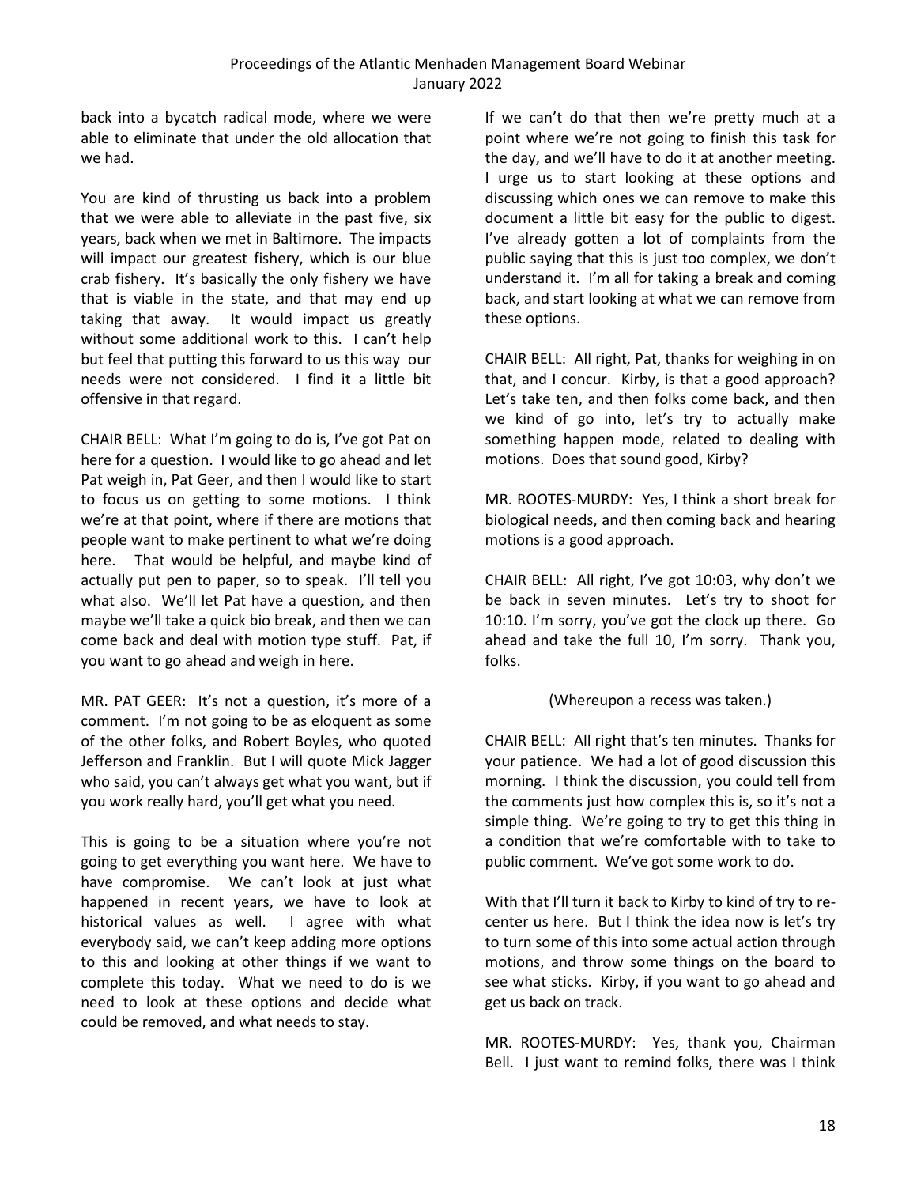back into a bycatch radical mode, where we were able to eliminate that under the old allocation that we had.

You are kind of thrusting us back into a problem that we were able to alleviate in the past five, six years, back when we met in Baltimore. The impacts will impact our greatest fishery, which is our blue crab fishery. It's basically the only fishery we have that is viable in the state, and that may end up taking that away. It would impact us greatly without some additional work to this. I can't help but feel that putting this forward to us this way our needs were not considered. I find it a little bit offensive in that regard.

CHAIR BELL: What I'm going to do is, I've got Pat on here for a question. I would like to go ahead and let Pat weigh in, Pat Geer, and then I would like to start to focus us on getting to some motions. I think we're at that point, where if there are motions that people want to make pertinent to what we're doing here. That would be helpful, and maybe kind of actually put pen to paper, so to speak. I'll tell you what also. We'll let Pat have a question, and then maybe we'll take a quick bio break, and then we can come back and deal with motion type stuff. Pat, if you want to go ahead and weigh in here.

MR. PAT GEER: It's not a question, it's more of a comment. I'm not going to be as eloquent as some of the other folks, and Robert Boyles, who quoted Jefferson and Franklin. But I will quote Mick Jagger who said, you can't always get what you want, but if you work really hard, you'll get what you need.

This is going to be a situation where you're not going to get everything you want here. We have to have compromise. We can't look at just what happened in recent years, we have to look at historical values as well. I agree with what everybody said, we can't keep adding more options to this and looking at other things if we want to complete this today. What we need to do is we need to look at these options and decide what could be removed, and what needs to stay.

If we can't do that then we're pretty much at a point where we're not going to finish this task for the day, and we'll have to do it at another meeting. I urge us to start looking at these options and discussing which ones we can remove to make this document a little bit easy for the public to digest. I've already gotten a lot of complaints from the public saying that this is just too complex, we don't understand it. I'm all for taking a break and coming back, and start looking at what we can remove from these options.

CHAIR BELL: All right, Pat, thanks for weighing in on that, and I concur. Kirby, is that a good approach? Let's take ten, and then folks come back, and then we kind of go into, let's try to actually make something happen mode, related to dealing with motions. Does that sound good, Kirby?

MR. ROOTES-MURDY: Yes, I think a short break for biological needs, and then coming back and hearing motions is a good approach.

CHAIR BELL: All right, I've got 10:03, why don't we be back in seven minutes. Let's try to shoot for 10:10. I'm sorry, you've got the clock up there. Go ahead and take the full 10, I'm sorry. Thank you, folks.

(Whereupon a recess was taken.)

CHAIR BELL: All right that's ten minutes. Thanks for your patience. We had a lot of good discussion this morning. I think the discussion, you could tell from the comments just how complex this is, so it's not a simple thing. We're going to try to get this thing in a condition that we're comfortable with to take to public comment. We've got some work to do.

With that I'll turn it back to Kirby to kind of try to re-center us here. But I think the idea now is let's try to turn some of this into some actual action through motions, and throw some things on the board to see what sticks. Kirby, if you want to go ahead and get us back on track.

MR. ROOTES-MURDY: Yes, thank you, Chairman Bell. I just want to remind folks, there was I think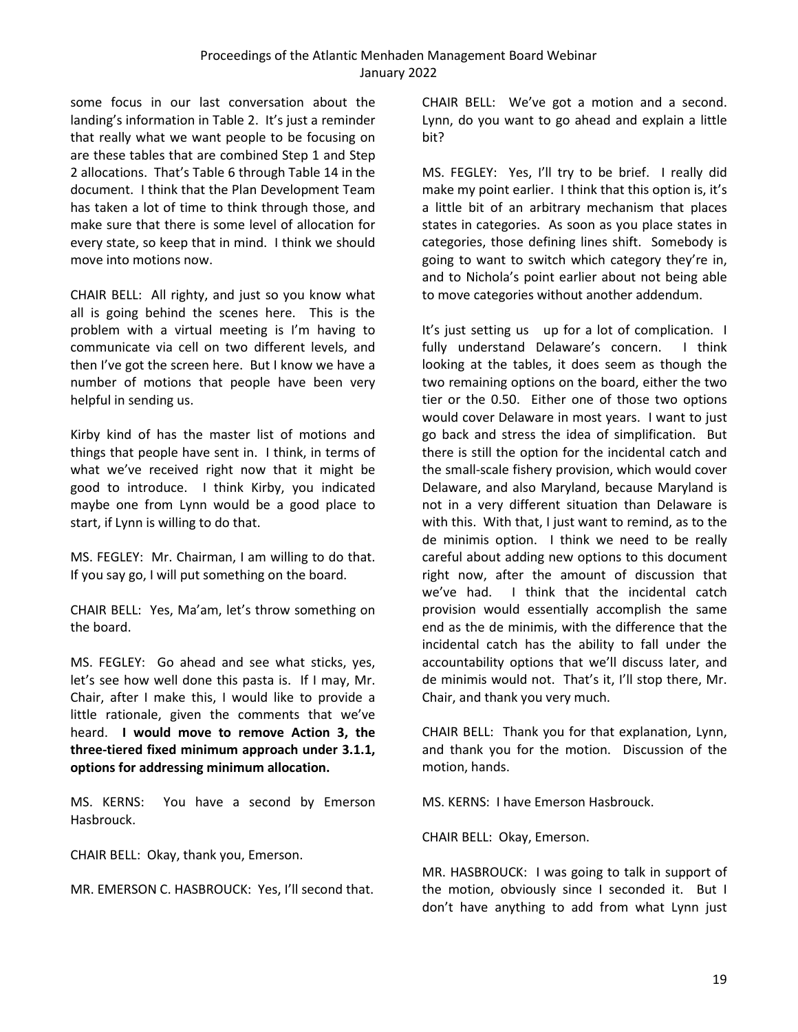some focus in our last conversation about the landing's information in Table 2. It's just a reminder that really what we want people to be focusing on are these tables that are combined Step 1 and Step 2 allocations. That's Table 6 through Table 14 in the document. I think that the Plan Development Team has taken a lot of time to think through those, and make sure that there is some level of allocation for every state, so keep that in mind. I think we should move into motions now.

CHAIR BELL: All righty, and just so you know what all is going behind the scenes here. This is the problem with a virtual meeting is I'm having to communicate via cell on two different levels, and then I've got the screen here. But I know we have a number of motions that people have been very helpful in sending us.

Kirby kind of has the master list of motions and things that people have sent in. I think, in terms of what we've received right now that it might be good to introduce. I think Kirby, you indicated maybe one from Lynn would be a good place to start, if Lynn is willing to do that.

MS. FEGLEY: Mr. Chairman, I am willing to do that. If you say go, I will put something on the board.

CHAIR BELL: Yes, Ma'am, let's throw something on the board.

MS. FEGLEY: Go ahead and see what sticks, yes, let's see how well done this pasta is. If I may, Mr. Chair, after I make this, I would like to provide a little rationale, given the comments that we've heard. **I would move to remove Action 3, the three-tiered fixed minimum approach under 3.1.1, options for addressing minimum allocation.**

MS. KERNS: You have a second by Emerson Hasbrouck.

CHAIR BELL: Okay, thank you, Emerson.

MR. EMERSON C. HASBROUCK: Yes, I'll second that.

CHAIR BELL: We've got a motion and a second. Lynn, do you want to go ahead and explain a little bit?

MS. FEGLEY: Yes, I'll try to be brief. I really did make my point earlier. I think that this option is, it's a little bit of an arbitrary mechanism that places states in categories. As soon as you place states in categories, those defining lines shift. Somebody is going to want to switch which category they're in, and to Nichola's point earlier about not being able to move categories without another addendum.

It's just setting us up for a lot of complication. I fully understand Delaware's concern. I think looking at the tables, it does seem as though the two remaining options on the board, either the two tier or the 0.50. Either one of those two options would cover Delaware in most years. I want to just go back and stress the idea of simplification. But there is still the option for the incidental catch and the small-scale fishery provision, which would cover Delaware, and also Maryland, because Maryland is not in a very different situation than Delaware is with this. With that, I just want to remind, as to the de minimis option. I think we need to be really careful about adding new options to this document right now, after the amount of discussion that we've had. I think that the incidental catch provision would essentially accomplish the same end as the de minimis, with the difference that the incidental catch has the ability to fall under the accountability options that we'll discuss later, and de minimis would not. That's it, I'll stop there, Mr. Chair, and thank you very much.

CHAIR BELL: Thank you for that explanation, Lynn, and thank you for the motion. Discussion of the motion, hands.

MS. KERNS: I have Emerson Hasbrouck.

CHAIR BELL: Okay, Emerson.

MR. HASBROUCK: I was going to talk in support of the motion, obviously since I seconded it. But I don't have anything to add from what Lynn just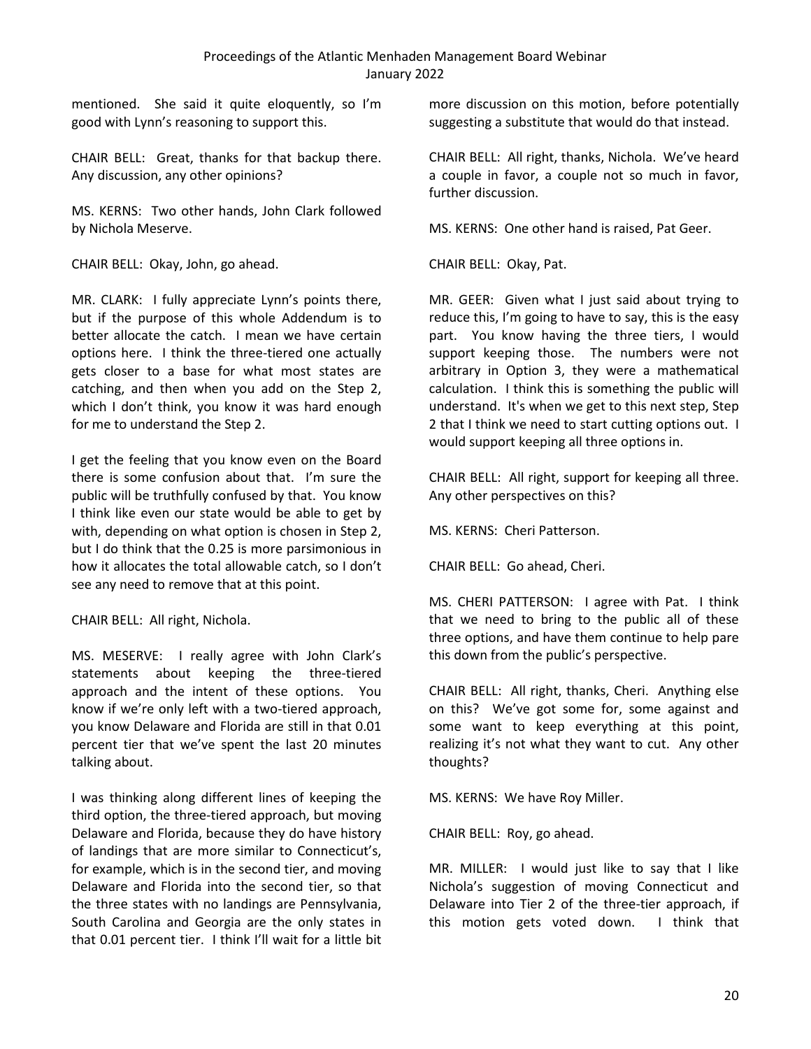mentioned. She said it quite eloquently, so I'm good with Lynn's reasoning to support this.

CHAIR BELL: Great, thanks for that backup there. Any discussion, any other opinions?

MS. KERNS: Two other hands, John Clark followed by Nichola Meserve.

CHAIR BELL: Okay, John, go ahead.

MR. CLARK: I fully appreciate Lynn's points there, but if the purpose of this whole Addendum is to better allocate the catch. I mean we have certain options here. I think the three-tiered one actually gets closer to a base for what most states are catching, and then when you add on the Step 2, which I don't think, you know it was hard enough for me to understand the Step 2.

I get the feeling that you know even on the Board there is some confusion about that. I'm sure the public will be truthfully confused by that. You know I think like even our state would be able to get by with, depending on what option is chosen in Step 2, but I do think that the 0.25 is more parsimonious in how it allocates the total allowable catch, so I don't see any need to remove that at this point.

CHAIR BELL: All right, Nichola.

MS. MESERVE: I really agree with John Clark's statements about keeping the three-tiered approach and the intent of these options. You know if we're only left with a two-tiered approach, you know Delaware and Florida are still in that 0.01 percent tier that we've spent the last 20 minutes talking about.

I was thinking along different lines of keeping the third option, the three-tiered approach, but moving Delaware and Florida, because they do have history of landings that are more similar to Connecticut's, for example, which is in the second tier, and moving Delaware and Florida into the second tier, so that the three states with no landings are Pennsylvania, South Carolina and Georgia are the only states in that 0.01 percent tier. I think I'll wait for a little bit more discussion on this motion, before potentially suggesting a substitute that would do that instead.

CHAIR BELL: All right, thanks, Nichola. We've heard a couple in favor, a couple not so much in favor, further discussion.

MS. KERNS: One other hand is raised, Pat Geer.

CHAIR BELL: Okay, Pat.

MR. GEER: Given what I just said about trying to reduce this, I'm going to have to say, this is the easy part. You know having the three tiers, I would support keeping those. The numbers were not arbitrary in Option 3, they were a mathematical calculation. I think this is something the public will understand. It's when we get to this next step, Step 2 that I think we need to start cutting options out. I would support keeping all three options in.

CHAIR BELL: All right, support for keeping all three. Any other perspectives on this?

MS. KERNS: Cheri Patterson.

CHAIR BELL: Go ahead, Cheri.

MS. CHERI PATTERSON: I agree with Pat. I think that we need to bring to the public all of these three options, and have them continue to help pare this down from the public's perspective.

CHAIR BELL: All right, thanks, Cheri. Anything else on this? We've got some for, some against and some want to keep everything at this point, realizing it's not what they want to cut. Any other thoughts?

MS. KERNS: We have Roy Miller.

CHAIR BELL: Roy, go ahead.

MR. MILLER: I would just like to say that I like Nichola's suggestion of moving Connecticut and Delaware into Tier 2 of the three-tier approach, if this motion gets voted down. I think that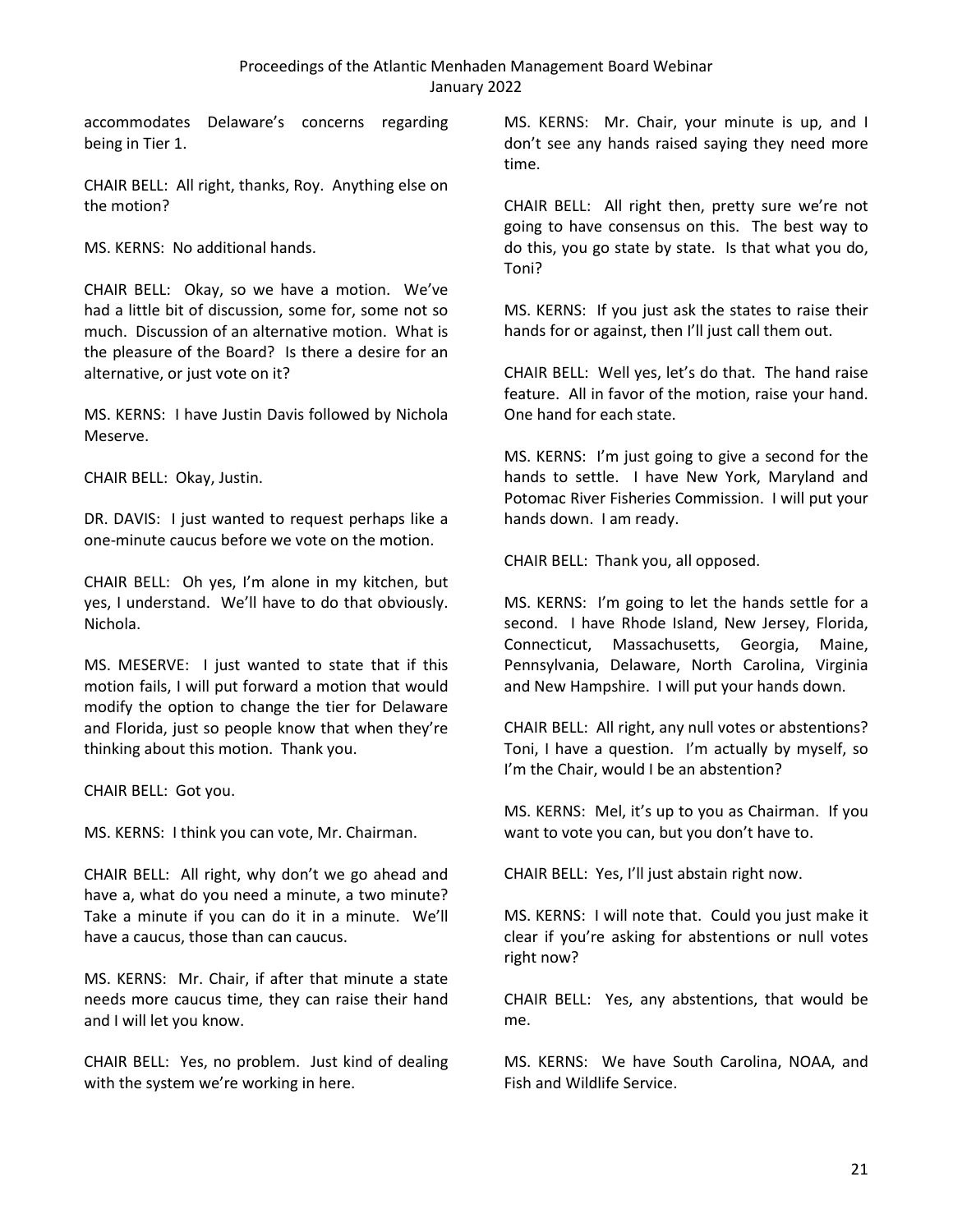accommodates Delaware's concerns regarding being in Tier 1.

CHAIR BELL: All right, thanks, Roy. Anything else on the motion?

MS. KERNS: No additional hands.

CHAIR BELL: Okay, so we have a motion. We've had a little bit of discussion, some for, some not so much. Discussion of an alternative motion. What is the pleasure of the Board? Is there a desire for an alternative, or just vote on it?

MS. KERNS: I have Justin Davis followed by Nichola Meserve.

CHAIR BELL: Okay, Justin.

DR. DAVIS: I just wanted to request perhaps like a one-minute caucus before we vote on the motion.

CHAIR BELL: Oh yes, I'm alone in my kitchen, but yes, I understand. We'll have to do that obviously. Nichola.

MS. MESERVE: I just wanted to state that if this motion fails, I will put forward a motion that would modify the option to change the tier for Delaware and Florida, just so people know that when they're thinking about this motion. Thank you.

CHAIR BELL: Got you.

MS. KERNS: I think you can vote, Mr. Chairman.

CHAIR BELL: All right, why don't we go ahead and have a, what do you need a minute, a two minute? Take a minute if you can do it in a minute. We'll have a caucus, those than can caucus.

MS. KERNS: Mr. Chair, if after that minute a state needs more caucus time, they can raise their hand and I will let you know.

CHAIR BELL: Yes, no problem. Just kind of dealing with the system we're working in here.

MS. KERNS: Mr. Chair, your minute is up, and I don't see any hands raised saying they need more time.

CHAIR BELL: All right then, pretty sure we're not going to have consensus on this. The best way to do this, you go state by state. Is that what you do, Toni?

MS. KERNS: If you just ask the states to raise their hands for or against, then I'll just call them out.

CHAIR BELL: Well yes, let's do that. The hand raise feature. All in favor of the motion, raise your hand. One hand for each state.

MS. KERNS: I'm just going to give a second for the hands to settle. I have New York, Maryland and Potomac River Fisheries Commission. I will put your hands down. I am ready.

CHAIR BELL: Thank you, all opposed.

MS. KERNS: I'm going to let the hands settle for a second. I have Rhode Island, New Jersey, Florida, Connecticut, Massachusetts, Georgia, Maine, Pennsylvania, Delaware, North Carolina, Virginia and New Hampshire. I will put your hands down.

CHAIR BELL: All right, any null votes or abstentions? Toni, I have a question. I'm actually by myself, so I'm the Chair, would I be an abstention?

MS. KERNS: Mel, it's up to you as Chairman. If you want to vote you can, but you don't have to.

CHAIR BELL: Yes, I'll just abstain right now.

MS. KERNS: I will note that. Could you just make it clear if you're asking for abstentions or null votes right now?

CHAIR BELL: Yes, any abstentions, that would be me.

MS. KERNS: We have South Carolina, NOAA, and Fish and Wildlife Service.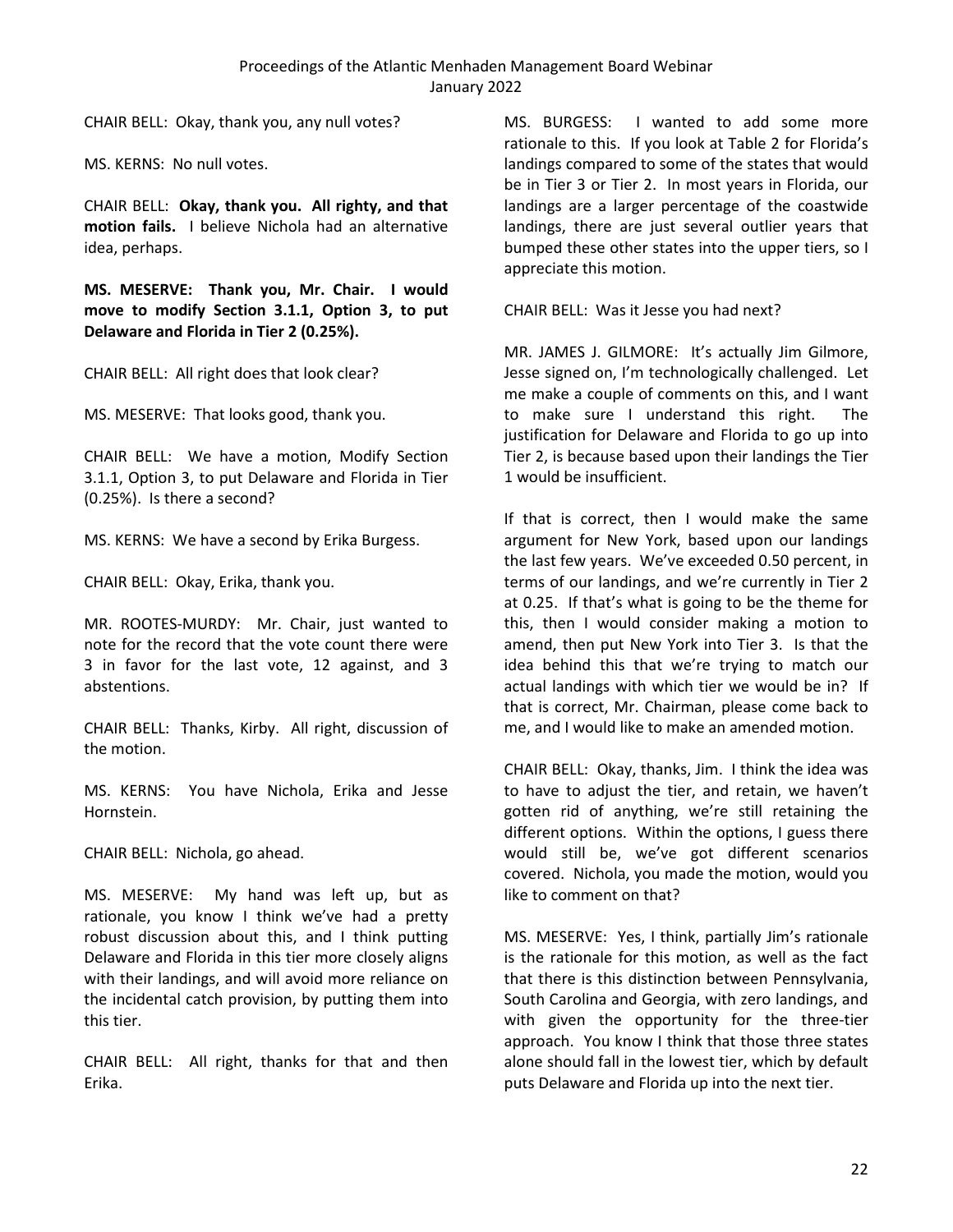CHAIR BELL: Okay, thank you, any null votes?

MS. KERNS: No null votes.

CHAIR BELL: **Okay, thank you. All righty, and that motion fails.** I believe Nichola had an alternative idea, perhaps.

**MS. MESERVE: Thank you, Mr. Chair. I would move to modify Section 3.1.1, Option 3, to put Delaware and Florida in Tier 2 (0.25%).**

CHAIR BELL: All right does that look clear?

MS. MESERVE: That looks good, thank you.

CHAIR BELL: We have a motion, Modify Section 3.1.1, Option 3, to put Delaware and Florida in Tier (0.25%). Is there a second?

MS. KERNS: We have a second by Erika Burgess.

CHAIR BELL: Okay, Erika, thank you.

MR. ROOTES-MURDY: Mr. Chair, just wanted to note for the record that the vote count there were 3 in favor for the last vote, 12 against, and 3 abstentions.

CHAIR BELL: Thanks, Kirby. All right, discussion of the motion.

MS. KERNS: You have Nichola, Erika and Jesse Hornstein.

CHAIR BELL: Nichola, go ahead.

MS. MESERVE: My hand was left up, but as rationale, you know I think we've had a pretty robust discussion about this, and I think putting Delaware and Florida in this tier more closely aligns with their landings, and will avoid more reliance on the incidental catch provision, by putting them into this tier.

CHAIR BELL: All right, thanks for that and then Erika.

MS. BURGESS: I wanted to add some more rationale to this. If you look at Table 2 for Florida's landings compared to some of the states that would be in Tier 3 or Tier 2. In most years in Florida, our landings are a larger percentage of the coastwide landings, there are just several outlier years that bumped these other states into the upper tiers, so I appreciate this motion.

CHAIR BELL: Was it Jesse you had next?

MR. JAMES J. GILMORE: It's actually Jim Gilmore, Jesse signed on, I'm technologically challenged. Let me make a couple of comments on this, and I want to make sure I understand this right. The justification for Delaware and Florida to go up into Tier 2, is because based upon their landings the Tier 1 would be insufficient.

If that is correct, then I would make the same argument for New York, based upon our landings the last few years. We've exceeded 0.50 percent, in terms of our landings, and we're currently in Tier 2 at 0.25. If that's what is going to be the theme for this, then I would consider making a motion to amend, then put New York into Tier 3. Is that the idea behind this that we're trying to match our actual landings with which tier we would be in? If that is correct, Mr. Chairman, please come back to me, and I would like to make an amended motion.

CHAIR BELL: Okay, thanks, Jim. I think the idea was to have to adjust the tier, and retain, we haven't gotten rid of anything, we're still retaining the different options. Within the options, I guess there would still be, we've got different scenarios covered. Nichola, you made the motion, would you like to comment on that?

MS. MESERVE: Yes, I think, partially Jim's rationale is the rationale for this motion, as well as the fact that there is this distinction between Pennsylvania, South Carolina and Georgia, with zero landings, and with given the opportunity for the three-tier approach. You know I think that those three states alone should fall in the lowest tier, which by default puts Delaware and Florida up into the next tier.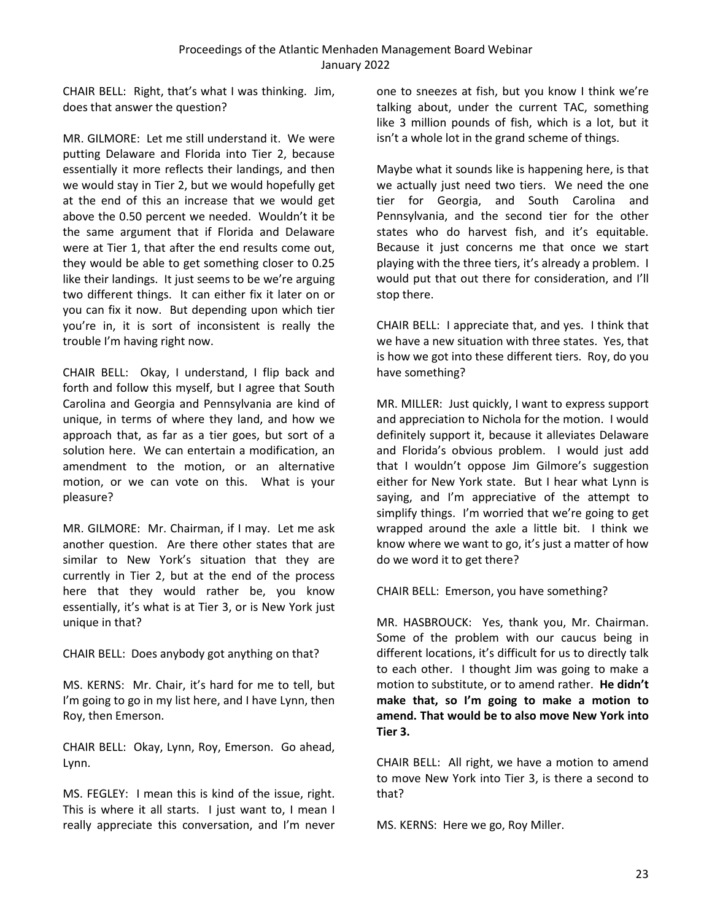CHAIR BELL: Right, that's what I was thinking. Jim, does that answer the question?

MR. GILMORE: Let me still understand it. We were putting Delaware and Florida into Tier 2, because essentially it more reflects their landings, and then we would stay in Tier 2, but we would hopefully get at the end of this an increase that we would get above the 0.50 percent we needed. Wouldn't it be the same argument that if Florida and Delaware were at Tier 1, that after the end results come out, they would be able to get something closer to 0.25 like their landings. It just seems to be we're arguing two different things. It can either fix it later on or you can fix it now. But depending upon which tier you're in, it is sort of inconsistent is really the trouble I'm having right now.

CHAIR BELL: Okay, I understand, I flip back and forth and follow this myself, but I agree that South Carolina and Georgia and Pennsylvania are kind of unique, in terms of where they land, and how we approach that, as far as a tier goes, but sort of a solution here. We can entertain a modification, an amendment to the motion, or an alternative motion, or we can vote on this. What is your pleasure?

MR. GILMORE: Mr. Chairman, if I may. Let me ask another question. Are there other states that are similar to New York's situation that they are currently in Tier 2, but at the end of the process here that they would rather be, you know essentially, it's what is at Tier 3, or is New York just unique in that?

CHAIR BELL: Does anybody got anything on that?

MS. KERNS: Mr. Chair, it's hard for me to tell, but I'm going to go in my list here, and I have Lynn, then Roy, then Emerson.

CHAIR BELL: Okay, Lynn, Roy, Emerson. Go ahead, Lynn.

MS. FEGLEY: I mean this is kind of the issue, right. This is where it all starts. I just want to, I mean I really appreciate this conversation, and I'm never one to sneezes at fish, but you know I think we're talking about, under the current TAC, something like 3 million pounds of fish, which is a lot, but it isn't a whole lot in the grand scheme of things.

Maybe what it sounds like is happening here, is that we actually just need two tiers. We need the one tier for Georgia, and South Carolina and Pennsylvania, and the second tier for the other states who do harvest fish, and it's equitable. Because it just concerns me that once we start playing with the three tiers, it's already a problem. I would put that out there for consideration, and I'll stop there.

CHAIR BELL: I appreciate that, and yes. I think that we have a new situation with three states. Yes, that is how we got into these different tiers. Roy, do you have something?

MR. MILLER: Just quickly, I want to express support and appreciation to Nichola for the motion. I would definitely support it, because it alleviates Delaware and Florida's obvious problem. I would just add that I wouldn't oppose Jim Gilmore's suggestion either for New York state. But I hear what Lynn is saying, and I'm appreciative of the attempt to simplify things. I'm worried that we're going to get wrapped around the axle a little bit. I think we know where we want to go, it's just a matter of how do we word it to get there?

CHAIR BELL: Emerson, you have something?

MR. HASBROUCK: Yes, thank you, Mr. Chairman. Some of the problem with our caucus being in different locations, it's difficult for us to directly talk to each other. I thought Jim was going to make a motion to substitute, or to amend rather. **He didn't make that, so I'm going to make a motion to amend. That would be to also move New York into Tier 3.**

CHAIR BELL: All right, we have a motion to amend to move New York into Tier 3, is there a second to that?

MS. KERNS: Here we go, Roy Miller.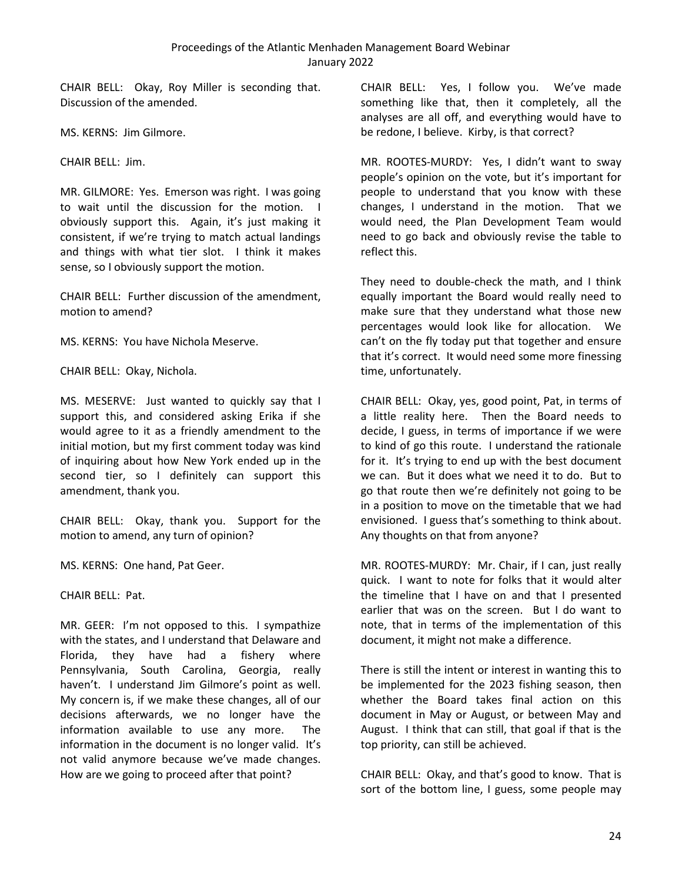CHAIR BELL: Okay, Roy Miller is seconding that. Discussion of the amended.

MS. KERNS: Jim Gilmore.

CHAIR BELL: Jim.

MR. GILMORE: Yes. Emerson was right. I was going to wait until the discussion for the motion. I obviously support this. Again, it's just making it consistent, if we're trying to match actual landings and things with what tier slot. I think it makes sense, so I obviously support the motion.

CHAIR BELL: Further discussion of the amendment, motion to amend?

MS. KERNS: You have Nichola Meserve.

CHAIR BELL: Okay, Nichola.

MS. MESERVE: Just wanted to quickly say that I support this, and considered asking Erika if she would agree to it as a friendly amendment to the initial motion, but my first comment today was kind of inquiring about how New York ended up in the second tier, so I definitely can support this amendment, thank you.

CHAIR BELL: Okay, thank you. Support for the motion to amend, any turn of opinion?

MS. KERNS: One hand, Pat Geer.

CHAIR BELL: Pat.

MR. GEER: I'm not opposed to this. I sympathize with the states, and I understand that Delaware and Florida, they have had a fishery where Pennsylvania, South Carolina, Georgia, really haven't. I understand Jim Gilmore's point as well. My concern is, if we make these changes, all of our decisions afterwards, we no longer have the information available to use any more. The information in the document is no longer valid. It's not valid anymore because we've made changes. How are we going to proceed after that point?

CHAIR BELL: Yes, I follow you. We've made something like that, then it completely, all the analyses are all off, and everything would have to be redone, I believe. Kirby, is that correct?

MR. ROOTES-MURDY: Yes, I didn't want to sway people's opinion on the vote, but it's important for people to understand that you know with these changes, I understand in the motion. That we would need, the Plan Development Team would need to go back and obviously revise the table to reflect this.

They need to double-check the math, and I think equally important the Board would really need to make sure that they understand what those new percentages would look like for allocation. We can't on the fly today put that together and ensure that it's correct. It would need some more finessing time, unfortunately.

CHAIR BELL: Okay, yes, good point, Pat, in terms of a little reality here. Then the Board needs to decide, I guess, in terms of importance if we were to kind of go this route. I understand the rationale for it. It's trying to end up with the best document we can. But it does what we need it to do. But to go that route then we're definitely not going to be in a position to move on the timetable that we had envisioned. I guess that's something to think about. Any thoughts on that from anyone?

MR. ROOTES-MURDY: Mr. Chair, if I can, just really quick. I want to note for folks that it would alter the timeline that I have on and that I presented earlier that was on the screen. But I do want to note, that in terms of the implementation of this document, it might not make a difference.

There is still the intent or interest in wanting this to be implemented for the 2023 fishing season, then whether the Board takes final action on this document in May or August, or between May and August. I think that can still, that goal if that is the top priority, can still be achieved.

CHAIR BELL: Okay, and that's good to know. That is sort of the bottom line, I guess, some people may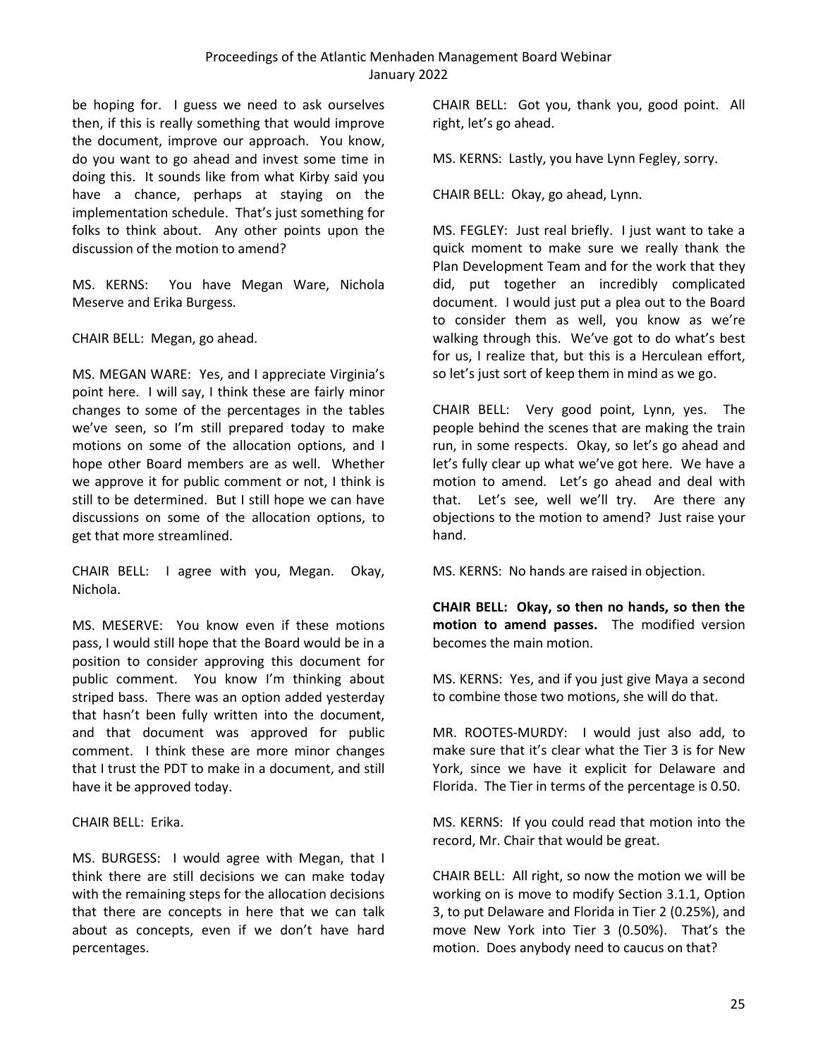be hoping for. I guess we need to ask ourselves then, if this is really something that would improve the document, improve our approach. You know, do you want to go ahead and invest some time in doing this. It sounds like from what Kirby said you have a chance, perhaps at staying on the implementation schedule. That's just something for folks to think about. Any other points upon the discussion of the motion to amend?

MS. KERNS: You have Megan Ware, Nichola Meserve and Erika Burgess.

CHAIR BELL: Megan, go ahead.

MS. MEGAN WARE: Yes, and I appreciate Virginia's point here. I will say, I think these are fairly minor changes to some of the percentages in the tables we've seen, so I'm still prepared today to make motions on some of the allocation options, and I hope other Board members are as well. Whether we approve it for public comment or not, I think is still to be determined. But I still hope we can have discussions on some of the allocation options, to get that more streamlined.

CHAIR BELL: I agree with you, Megan. Okay, Nichola.

MS. MESERVE: You know even if these motions pass, I would still hope that the Board would be in a position to consider approving this document for public comment. You know I'm thinking about striped bass. There was an option added yesterday that hasn't been fully written into the document, and that document was approved for public comment. I think these are more minor changes that I trust the PDT to make in a document, and still have it be approved today.

CHAIR BELL: Erika.

MS. BURGESS: I would agree with Megan, that I think there are still decisions we can make today with the remaining steps for the allocation decisions that there are concepts in here that we can talk about as concepts, even if we don't have hard percentages.

CHAIR BELL: Got you, thank you, good point. All right, let's go ahead.

MS. KERNS: Lastly, you have Lynn Fegley, sorry.

CHAIR BELL: Okay, go ahead, Lynn.

MS. FEGLEY: Just real briefly. I just want to take a quick moment to make sure we really thank the Plan Development Team and for the work that they did, put together an incredibly complicated document. I would just put a plea out to the Board to consider them as well, you know as we're walking through this. We've got to do what's best for us, I realize that, but this is a Herculean effort, so let's just sort of keep them in mind as we go.

CHAIR BELL: Very good point, Lynn, yes. The people behind the scenes that are making the train run, in some respects. Okay, so let's go ahead and let's fully clear up what we've got here. We have a motion to amend. Let's go ahead and deal with that. Let's see, well we'll try. Are there any objections to the motion to amend? Just raise your hand.

MS. KERNS: No hands are raised in objection.

**CHAIR BELL: Okay, so then no hands, so then the motion to amend passes.** The modified version becomes the main motion.

MS. KERNS: Yes, and if you just give Maya a second to combine those two motions, she will do that.

MR. ROOTES-MURDY: I would just also add, to make sure that it's clear what the Tier 3 is for New York, since we have it explicit for Delaware and Florida. The Tier in terms of the percentage is 0.50.

MS. KERNS: If you could read that motion into the record, Mr. Chair that would be great.

CHAIR BELL: All right, so now the motion we will be working on is move to modify Section 3.1.1, Option 3, to put Delaware and Florida in Tier 2 (0.25%), and move New York into Tier 3 (0.50%). That's the motion. Does anybody need to caucus on that?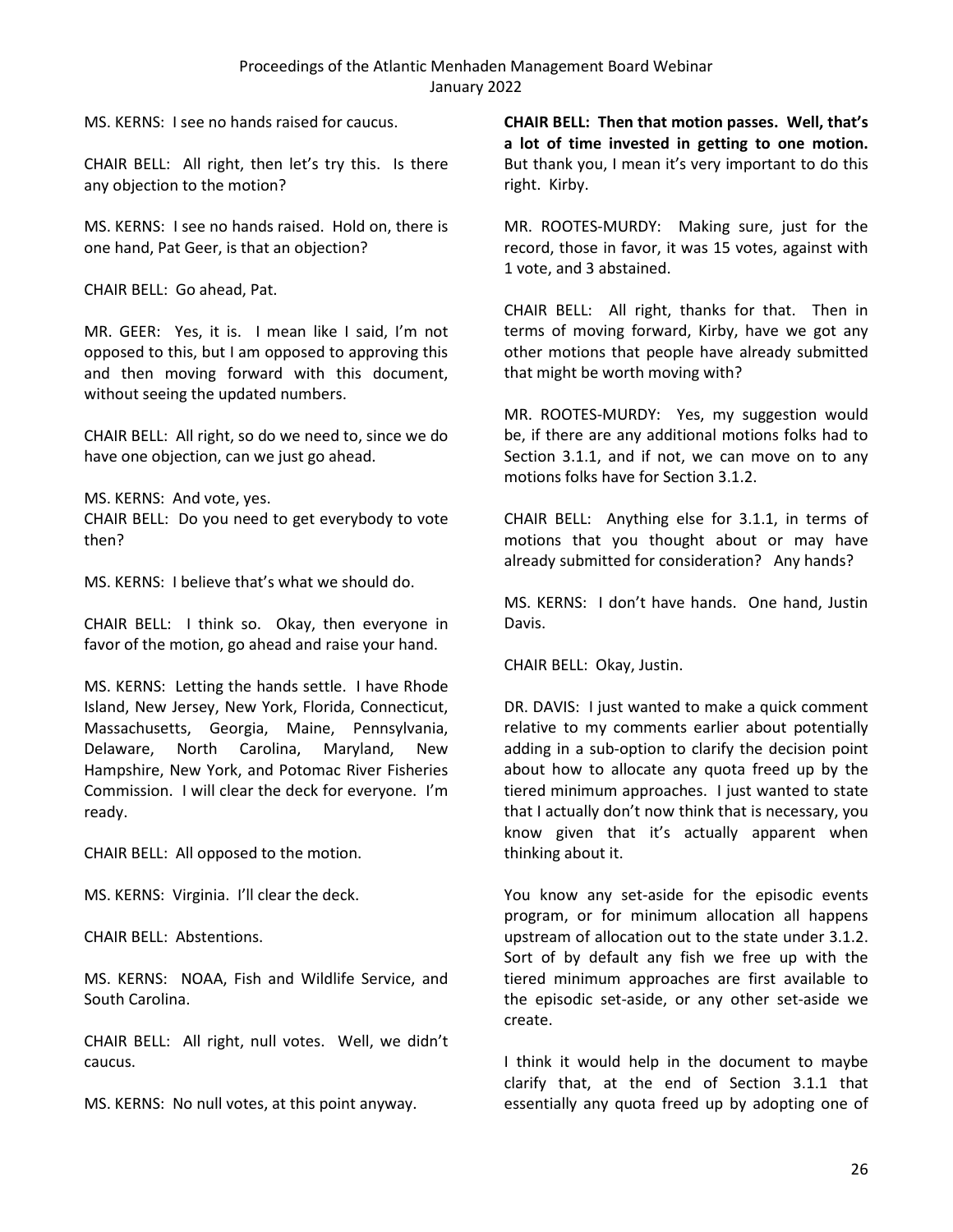MS. KERNS: I see no hands raised for caucus.

CHAIR BELL: All right, then let's try this. Is there any objection to the motion?

MS. KERNS: I see no hands raised. Hold on, there is one hand, Pat Geer, is that an objection?

CHAIR BELL: Go ahead, Pat.

MR. GEER: Yes, it is. I mean like I said, I'm not opposed to this, but I am opposed to approving this and then moving forward with this document, without seeing the updated numbers.

CHAIR BELL: All right, so do we need to, since we do have one objection, can we just go ahead.

MS. KERNS: And vote, yes.

CHAIR BELL: Do you need to get everybody to vote then?

MS. KERNS: I believe that's what we should do.

CHAIR BELL: I think so. Okay, then everyone in favor of the motion, go ahead and raise your hand.

MS. KERNS: Letting the hands settle. I have Rhode Island, New Jersey, New York, Florida, Connecticut, Massachusetts, Georgia, Maine, Pennsylvania, Delaware, North Carolina, Maryland, New Hampshire, New York, and Potomac River Fisheries Commission. I will clear the deck for everyone. I'm ready.

CHAIR BELL: All opposed to the motion.

MS. KERNS: Virginia. I'll clear the deck.

CHAIR BELL: Abstentions.

MS. KERNS: NOAA, Fish and Wildlife Service, and South Carolina.

CHAIR BELL: All right, null votes. Well, we didn't caucus.

MS. KERNS: No null votes, at this point anyway.

**CHAIR BELL: Then that motion passes. Well, that's a lot of time invested in getting to one motion.** But thank you, I mean it's very important to do this right. Kirby.

MR. ROOTES-MURDY: Making sure, just for the record, those in favor, it was 15 votes, against with 1 vote, and 3 abstained.

CHAIR BELL: All right, thanks for that. Then in terms of moving forward, Kirby, have we got any other motions that people have already submitted that might be worth moving with?

MR. ROOTES-MURDY: Yes, my suggestion would be, if there are any additional motions folks had to Section 3.1.1, and if not, we can move on to any motions folks have for Section 3.1.2.

CHAIR BELL: Anything else for 3.1.1, in terms of motions that you thought about or may have already submitted for consideration? Any hands?

MS. KERNS: I don't have hands. One hand, Justin Davis.

CHAIR BELL: Okay, Justin.

DR. DAVIS: I just wanted to make a quick comment relative to my comments earlier about potentially adding in a sub-option to clarify the decision point about how to allocate any quota freed up by the tiered minimum approaches. I just wanted to state that I actually don't now think that is necessary, you know given that it's actually apparent when thinking about it.

You know any set-aside for the episodic events program, or for minimum allocation all happens upstream of allocation out to the state under 3.1.2. Sort of by default any fish we free up with the tiered minimum approaches are first available to the episodic set-aside, or any other set-aside we create.

I think it would help in the document to maybe clarify that, at the end of Section 3.1.1 that essentially any quota freed up by adopting one of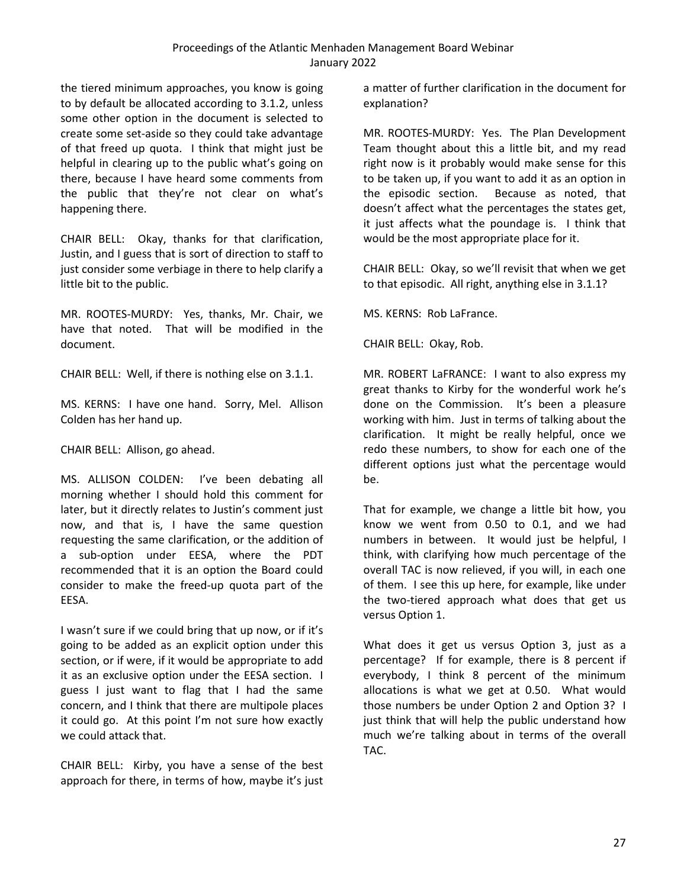the tiered minimum approaches, you know is going to by default be allocated according to 3.1.2, unless some other option in the document is selected to create some set-aside so they could take advantage of that freed up quota. I think that might just be helpful in clearing up to the public what's going on there, because I have heard some comments from the public that they're not clear on what's happening there.

CHAIR BELL: Okay, thanks for that clarification, Justin, and I guess that is sort of direction to staff to just consider some verbiage in there to help clarify a little bit to the public.

MR. ROOTES-MURDY: Yes, thanks, Mr. Chair, we have that noted. That will be modified in the document.

CHAIR BELL: Well, if there is nothing else on 3.1.1.

MS. KERNS: I have one hand. Sorry, Mel. Allison Colden has her hand up.

CHAIR BELL: Allison, go ahead.

MS. ALLISON COLDEN: I've been debating all morning whether I should hold this comment for later, but it directly relates to Justin's comment just now, and that is, I have the same question requesting the same clarification, or the addition of a sub-option under EESA, where the PDT recommended that it is an option the Board could consider to make the freed-up quota part of the EESA.

I wasn't sure if we could bring that up now, or if it's going to be added as an explicit option under this section, or if were, if it would be appropriate to add it as an exclusive option under the EESA section. I guess I just want to flag that I had the same concern, and I think that there are multipole places it could go. At this point I'm not sure how exactly we could attack that.

CHAIR BELL: Kirby, you have a sense of the best approach for there, in terms of how, maybe it's just a matter of further clarification in the document for explanation?

MR. ROOTES-MURDY: Yes. The Plan Development Team thought about this a little bit, and my read right now is it probably would make sense for this to be taken up, if you want to add it as an option in the episodic section. Because as noted, that doesn't affect what the percentages the states get, it just affects what the poundage is. I think that would be the most appropriate place for it.

CHAIR BELL: Okay, so we'll revisit that when we get to that episodic. All right, anything else in 3.1.1?

MS. KERNS: Rob LaFrance.

CHAIR BELL: Okay, Rob.

MR. ROBERT LaFRANCE: I want to also express my great thanks to Kirby for the wonderful work he's done on the Commission. It's been a pleasure working with him. Just in terms of talking about the clarification. It might be really helpful, once we redo these numbers, to show for each one of the different options just what the percentage would be.

That for example, we change a little bit how, you know we went from 0.50 to 0.1, and we had numbers in between. It would just be helpful, I think, with clarifying how much percentage of the overall TAC is now relieved, if you will, in each one of them. I see this up here, for example, like under the two-tiered approach what does that get us versus Option 1.

What does it get us versus Option 3, just as a percentage? If for example, there is 8 percent if everybody, I think 8 percent of the minimum allocations is what we get at 0.50. What would those numbers be under Option 2 and Option 3? I just think that will help the public understand how much we're talking about in terms of the overall TAC.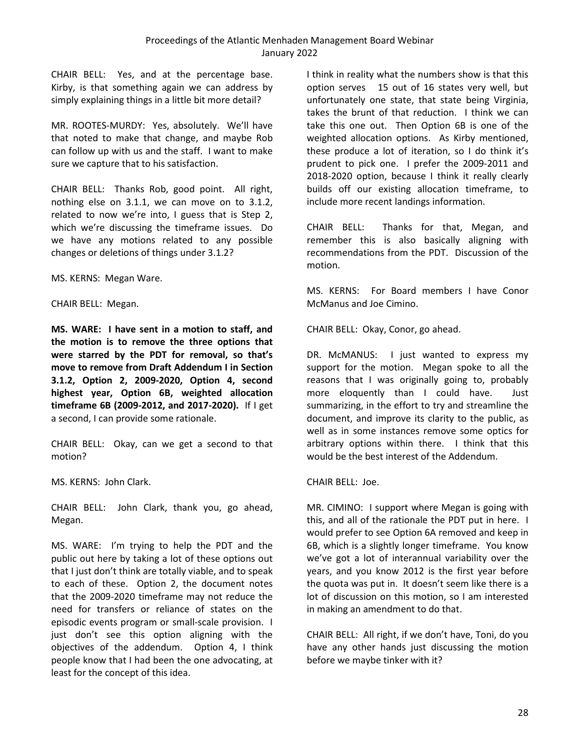CHAIR BELL: Yes, and at the percentage base. Kirby, is that something again we can address by simply explaining things in a little bit more detail?

MR. ROOTES-MURDY: Yes, absolutely. We'll have that noted to make that change, and maybe Rob can follow up with us and the staff. I want to make sure we capture that to his satisfaction.

CHAIR BELL: Thanks Rob, good point. All right, nothing else on 3.1.1, we can move on to 3.1.2, related to now we're into, I guess that is Step 2, which we're discussing the timeframe issues. Do we have any motions related to any possible changes or deletions of things under 3.1.2?

MS. KERNS: Megan Ware.

CHAIR BELL: Megan.

**MS. WARE: I have sent in a motion to staff, and the motion is to remove the three options that were starred by the PDT for removal, so that's move to remove from Draft Addendum I in Section 3.1.2, Option 2, 2009-2020, Option 4, second highest year, Option 6B, weighted allocation timeframe 6B (2009-2012, and 2017-2020).** If I get a second, I can provide some rationale.

CHAIR BELL: Okay, can we get a second to that motion?

MS. KERNS: John Clark.

CHAIR BELL: John Clark, thank you, go ahead, Megan.

MS. WARE: I'm trying to help the PDT and the public out here by taking a lot of these options out that I just don't think are totally viable, and to speak to each of these. Option 2, the document notes that the 2009-2020 timeframe may not reduce the need for transfers or reliance of states on the episodic events program or small-scale provision. I just don't see this option aligning with the objectives of the addendum. Option 4, I think people know that I had been the one advocating, at least for the concept of this idea.

I think in reality what the numbers show is that this option serves 15 out of 16 states very well, but unfortunately one state, that state being Virginia, takes the brunt of that reduction. I think we can take this one out. Then Option 6B is one of the weighted allocation options. As Kirby mentioned, these produce a lot of iteration, so I do think it's prudent to pick one. I prefer the 2009-2011 and 2018-2020 option, because I think it really clearly builds off our existing allocation timeframe, to include more recent landings information.

CHAIR BELL: Thanks for that, Megan, and remember this is also basically aligning with recommendations from the PDT. Discussion of the motion.

MS. KERNS: For Board members I have Conor McManus and Joe Cimino.

CHAIR BELL: Okay, Conor, go ahead.

DR. McMANUS: I just wanted to express my support for the motion. Megan spoke to all the reasons that I was originally going to, probably more eloquently than I could have. Just summarizing, in the effort to try and streamline the document, and improve its clarity to the public, as well as in some instances remove some optics for arbitrary options within there. I think that this would be the best interest of the Addendum.

CHAIR BELL: Joe.

MR. CIMINO: I support where Megan is going with this, and all of the rationale the PDT put in here. I would prefer to see Option 6A removed and keep in 6B, which is a slightly longer timeframe. You know we've got a lot of interannual variability over the years, and you know 2012 is the first year before the quota was put in. It doesn't seem like there is a lot of discussion on this motion, so I am interested in making an amendment to do that.

CHAIR BELL: All right, if we don't have, Toni, do you have any other hands just discussing the motion before we maybe tinker with it?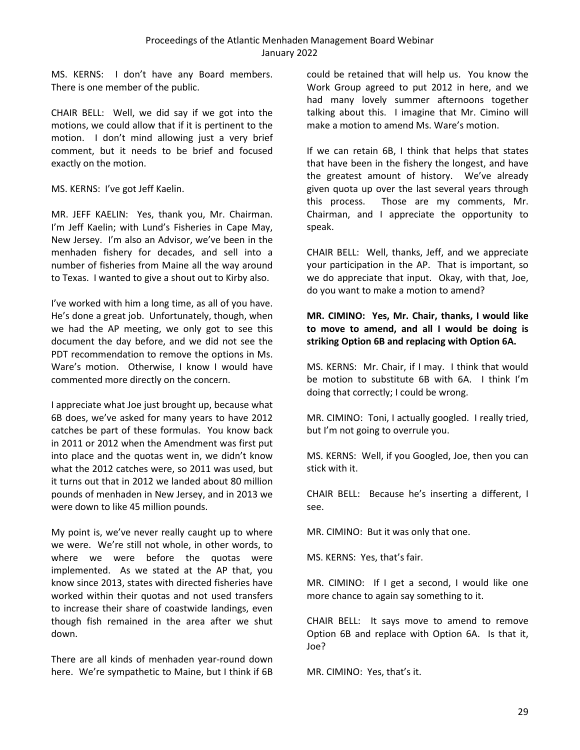MS. KERNS: I don't have any Board members. There is one member of the public.

CHAIR BELL: Well, we did say if we got into the motions, we could allow that if it is pertinent to the motion. I don't mind allowing just a very brief comment, but it needs to be brief and focused exactly on the motion.

MS. KERNS: I've got Jeff Kaelin.

MR. JEFF KAELIN: Yes, thank you, Mr. Chairman. I'm Jeff Kaelin; with Lund's Fisheries in Cape May, New Jersey. I'm also an Advisor, we've been in the menhaden fishery for decades, and sell into a number of fisheries from Maine all the way around to Texas. I wanted to give a shout out to Kirby also.

I've worked with him a long time, as all of you have. He's done a great job. Unfortunately, though, when we had the AP meeting, we only got to see this document the day before, and we did not see the PDT recommendation to remove the options in Ms. Ware's motion. Otherwise, I know I would have commented more directly on the concern.

I appreciate what Joe just brought up, because what 6B does, we've asked for many years to have 2012 catches be part of these formulas. You know back in 2011 or 2012 when the Amendment was first put into place and the quotas went in, we didn't know what the 2012 catches were, so 2011 was used, but it turns out that in 2012 we landed about 80 million pounds of menhaden in New Jersey, and in 2013 we were down to like 45 million pounds.

My point is, we've never really caught up to where we were. We're still not whole, in other words, to where we were before the quotas were implemented. As we stated at the AP that, you know since 2013, states with directed fisheries have worked within their quotas and not used transfers to increase their share of coastwide landings, even though fish remained in the area after we shut down.

There are all kinds of menhaden year-round down here. We're sympathetic to Maine, but I think if 6B could be retained that will help us. You know the Work Group agreed to put 2012 in here, and we had many lovely summer afternoons together talking about this. I imagine that Mr. Cimino will make a motion to amend Ms. Ware's motion.

If we can retain 6B, I think that helps that states that have been in the fishery the longest, and have the greatest amount of history. We've already given quota up over the last several years through this process. Those are my comments, Mr. Chairman, and I appreciate the opportunity to speak.

CHAIR BELL: Well, thanks, Jeff, and we appreciate your participation in the AP. That is important, so we do appreciate that input. Okay, with that, Joe, do you want to make a motion to amend?

**MR. CIMINO: Yes, Mr. Chair, thanks, I would like to move to amend, and all I would be doing is striking Option 6B and replacing with Option 6A.**

MS. KERNS: Mr. Chair, if I may. I think that would be motion to substitute 6B with 6A. I think I'm doing that correctly; I could be wrong.

MR. CIMINO: Toni, I actually googled. I really tried, but I'm not going to overrule you.

MS. KERNS: Well, if you Googled, Joe, then you can stick with it.

CHAIR BELL: Because he's inserting a different, I see.

MR. CIMINO: But it was only that one.

MS. KERNS: Yes, that's fair.

MR. CIMINO: If I get a second, I would like one more chance to again say something to it.

CHAIR BELL: It says move to amend to remove Option 6B and replace with Option 6A. Is that it, Joe?

MR. CIMINO: Yes, that's it.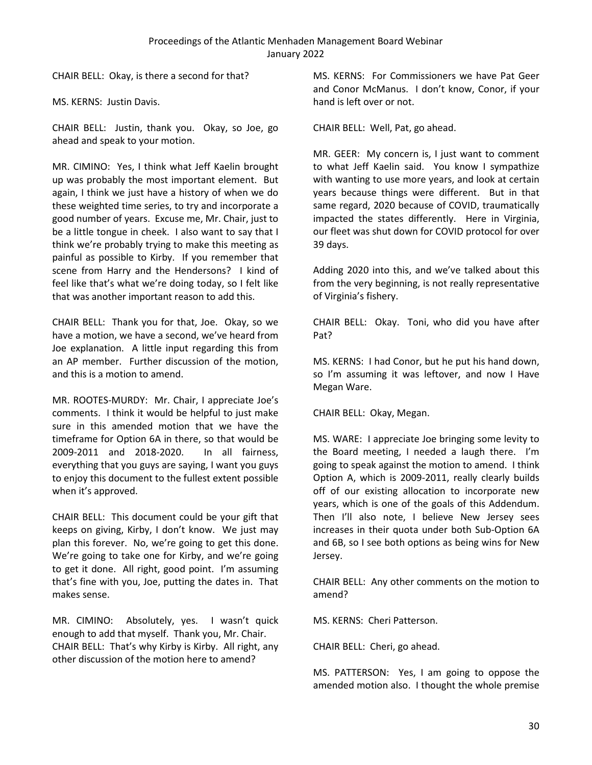CHAIR BELL: Okay, is there a second for that?

MS. KERNS: Justin Davis.

CHAIR BELL: Justin, thank you. Okay, so Joe, go ahead and speak to your motion.

MR. CIMINO: Yes, I think what Jeff Kaelin brought up was probably the most important element. But again, I think we just have a history of when we do these weighted time series, to try and incorporate a good number of years. Excuse me, Mr. Chair, just to be a little tongue in cheek. I also want to say that I think we're probably trying to make this meeting as painful as possible to Kirby. If you remember that scene from Harry and the Hendersons? I kind of feel like that's what we're doing today, so I felt like that was another important reason to add this.

CHAIR BELL: Thank you for that, Joe. Okay, so we have a motion, we have a second, we've heard from Joe explanation. A little input regarding this from an AP member. Further discussion of the motion, and this is a motion to amend.

MR. ROOTES-MURDY: Mr. Chair, I appreciate Joe's comments. I think it would be helpful to just make sure in this amended motion that we have the timeframe for Option 6A in there, so that would be 2009-2011 and 2018-2020. In all fairness, everything that you guys are saying, I want you guys to enjoy this document to the fullest extent possible when it's approved.

CHAIR BELL: This document could be your gift that keeps on giving, Kirby, I don't know. We just may plan this forever. No, we're going to get this done. We're going to take one for Kirby, and we're going to get it done. All right, good point. I'm assuming that's fine with you, Joe, putting the dates in. That makes sense.

MR. CIMINO: Absolutely, yes. I wasn't quick enough to add that myself. Thank you, Mr. Chair.

CHAIR BELL: That's why Kirby is Kirby. All right, any other discussion of the motion here to amend?

MS. KERNS: For Commissioners we have Pat Geer and Conor McManus. I don't know, Conor, if your hand is left over or not.

CHAIR BELL: Well, Pat, go ahead.

MR. GEER: My concern is, I just want to comment to what Jeff Kaelin said. You know I sympathize with wanting to use more years, and look at certain years because things were different. But in that same regard, 2020 because of COVID, traumatically impacted the states differently. Here in Virginia, our fleet was shut down for COVID protocol for over 39 days.

Adding 2020 into this, and we've talked about this from the very beginning, is not really representative of Virginia's fishery.

CHAIR BELL: Okay. Toni, who did you have after Pat?

MS. KERNS: I had Conor, but he put his hand down, so I'm assuming it was leftover, and now I Have Megan Ware.

CHAIR BELL: Okay, Megan.

MS. WARE: I appreciate Joe bringing some levity to the Board meeting, I needed a laugh there. I'm going to speak against the motion to amend. I think Option A, which is 2009-2011, really clearly builds off of our existing allocation to incorporate new years, which is one of the goals of this Addendum. Then I'll also note, I believe New Jersey sees increases in their quota under both Sub-Option 6A and 6B, so I see both options as being wins for New Jersey.

CHAIR BELL: Any other comments on the motion to amend?

MS. KERNS: Cheri Patterson.

CHAIR BELL: Cheri, go ahead.

MS. PATTERSON: Yes, I am going to oppose the amended motion also. I thought the whole premise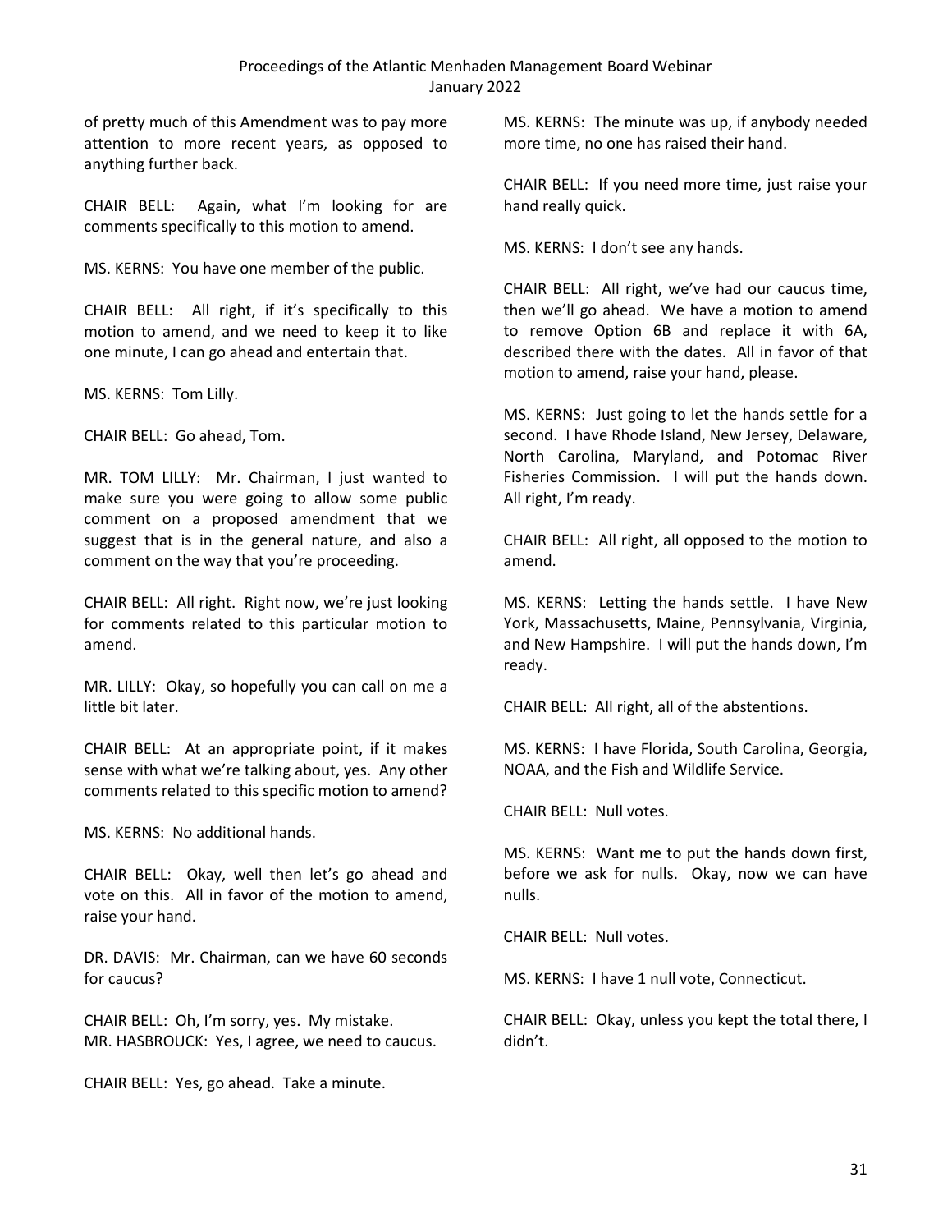of pretty much of this Amendment was to pay more attention to more recent years, as opposed to anything further back.

CHAIR BELL: Again, what I'm looking for are comments specifically to this motion to amend.

MS. KERNS: You have one member of the public.

CHAIR BELL: All right, if it's specifically to this motion to amend, and we need to keep it to like one minute, I can go ahead and entertain that.

MS. KERNS: Tom Lilly.

CHAIR BELL: Go ahead, Tom.

MR. TOM LILLY: Mr. Chairman, I just wanted to make sure you were going to allow some public comment on a proposed amendment that we suggest that is in the general nature, and also a comment on the way that you're proceeding.

CHAIR BELL: All right. Right now, we're just looking for comments related to this particular motion to amend.

MR. LILLY: Okay, so hopefully you can call on me a little bit later.

CHAIR BELL: At an appropriate point, if it makes sense with what we're talking about, yes. Any other comments related to this specific motion to amend?

MS. KERNS: No additional hands.

CHAIR BELL: Okay, well then let's go ahead and vote on this. All in favor of the motion to amend, raise your hand.

DR. DAVIS: Mr. Chairman, can we have 60 seconds for caucus?

CHAIR BELL: Oh, I'm sorry, yes. My mistake.

MR. HASBROUCK: Yes, I agree, we need to caucus.

CHAIR BELL: Yes, go ahead. Take a minute.

MS. KERNS: The minute was up, if anybody needed more time, no one has raised their hand.

CHAIR BELL: If you need more time, just raise your hand really quick.

MS. KERNS: I don't see any hands.

CHAIR BELL: All right, we've had our caucus time, then we'll go ahead. We have a motion to amend to remove Option 6B and replace it with 6A, described there with the dates. All in favor of that motion to amend, raise your hand, please.

MS. KERNS: Just going to let the hands settle for a second. I have Rhode Island, New Jersey, Delaware, North Carolina, Maryland, and Potomac River Fisheries Commission. I will put the hands down. All right, I'm ready.

CHAIR BELL: All right, all opposed to the motion to amend.

MS. KERNS: Letting the hands settle. I have New York, Massachusetts, Maine, Pennsylvania, Virginia, and New Hampshire. I will put the hands down, I'm ready.

CHAIR BELL: All right, all of the abstentions.

MS. KERNS: I have Florida, South Carolina, Georgia, NOAA, and the Fish and Wildlife Service.

CHAIR BELL: Null votes.

MS. KERNS: Want me to put the hands down first, before we ask for nulls. Okay, now we can have nulls.

CHAIR BELL: Null votes.

MS. KERNS: I have 1 null vote, Connecticut.

CHAIR BELL: Okay, unless you kept the total there, I didn't.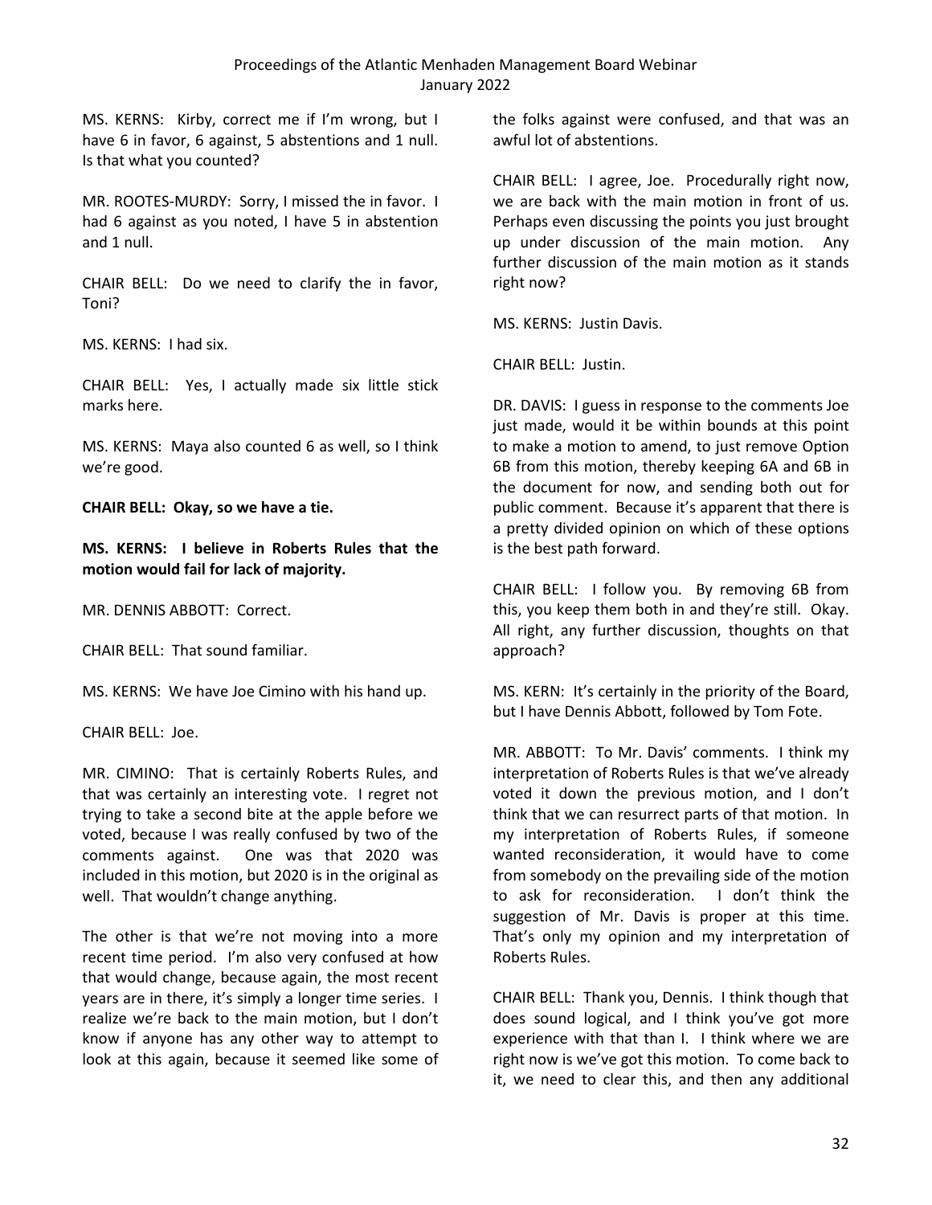MS. KERNS: Kirby, correct me if I'm wrong, but I have 6 in favor, 6 against, 5 abstentions and 1 null. Is that what you counted?

MR. ROOTES-MURDY: Sorry, I missed the in favor. I had 6 against as you noted, I have 5 in abstention and 1 null.

CHAIR BELL: Do we need to clarify the in favor, Toni?

MS. KERNS: I had six.

CHAIR BELL: Yes, I actually made six little stick marks here.

MS. KERNS: Maya also counted 6 as well, so I think we're good.

**CHAIR BELL: Okay, so we have a tie.**

**MS. KERNS: I believe in Roberts Rules that the motion would fail for lack of majority.**

MR. DENNIS ABBOTT: Correct.

CHAIR BELL: That sound familiar.

MS. KERNS: We have Joe Cimino with his hand up.

CHAIR BELL: Joe.

MR. CIMINO: That is certainly Roberts Rules, and that was certainly an interesting vote. I regret not trying to take a second bite at the apple before we voted, because I was really confused by two of the comments against. One was that 2020 was included in this motion, but 2020 is in the original as well. That wouldn't change anything.

The other is that we're not moving into a more recent time period. I'm also very confused at how that would change, because again, the most recent years are in there, it's simply a longer time series. I realize we're back to the main motion, but I don't know if anyone has any other way to attempt to look at this again, because it seemed like some of the folks against were confused, and that was an awful lot of abstentions.

CHAIR BELL: I agree, Joe. Procedurally right now, we are back with the main motion in front of us. Perhaps even discussing the points you just brought up under discussion of the main motion. Any further discussion of the main motion as it stands right now?

MS. KERNS: Justin Davis.

CHAIR BELL: Justin.

DR. DAVIS: I guess in response to the comments Joe just made, would it be within bounds at this point to make a motion to amend, to just remove Option 6B from this motion, thereby keeping 6A and 6B in the document for now, and sending both out for public comment. Because it's apparent that there is a pretty divided opinion on which of these options is the best path forward.

CHAIR BELL: I follow you. By removing 6B from this, you keep them both in and they're still. Okay. All right, any further discussion, thoughts on that approach?

MS. KERN: It's certainly in the priority of the Board, but I have Dennis Abbott, followed by Tom Fote.

MR. ABBOTT: To Mr. Davis' comments. I think my interpretation of Roberts Rules is that we've already voted it down the previous motion, and I don't think that we can resurrect parts of that motion. In my interpretation of Roberts Rules, if someone wanted reconsideration, it would have to come from somebody on the prevailing side of the motion to ask for reconsideration. I don't think the suggestion of Mr. Davis is proper at this time. That's only my opinion and my interpretation of Roberts Rules.

CHAIR BELL: Thank you, Dennis. I think though that does sound logical, and I think you've got more experience with that than I. I think where we are right now is we've got this motion. To come back to it, we need to clear this, and then any additional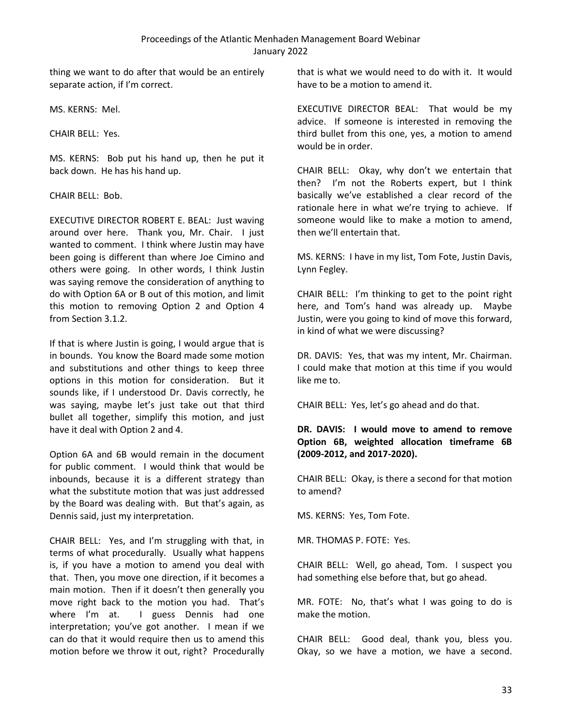thing we want to do after that would be an entirely separate action, if I'm correct.

MS. KERNS: Mel.

CHAIR BELL: Yes.

MS. KERNS: Bob put his hand up, then he put it back down. He has his hand up.

CHAIR BELL: Bob.

EXECUTIVE DIRECTOR ROBERT E. BEAL: Just waving around over here. Thank you, Mr. Chair. I just wanted to comment. I think where Justin may have been going is different than where Joe Cimino and others were going. In other words, I think Justin was saying remove the consideration of anything to do with Option 6A or B out of this motion, and limit this motion to removing Option 2 and Option 4 from Section 3.1.2.

If that is where Justin is going, I would argue that is in bounds. You know the Board made some motion and substitutions and other things to keep three options in this motion for consideration. But it sounds like, if I understood Dr. Davis correctly, he was saying, maybe let's just take out that third bullet all together, simplify this motion, and just have it deal with Option 2 and 4.

Option 6A and 6B would remain in the document for public comment. I would think that would be inbounds, because it is a different strategy than what the substitute motion that was just addressed by the Board was dealing with. But that's again, as Dennis said, just my interpretation.

CHAIR BELL: Yes, and I'm struggling with that, in terms of what procedurally. Usually what happens is, if you have a motion to amend you deal with that. Then, you move one direction, if it becomes a main motion. Then if it doesn't then generally you move right back to the motion you had. That's where I'm at. I guess Dennis had one interpretation; you've got another. I mean if we can do that it would require then us to amend this motion before we throw it out, right? Procedurally that is what we would need to do with it. It would have to be a motion to amend it.

EXECUTIVE DIRECTOR BEAL: That would be my advice. If someone is interested in removing the third bullet from this one, yes, a motion to amend would be in order.

CHAIR BELL: Okay, why don't we entertain that then? I'm not the Roberts expert, but I think basically we've established a clear record of the rationale here in what we're trying to achieve. If someone would like to make a motion to amend, then we'll entertain that.

MS. KERNS: I have in my list, Tom Fote, Justin Davis, Lynn Fegley.

CHAIR BELL: I'm thinking to get to the point right here, and Tom's hand was already up. Maybe Justin, were you going to kind of move this forward, in kind of what we were discussing?

DR. DAVIS: Yes, that was my intent, Mr. Chairman. I could make that motion at this time if you would like me to.

CHAIR BELL: Yes, let's go ahead and do that.

**DR. DAVIS: I would move to amend to remove Option 6B, weighted allocation timeframe 6B (2009-2012, and 2017-2020).**

CHAIR BELL: Okay, is there a second for that motion to amend?

MS. KERNS: Yes, Tom Fote.

MR. THOMAS P. FOTE: Yes.

CHAIR BELL: Well, go ahead, Tom. I suspect you had something else before that, but go ahead.

MR. FOTE: No, that's what I was going to do is make the motion.

CHAIR BELL: Good deal, thank you, bless you. Okay, so we have a motion, we have a second.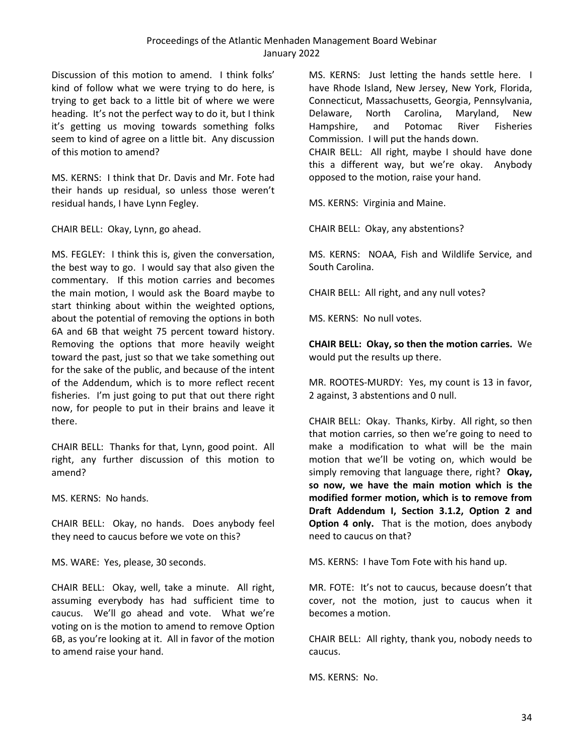Discussion of this motion to amend. I think folks' kind of follow what we were trying to do here, is trying to get back to a little bit of where we were heading. It's not the perfect way to do it, but I think it's getting us moving towards something folks seem to kind of agree on a little bit. Any discussion of this motion to amend?

MS. KERNS: I think that Dr. Davis and Mr. Fote had their hands up residual, so unless those weren't residual hands, I have Lynn Fegley.

CHAIR BELL: Okay, Lynn, go ahead.

MS. FEGLEY: I think this is, given the conversation, the best way to go. I would say that also given the commentary. If this motion carries and becomes the main motion, I would ask the Board maybe to start thinking about within the weighted options, about the potential of removing the options in both 6A and 6B that weight 75 percent toward history. Removing the options that more heavily weight toward the past, just so that we take something out for the sake of the public, and because of the intent of the Addendum, which is to more reflect recent fisheries. I'm just going to put that out there right now, for people to put in their brains and leave it there.

CHAIR BELL: Thanks for that, Lynn, good point. All right, any further discussion of this motion to amend?

MS. KERNS: No hands.

CHAIR BELL: Okay, no hands. Does anybody feel they need to caucus before we vote on this?

MS. WARE: Yes, please, 30 seconds.

CHAIR BELL: Okay, well, take a minute. All right, assuming everybody has had sufficient time to caucus. We'll go ahead and vote. What we're voting on is the motion to amend to remove Option 6B, as you're looking at it. All in favor of the motion to amend raise your hand.

MS. KERNS: Just letting the hands settle here. I have Rhode Island, New Jersey, New York, Florida, Connecticut, Massachusetts, Georgia, Pennsylvania, Delaware, North Carolina, Maryland, New Hampshire, and Potomac River Fisheries Commission. I will put the hands down.

CHAIR BELL: All right, maybe I should have done this a different way, but we're okay. Anybody opposed to the motion, raise your hand.

MS. KERNS: Virginia and Maine.

CHAIR BELL: Okay, any abstentions?

MS. KERNS: NOAA, Fish and Wildlife Service, and South Carolina.

CHAIR BELL: All right, and any null votes?

MS. KERNS: No null votes.

**CHAIR BELL: Okay, so then the motion carries.** We would put the results up there.

MR. ROOTES-MURDY: Yes, my count is 13 in favor, 2 against, 3 abstentions and 0 null.

CHAIR BELL: Okay. Thanks, Kirby. All right, so then that motion carries, so then we're going to need to make a modification to what will be the main motion that we'll be voting on, which would be simply removing that language there, right? **Okay, so now, we have the main motion which is the modified former motion, which is to remove from Draft Addendum I, Section 3.1.2, Option 2 and Option 4 only.** That is the motion, does anybody need to caucus on that?

MS. KERNS: I have Tom Fote with his hand up.

MR. FOTE: It's not to caucus, because doesn't that cover, not the motion, just to caucus when it becomes a motion.

CHAIR BELL: All righty, thank you, nobody needs to caucus.

MS. KERNS: No.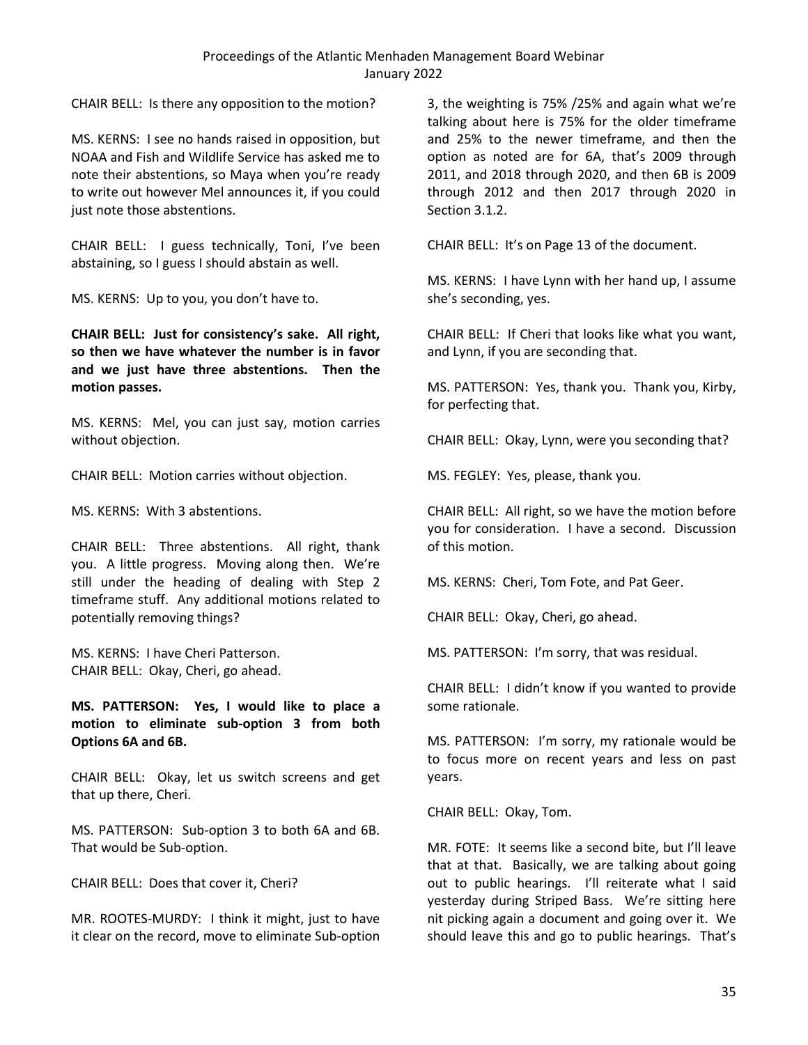CHAIR BELL: Is there any opposition to the motion?

MS. KERNS: I see no hands raised in opposition, but NOAA and Fish and Wildlife Service has asked me to note their abstentions, so Maya when you're ready to write out however Mel announces it, if you could just note those abstentions.

CHAIR BELL: I guess technically, Toni, I've been abstaining, so I guess I should abstain as well.

MS. KERNS: Up to you, you don't have to.

**CHAIR BELL: Just for consistency's sake. All right, so then we have whatever the number is in favor and we just have three abstentions. Then the motion passes.**

MS. KERNS: Mel, you can just say, motion carries without objection.

CHAIR BELL: Motion carries without objection.

MS. KERNS: With 3 abstentions.

CHAIR BELL: Three abstentions. All right, thank you. A little progress. Moving along then. We're still under the heading of dealing with Step 2 timeframe stuff. Any additional motions related to potentially removing things?

MS. KERNS: I have Cheri Patterson.

CHAIR BELL: Okay, Cheri, go ahead.

**MS. PATTERSON: Yes, I would like to place a motion to eliminate sub-option 3 from both Options 6A and 6B.**

CHAIR BELL: Okay, let us switch screens and get that up there, Cheri.

MS. PATTERSON: Sub-option 3 to both 6A and 6B. That would be Sub-option.

CHAIR BELL: Does that cover it, Cheri?

MR. ROOTES-MURDY: I think it might, just to have it clear on the record, move to eliminate Sub-option 3, the weighting is 75% /25% and again what we're talking about here is 75% for the older timeframe and 25% to the newer timeframe, and then the option as noted are for 6A, that's 2009 through 2011, and 2018 through 2020, and then 6B is 2009 through 2012 and then 2017 through 2020 in Section 3.1.2.

CHAIR BELL: It's on Page 13 of the document.

MS. KERNS: I have Lynn with her hand up, I assume she's seconding, yes.

CHAIR BELL: If Cheri that looks like what you want, and Lynn, if you are seconding that.

MS. PATTERSON: Yes, thank you. Thank you, Kirby, for perfecting that.

CHAIR BELL: Okay, Lynn, were you seconding that?

MS. FEGLEY: Yes, please, thank you.

CHAIR BELL: All right, so we have the motion before you for consideration. I have a second. Discussion of this motion.

MS. KERNS: Cheri, Tom Fote, and Pat Geer.

CHAIR BELL: Okay, Cheri, go ahead.

MS. PATTERSON: I'm sorry, that was residual.

CHAIR BELL: I didn't know if you wanted to provide some rationale.

MS. PATTERSON: I'm sorry, my rationale would be to focus more on recent years and less on past years.

CHAIR BELL: Okay, Tom.

MR. FOTE: It seems like a second bite, but I'll leave that at that. Basically, we are talking about going out to public hearings. I'll reiterate what I said yesterday during Striped Bass. We're sitting here nit picking again a document and going over it. We should leave this and go to public hearings. That's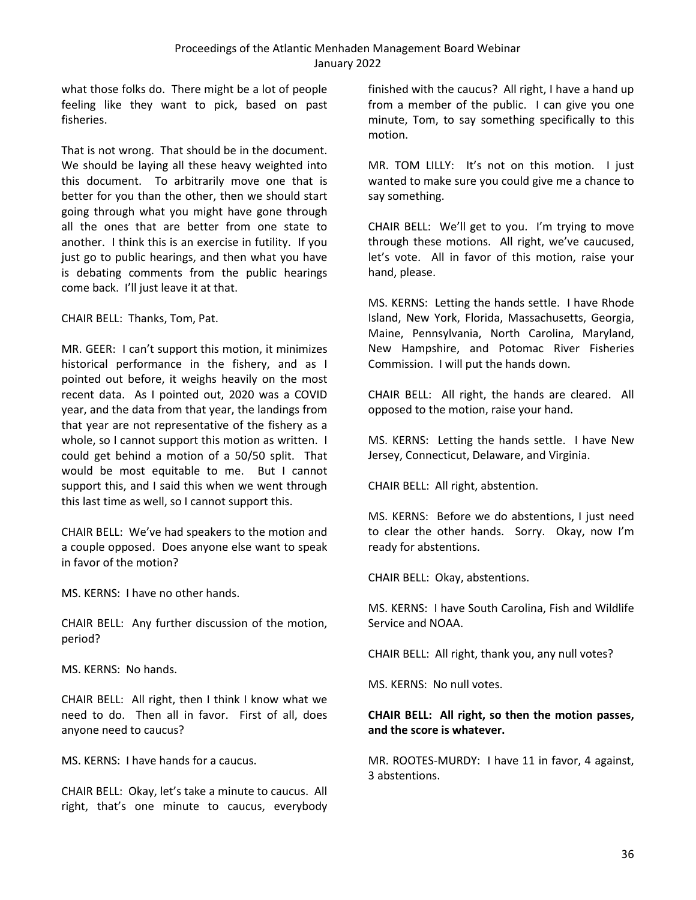what those folks do. There might be a lot of people feeling like they want to pick, based on past fisheries.

That is not wrong. That should be in the document. We should be laying all these heavy weighted into this document. To arbitrarily move one that is better for you than the other, then we should start going through what you might have gone through all the ones that are better from one state to another. I think this is an exercise in futility. If you just go to public hearings, and then what you have is debating comments from the public hearings come back. I'll just leave it at that.

CHAIR BELL: Thanks, Tom, Pat.

MR. GEER: I can't support this motion, it minimizes historical performance in the fishery, and as I pointed out before, it weighs heavily on the most recent data. As I pointed out, 2020 was a COVID year, and the data from that year, the landings from that year are not representative of the fishery as a whole, so I cannot support this motion as written. I could get behind a motion of a 50/50 split. That would be most equitable to me. But I cannot support this, and I said this when we went through this last time as well, so I cannot support this.

CHAIR BELL: We've had speakers to the motion and a couple opposed. Does anyone else want to speak in favor of the motion?

MS. KERNS: I have no other hands.

CHAIR BELL: Any further discussion of the motion, period?

MS. KERNS: No hands.

CHAIR BELL: All right, then I think I know what we need to do. Then all in favor. First of all, does anyone need to caucus?

MS. KERNS: I have hands for a caucus.

CHAIR BELL: Okay, let's take a minute to caucus. All right, that's one minute to caucus, everybody finished with the caucus? All right, I have a hand up from a member of the public. I can give you one minute, Tom, to say something specifically to this motion.

MR. TOM LILLY: It's not on this motion. I just wanted to make sure you could give me a chance to say something.

CHAIR BELL: We'll get to you. I'm trying to move through these motions. All right, we've caucused, let's vote. All in favor of this motion, raise your hand, please.

MS. KERNS: Letting the hands settle. I have Rhode Island, New York, Florida, Massachusetts, Georgia, Maine, Pennsylvania, North Carolina, Maryland, New Hampshire, and Potomac River Fisheries Commission. I will put the hands down.

CHAIR BELL: All right, the hands are cleared. All opposed to the motion, raise your hand.

MS. KERNS: Letting the hands settle. I have New Jersey, Connecticut, Delaware, and Virginia.

CHAIR BELL: All right, abstention.

MS. KERNS: Before we do abstentions, I just need to clear the other hands. Sorry. Okay, now I'm ready for abstentions.

CHAIR BELL: Okay, abstentions.

MS. KERNS: I have South Carolina, Fish and Wildlife Service and NOAA.

CHAIR BELL: All right, thank you, any null votes?

MS. KERNS: No null votes.

**CHAIR BELL: All right, so then the motion passes, and the score is whatever.**

MR. ROOTES-MURDY: I have 11 in favor, 4 against, 3 abstentions.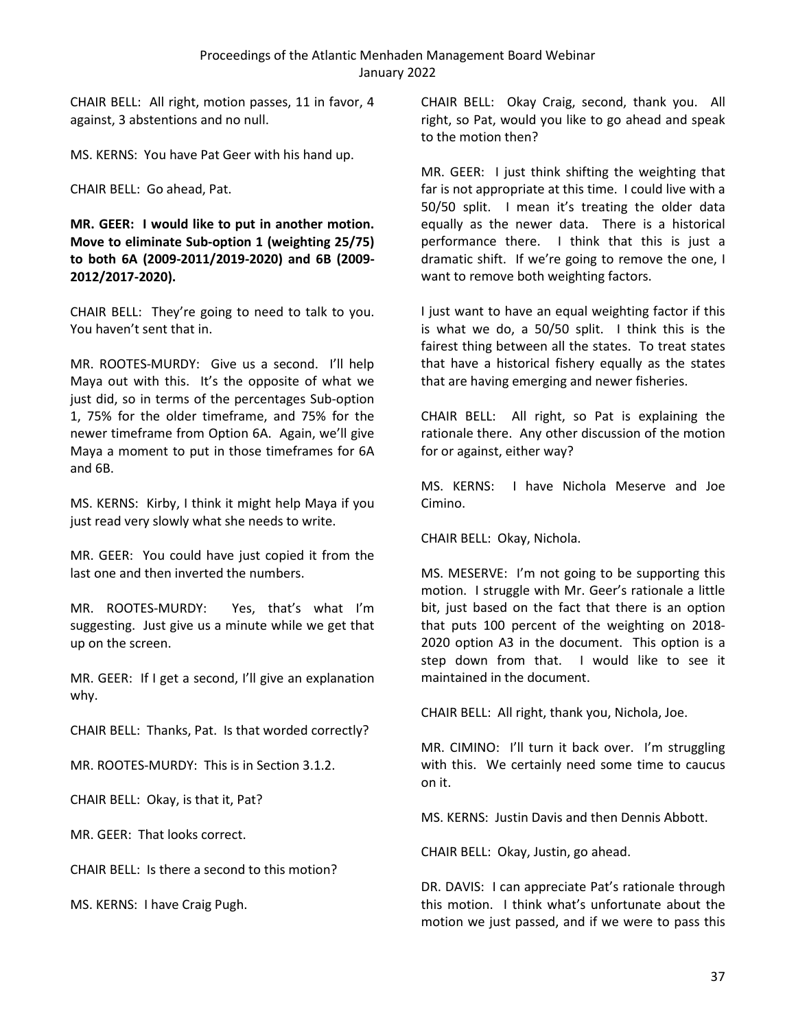CHAIR BELL: All right, motion passes, 11 in favor, 4 against, 3 abstentions and no null.

MS. KERNS: You have Pat Geer with his hand up.

CHAIR BELL: Go ahead, Pat.

**MR. GEER: I would like to put in another motion. Move to eliminate Sub-option 1 (weighting 25/75) to both 6A (2009-2011/2019-2020) and 6B (2009-2012/2017-2020).**

CHAIR BELL: They're going to need to talk to you. You haven't sent that in.

MR. ROOTES-MURDY: Give us a second. I'll help Maya out with this. It's the opposite of what we just did, so in terms of the percentages Sub-option 1, 75% for the older timeframe, and 75% for the newer timeframe from Option 6A. Again, we'll give Maya a moment to put in those timeframes for 6A and 6B.

MS. KERNS: Kirby, I think it might help Maya if you just read very slowly what she needs to write.

MR. GEER: You could have just copied it from the last one and then inverted the numbers.

MR. ROOTES-MURDY: Yes, that's what I'm suggesting. Just give us a minute while we get that up on the screen.

MR. GEER: If I get a second, I'll give an explanation why.

CHAIR BELL: Thanks, Pat. Is that worded correctly?

MR. ROOTES-MURDY: This is in Section 3.1.2.

CHAIR BELL: Okay, is that it, Pat?

MR. GEER: That looks correct.

CHAIR BELL: Is there a second to this motion?

MS. KERNS: I have Craig Pugh.

CHAIR BELL: Okay Craig, second, thank you. All right, so Pat, would you like to go ahead and speak to the motion then?

MR. GEER: I just think shifting the weighting that far is not appropriate at this time. I could live with a 50/50 split. I mean it's treating the older data equally as the newer data. There is a historical performance there. I think that this is just a dramatic shift. If we're going to remove the one, I want to remove both weighting factors.

I just want to have an equal weighting factor if this is what we do, a 50/50 split. I think this is the fairest thing between all the states. To treat states that have a historical fishery equally as the states that are having emerging and newer fisheries.

CHAIR BELL: All right, so Pat is explaining the rationale there. Any other discussion of the motion for or against, either way?

MS. KERNS: I have Nichola Meserve and Joe Cimino.

CHAIR BELL: Okay, Nichola.

MS. MESERVE: I'm not going to be supporting this motion. I struggle with Mr. Geer's rationale a little bit, just based on the fact that there is an option that puts 100 percent of the weighting on 2018-2020 option A3 in the document. This option is a step down from that. I would like to see it maintained in the document.

CHAIR BELL: All right, thank you, Nichola, Joe.

MR. CIMINO: I'll turn it back over. I'm struggling with this. We certainly need some time to caucus on it.

MS. KERNS: Justin Davis and then Dennis Abbott.

CHAIR BELL: Okay, Justin, go ahead.

DR. DAVIS: I can appreciate Pat's rationale through this motion. I think what's unfortunate about the motion we just passed, and if we were to pass this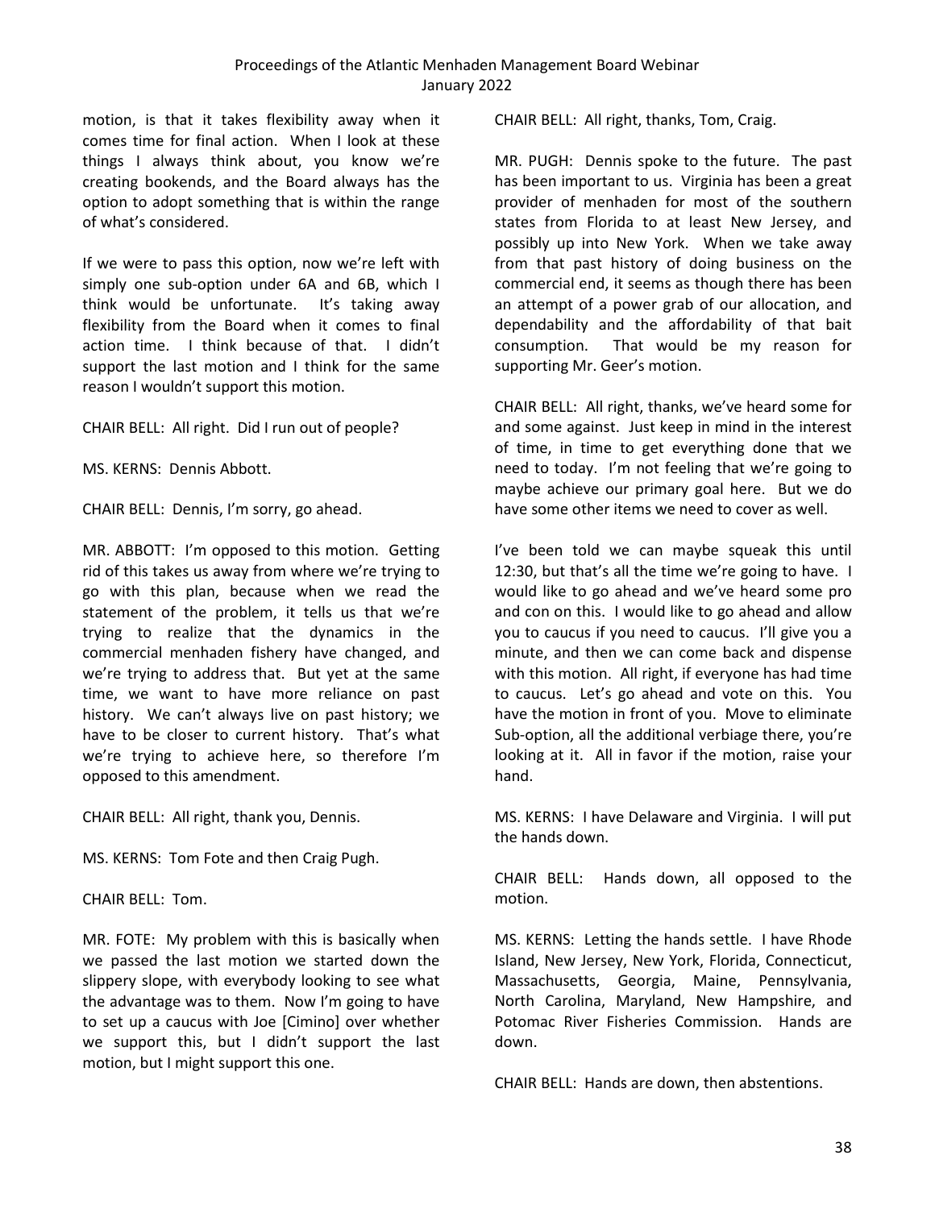motion, is that it takes flexibility away when it comes time for final action. When I look at these things I always think about, you know we're creating bookends, and the Board always has the option to adopt something that is within the range of what's considered.

If we were to pass this option, now we're left with simply one sub-option under 6A and 6B, which I think would be unfortunate. It's taking away flexibility from the Board when it comes to final action time. I think because of that. I didn't support the last motion and I think for the same reason I wouldn't support this motion.

CHAIR BELL: All right. Did I run out of people?

MS. KERNS: Dennis Abbott.

CHAIR BELL: Dennis, I'm sorry, go ahead.

MR. ABBOTT: I'm opposed to this motion. Getting rid of this takes us away from where we're trying to go with this plan, because when we read the statement of the problem, it tells us that we're trying to realize that the dynamics in the commercial menhaden fishery have changed, and we're trying to address that. But yet at the same time, we want to have more reliance on past history. We can't always live on past history; we have to be closer to current history. That's what we're trying to achieve here, so therefore I'm opposed to this amendment.

CHAIR BELL: All right, thank you, Dennis.

MS. KERNS: Tom Fote and then Craig Pugh.

CHAIR BELL: Tom.

MR. FOTE: My problem with this is basically when we passed the last motion we started down the slippery slope, with everybody looking to see what the advantage was to them. Now I'm going to have to set up a caucus with Joe [Cimino] over whether we support this, but I didn't support the last motion, but I might support this one.

CHAIR BELL: All right, thanks, Tom, Craig.

MR. PUGH: Dennis spoke to the future. The past has been important to us. Virginia has been a great provider of menhaden for most of the southern states from Florida to at least New Jersey, and possibly up into New York. When we take away from that past history of doing business on the commercial end, it seems as though there has been an attempt of a power grab of our allocation, and dependability and the affordability of that bait consumption. That would be my reason for supporting Mr. Geer's motion.

CHAIR BELL: All right, thanks, we've heard some for and some against. Just keep in mind in the interest of time, in time to get everything done that we need to today. I'm not feeling that we're going to maybe achieve our primary goal here. But we do have some other items we need to cover as well.

I've been told we can maybe squeak this until 12:30, but that's all the time we're going to have. I would like to go ahead and we've heard some pro and con on this. I would like to go ahead and allow you to caucus if you need to caucus. I'll give you a minute, and then we can come back and dispense with this motion. All right, if everyone has had time to caucus. Let's go ahead and vote on this. You have the motion in front of you. Move to eliminate Sub-option, all the additional verbiage there, you're looking at it. All in favor if the motion, raise your hand.

MS. KERNS: I have Delaware and Virginia. I will put the hands down.

CHAIR BELL: Hands down, all opposed to the motion.

MS. KERNS: Letting the hands settle. I have Rhode Island, New Jersey, New York, Florida, Connecticut, Massachusetts, Georgia, Maine, Pennsylvania, North Carolina, Maryland, New Hampshire, and Potomac River Fisheries Commission. Hands are down.

CHAIR BELL: Hands are down, then abstentions.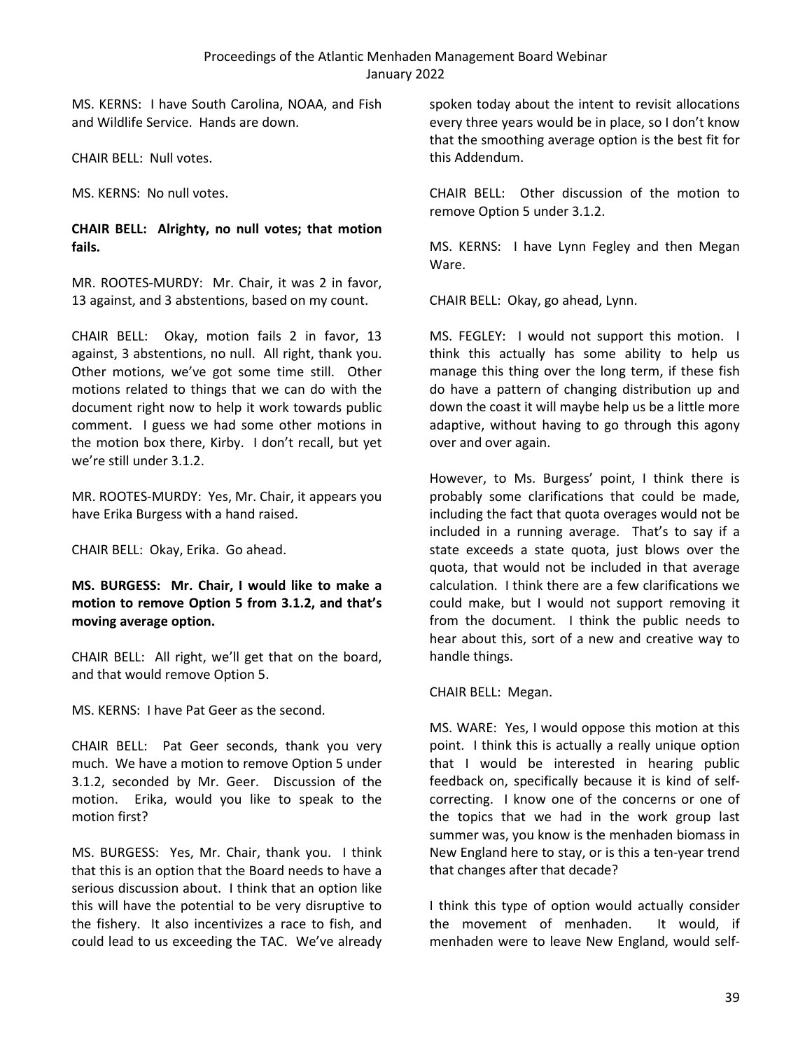MS. KERNS: I have South Carolina, NOAA, and Fish and Wildlife Service. Hands are down.

CHAIR BELL: Null votes.

MS. KERNS: No null votes.

**CHAIR BELL: Alrighty, no null votes; that motion fails.**

MR. ROOTES-MURDY: Mr. Chair, it was 2 in favor, 13 against, and 3 abstentions, based on my count.

CHAIR BELL: Okay, motion fails 2 in favor, 13 against, 3 abstentions, no null. All right, thank you. Other motions, we've got some time still. Other motions related to things that we can do with the document right now to help it work towards public comment. I guess we had some other motions in the motion box there, Kirby. I don't recall, but yet we're still under 3.1.2.

MR. ROOTES-MURDY: Yes, Mr. Chair, it appears you have Erika Burgess with a hand raised.

CHAIR BELL: Okay, Erika. Go ahead.

**MS. BURGESS: Mr. Chair, I would like to make a motion to remove Option 5 from 3.1.2, and that's moving average option.**

CHAIR BELL: All right, we'll get that on the board, and that would remove Option 5.

MS. KERNS: I have Pat Geer as the second.

CHAIR BELL: Pat Geer seconds, thank you very much. We have a motion to remove Option 5 under 3.1.2, seconded by Mr. Geer. Discussion of the motion. Erika, would you like to speak to the motion first?

MS. BURGESS: Yes, Mr. Chair, thank you. I think that this is an option that the Board needs to have a serious discussion about. I think that an option like this will have the potential to be very disruptive to the fishery. It also incentivizes a race to fish, and could lead to us exceeding the TAC. We've already spoken today about the intent to revisit allocations every three years would be in place, so I don't know that the smoothing average option is the best fit for this Addendum.

CHAIR BELL: Other discussion of the motion to remove Option 5 under 3.1.2.

MS. KERNS: I have Lynn Fegley and then Megan Ware.

CHAIR BELL: Okay, go ahead, Lynn.

MS. FEGLEY: I would not support this motion. I think this actually has some ability to help us manage this thing over the long term, if these fish do have a pattern of changing distribution up and down the coast it will maybe help us be a little more adaptive, without having to go through this agony over and over again.

However, to Ms. Burgess' point, I think there is probably some clarifications that could be made, including the fact that quota overages would not be included in a running average. That's to say if a state exceeds a state quota, just blows over the quota, that would not be included in that average calculation. I think there are a few clarifications we could make, but I would not support removing it from the document. I think the public needs to hear about this, sort of a new and creative way to handle things.

CHAIR BELL: Megan.

MS. WARE: Yes, I would oppose this motion at this point. I think this is actually a really unique option that I would be interested in hearing public feedback on, specifically because it is kind of self-correcting. I know one of the concerns or one of the topics that we had in the work group last summer was, you know is the menhaden biomass in New England here to stay, or is this a ten-year trend that changes after that decade?

I think this type of option would actually consider the movement of menhaden. It would, if menhaden were to leave New England, would self-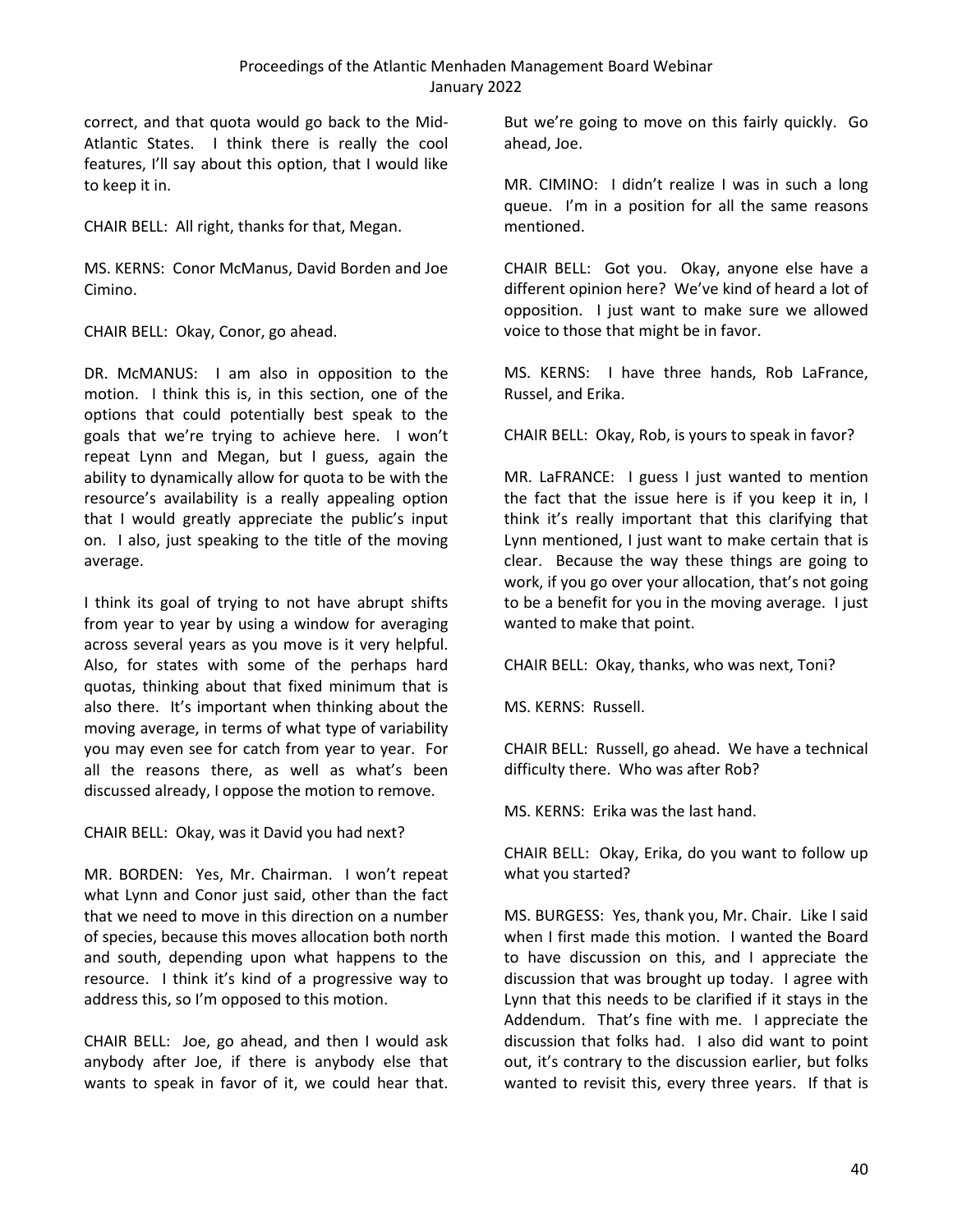correct, and that quota would go back to the Mid-Atlantic States. I think there is really the cool features, I'll say about this option, that I would like to keep it in.

CHAIR BELL: All right, thanks for that, Megan.

MS. KERNS: Conor McManus, David Borden and Joe Cimino.

CHAIR BELL: Okay, Conor, go ahead.

DR. McMANUS: I am also in opposition to the motion. I think this is, in this section, one of the options that could potentially best speak to the goals that we're trying to achieve here. I won't repeat Lynn and Megan, but I guess, again the ability to dynamically allow for quota to be with the resource's availability is a really appealing option that I would greatly appreciate the public's input on. I also, just speaking to the title of the moving average.

I think its goal of trying to not have abrupt shifts from year to year by using a window for averaging across several years as you move is it very helpful. Also, for states with some of the perhaps hard quotas, thinking about that fixed minimum that is also there. It's important when thinking about the moving average, in terms of what type of variability you may even see for catch from year to year. For all the reasons there, as well as what's been discussed already, I oppose the motion to remove.

CHAIR BELL: Okay, was it David you had next?

MR. BORDEN: Yes, Mr. Chairman. I won't repeat what Lynn and Conor just said, other than the fact that we need to move in this direction on a number of species, because this moves allocation both north and south, depending upon what happens to the resource. I think it's kind of a progressive way to address this, so I'm opposed to this motion.

CHAIR BELL: Joe, go ahead, and then I would ask anybody after Joe, if there is anybody else that wants to speak in favor of it, we could hear that. But we're going to move on this fairly quickly. Go ahead, Joe.

MR. CIMINO: I didn't realize I was in such a long queue. I'm in a position for all the same reasons mentioned.

CHAIR BELL: Got you. Okay, anyone else have a different opinion here? We've kind of heard a lot of opposition. I just want to make sure we allowed voice to those that might be in favor.

MS. KERNS: I have three hands, Rob LaFrance, Russel, and Erika.

CHAIR BELL: Okay, Rob, is yours to speak in favor?

MR. LaFRANCE: I guess I just wanted to mention the fact that the issue here is if you keep it in, I think it's really important that this clarifying that Lynn mentioned, I just want to make certain that is clear. Because the way these things are going to work, if you go over your allocation, that's not going to be a benefit for you in the moving average. I just wanted to make that point.

CHAIR BELL: Okay, thanks, who was next, Toni?

MS. KERNS: Russell.

CHAIR BELL: Russell, go ahead. We have a technical difficulty there. Who was after Rob?

MS. KERNS: Erika was the last hand.

CHAIR BELL: Okay, Erika, do you want to follow up what you started?

MS. BURGESS: Yes, thank you, Mr. Chair. Like I said when I first made this motion. I wanted the Board to have discussion on this, and I appreciate the discussion that was brought up today. I agree with Lynn that this needs to be clarified if it stays in the Addendum. That's fine with me. I appreciate the discussion that folks had. I also did want to point out, it's contrary to the discussion earlier, but folks wanted to revisit this, every three years. If that is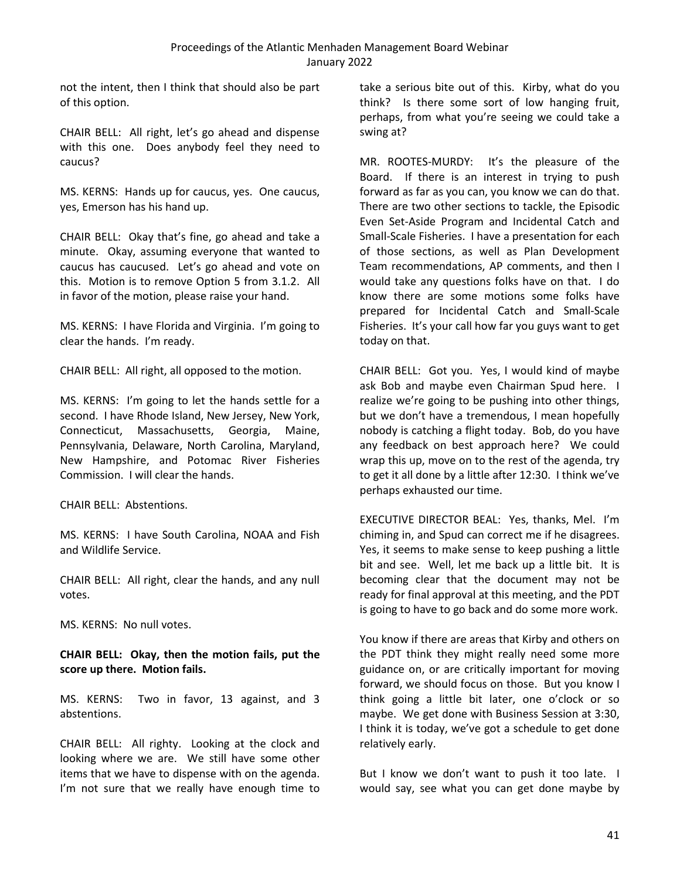not the intent, then I think that should also be part of this option.

CHAIR BELL: All right, let's go ahead and dispense with this one. Does anybody feel they need to caucus?

MS. KERNS: Hands up for caucus, yes. One caucus, yes, Emerson has his hand up.

CHAIR BELL: Okay that's fine, go ahead and take a minute. Okay, assuming everyone that wanted to caucus has caucused. Let's go ahead and vote on this. Motion is to remove Option 5 from 3.1.2. All in favor of the motion, please raise your hand.

MS. KERNS: I have Florida and Virginia. I'm going to clear the hands. I'm ready.

CHAIR BELL: All right, all opposed to the motion.

MS. KERNS: I'm going to let the hands settle for a second. I have Rhode Island, New Jersey, New York, Connecticut, Massachusetts, Georgia, Maine, Pennsylvania, Delaware, North Carolina, Maryland, New Hampshire, and Potomac River Fisheries Commission. I will clear the hands.

CHAIR BELL: Abstentions.

MS. KERNS: I have South Carolina, NOAA and Fish and Wildlife Service.

CHAIR BELL: All right, clear the hands, and any null votes.

MS. KERNS: No null votes.

**CHAIR BELL: Okay, then the motion fails, put the score up there. Motion fails.**

MS. KERNS: Two in favor, 13 against, and 3 abstentions.

CHAIR BELL: All righty. Looking at the clock and looking where we are. We still have some other items that we have to dispense with on the agenda. I'm not sure that we really have enough time to take a serious bite out of this. Kirby, what do you think? Is there some sort of low hanging fruit, perhaps, from what you're seeing we could take a swing at?

MR. ROOTES-MURDY: It's the pleasure of the Board. If there is an interest in trying to push forward as far as you can, you know we can do that. There are two other sections to tackle, the Episodic Even Set-Aside Program and Incidental Catch and Small-Scale Fisheries. I have a presentation for each of those sections, as well as Plan Development Team recommendations, AP comments, and then I would take any questions folks have on that. I do know there are some motions some folks have prepared for Incidental Catch and Small-Scale Fisheries. It's your call how far you guys want to get today on that.

CHAIR BELL: Got you. Yes, I would kind of maybe ask Bob and maybe even Chairman Spud here. I realize we're going to be pushing into other things, but we don't have a tremendous, I mean hopefully nobody is catching a flight today. Bob, do you have any feedback on best approach here? We could wrap this up, move on to the rest of the agenda, try to get it all done by a little after 12:30. I think we've perhaps exhausted our time.

EXECUTIVE DIRECTOR BEAL: Yes, thanks, Mel. I'm chiming in, and Spud can correct me if he disagrees. Yes, it seems to make sense to keep pushing a little bit and see. Well, let me back up a little bit. It is becoming clear that the document may not be ready for final approval at this meeting, and the PDT is going to have to go back and do some more work.

You know if there are areas that Kirby and others on the PDT think they might really need some more guidance on, or are critically important for moving forward, we should focus on those. But you know I think going a little bit later, one o'clock or so maybe. We get done with Business Session at 3:30, I think it is today, we've got a schedule to get done relatively early.

But I know we don't want to push it too late. I would say, see what you can get done maybe by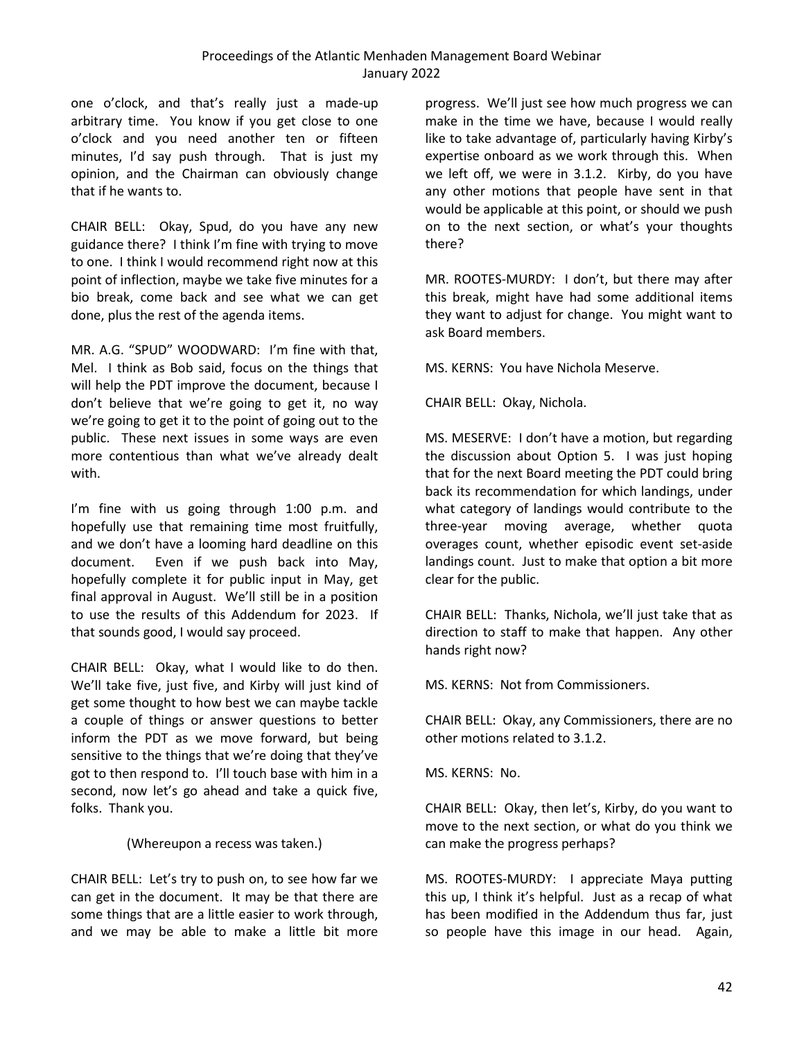one o'clock, and that's really just a made-up arbitrary time. You know if you get close to one o'clock and you need another ten or fifteen minutes, I'd say push through. That is just my opinion, and the Chairman can obviously change that if he wants to.

CHAIR BELL: Okay, Spud, do you have any new guidance there? I think I'm fine with trying to move to one. I think I would recommend right now at this point of inflection, maybe we take five minutes for a bio break, come back and see what we can get done, plus the rest of the agenda items.

MR. A.G. "SPUD" WOODWARD: I'm fine with that, Mel. I think as Bob said, focus on the things that will help the PDT improve the document, because I don't believe that we're going to get it, no way we're going to get it to the point of going out to the public. These next issues in some ways are even more contentious than what we've already dealt with.

I'm fine with us going through 1:00 p.m. and hopefully use that remaining time most fruitfully, and we don't have a looming hard deadline on this document. Even if we push back into May, hopefully complete it for public input in May, get final approval in August. We'll still be in a position to use the results of this Addendum for 2023. If that sounds good, I would say proceed.

CHAIR BELL: Okay, what I would like to do then. We'll take five, just five, and Kirby will just kind of get some thought to how best we can maybe tackle a couple of things or answer questions to better inform the PDT as we move forward, but being sensitive to the things that we're doing that they've got to then respond to. I'll touch base with him in a second, now let's go ahead and take a quick five, folks. Thank you.

(Whereupon a recess was taken.)

CHAIR BELL: Let's try to push on, to see how far we can get in the document. It may be that there are some things that are a little easier to work through, and we may be able to make a little bit more progress. We'll just see how much progress we can make in the time we have, because I would really like to take advantage of, particularly having Kirby's expertise onboard as we work through this. When we left off, we were in 3.1.2. Kirby, do you have any other motions that people have sent in that would be applicable at this point, or should we push on to the next section, or what's your thoughts there?

MR. ROOTES-MURDY: I don't, but there may after this break, might have had some additional items they want to adjust for change. You might want to ask Board members.

MS. KERNS: You have Nichola Meserve.

CHAIR BELL: Okay, Nichola.

MS. MESERVE: I don't have a motion, but regarding the discussion about Option 5. I was just hoping that for the next Board meeting the PDT could bring back its recommendation for which landings, under what category of landings would contribute to the three-year moving average, whether quota overages count, whether episodic event set-aside landings count. Just to make that option a bit more clear for the public.

CHAIR BELL: Thanks, Nichola, we'll just take that as direction to staff to make that happen. Any other hands right now?

MS. KERNS: Not from Commissioners.

CHAIR BELL: Okay, any Commissioners, there are no other motions related to 3.1.2.

MS. KERNS: No.

CHAIR BELL: Okay, then let's, Kirby, do you want to move to the next section, or what do you think we can make the progress perhaps?

MS. ROOTES-MURDY: I appreciate Maya putting this up, I think it's helpful. Just as a recap of what has been modified in the Addendum thus far, just so people have this image in our head. Again,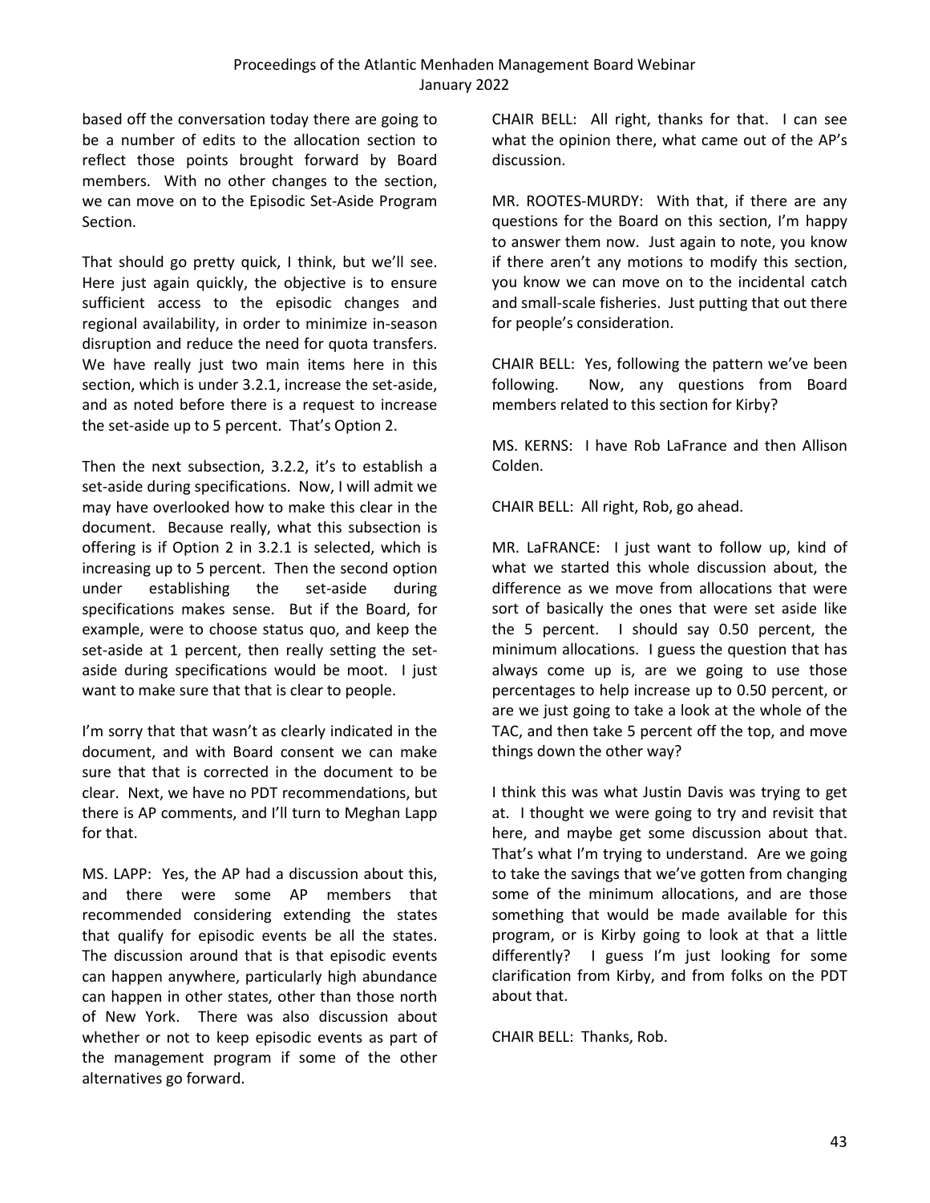based off the conversation today there are going to be a number of edits to the allocation section to reflect those points brought forward by Board members. With no other changes to the section, we can move on to the Episodic Set-Aside Program Section.

That should go pretty quick, I think, but we'll see. Here just again quickly, the objective is to ensure sufficient access to the episodic changes and regional availability, in order to minimize in-season disruption and reduce the need for quota transfers. We have really just two main items here in this section, which is under 3.2.1, increase the set-aside, and as noted before there is a request to increase the set-aside up to 5 percent. That's Option 2.

Then the next subsection, 3.2.2, it's to establish a set-aside during specifications. Now, I will admit we may have overlooked how to make this clear in the document. Because really, what this subsection is offering is if Option 2 in 3.2.1 is selected, which is increasing up to 5 percent. Then the second option under establishing the set-aside during specifications makes sense. But if the Board, for example, were to choose status quo, and keep the set-aside at 1 percent, then really setting the set-aside during specifications would be moot. I just want to make sure that that is clear to people.

I'm sorry that that wasn't as clearly indicated in the document, and with Board consent we can make sure that that is corrected in the document to be clear. Next, we have no PDT recommendations, but there is AP comments, and I'll turn to Meghan Lapp for that.

MS. LAPP: Yes, the AP had a discussion about this, and there were some AP members that recommended considering extending the states that qualify for episodic events be all the states. The discussion around that is that episodic events can happen anywhere, particularly high abundance can happen in other states, other than those north of New York. There was also discussion about whether or not to keep episodic events as part of the management program if some of the other alternatives go forward.

CHAIR BELL: All right, thanks for that. I can see what the opinion there, what came out of the AP's discussion.

MR. ROOTES-MURDY: With that, if there are any questions for the Board on this section, I'm happy to answer them now. Just again to note, you know if there aren't any motions to modify this section, you know we can move on to the incidental catch and small-scale fisheries. Just putting that out there for people's consideration.

CHAIR BELL: Yes, following the pattern we've been following. Now, any questions from Board members related to this section for Kirby?

MS. KERNS: I have Rob LaFrance and then Allison Colden.

CHAIR BELL: All right, Rob, go ahead.

MR. LaFRANCE: I just want to follow up, kind of what we started this whole discussion about, the difference as we move from allocations that were sort of basically the ones that were set aside like the 5 percent. I should say 0.50 percent, the minimum allocations. I guess the question that has always come up is, are we going to use those percentages to help increase up to 0.50 percent, or are we just going to take a look at the whole of the TAC, and then take 5 percent off the top, and move things down the other way?

I think this was what Justin Davis was trying to get at. I thought we were going to try and revisit that here, and maybe get some discussion about that. That's what I'm trying to understand. Are we going to take the savings that we've gotten from changing some of the minimum allocations, and are those something that would be made available for this program, or is Kirby going to look at that a little differently? I guess I'm just looking for some clarification from Kirby, and from folks on the PDT about that.

CHAIR BELL: Thanks, Rob.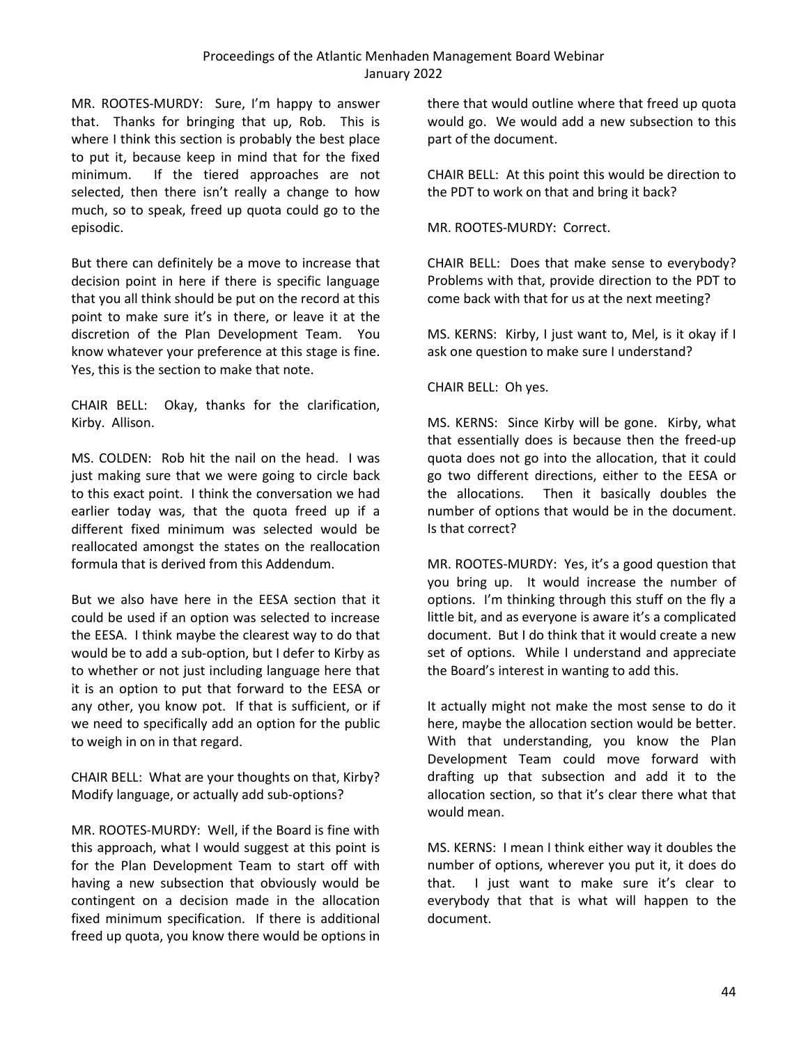MR. ROOTES-MURDY: Sure, I'm happy to answer that. Thanks for bringing that up, Rob. This is where I think this section is probably the best place to put it, because keep in mind that for the fixed minimum. If the tiered approaches are not selected, then there isn't really a change to how much, so to speak, freed up quota could go to the episodic.

But there can definitely be a move to increase that decision point in here if there is specific language that you all think should be put on the record at this point to make sure it's in there, or leave it at the discretion of the Plan Development Team. You know whatever your preference at this stage is fine. Yes, this is the section to make that note.

CHAIR BELL: Okay, thanks for the clarification, Kirby. Allison.

MS. COLDEN: Rob hit the nail on the head. I was just making sure that we were going to circle back to this exact point. I think the conversation we had earlier today was, that the quota freed up if a different fixed minimum was selected would be reallocated amongst the states on the reallocation formula that is derived from this Addendum.

But we also have here in the EESA section that it could be used if an option was selected to increase the EESA. I think maybe the clearest way to do that would be to add a sub-option, but I defer to Kirby as to whether or not just including language here that it is an option to put that forward to the EESA or any other, you know pot. If that is sufficient, or if we need to specifically add an option for the public to weigh in on in that regard.

CHAIR BELL: What are your thoughts on that, Kirby? Modify language, or actually add sub-options?

MR. ROOTES-MURDY: Well, if the Board is fine with this approach, what I would suggest at this point is for the Plan Development Team to start off with having a new subsection that obviously would be contingent on a decision made in the allocation fixed minimum specification. If there is additional freed up quota, you know there would be options in there that would outline where that freed up quota would go. We would add a new subsection to this part of the document.

CHAIR BELL: At this point this would be direction to the PDT to work on that and bring it back?

MR. ROOTES-MURDY: Correct.

CHAIR BELL: Does that make sense to everybody? Problems with that, provide direction to the PDT to come back with that for us at the next meeting?

MS. KERNS: Kirby, I just want to, Mel, is it okay if I ask one question to make sure I understand?

CHAIR BELL: Oh yes.

MS. KERNS: Since Kirby will be gone. Kirby, what that essentially does is because then the freed-up quota does not go into the allocation, that it could go two different directions, either to the EESA or the allocations. Then it basically doubles the number of options that would be in the document. Is that correct?

MR. ROOTES-MURDY: Yes, it's a good question that you bring up. It would increase the number of options. I'm thinking through this stuff on the fly a little bit, and as everyone is aware it's a complicated document. But I do think that it would create a new set of options. While I understand and appreciate the Board's interest in wanting to add this.

It actually might not make the most sense to do it here, maybe the allocation section would be better. With that understanding, you know the Plan Development Team could move forward with drafting up that subsection and add it to the allocation section, so that it's clear there what that would mean.

MS. KERNS: I mean I think either way it doubles the number of options, wherever you put it, it does do that. I just want to make sure it's clear to everybody that that is what will happen to the document.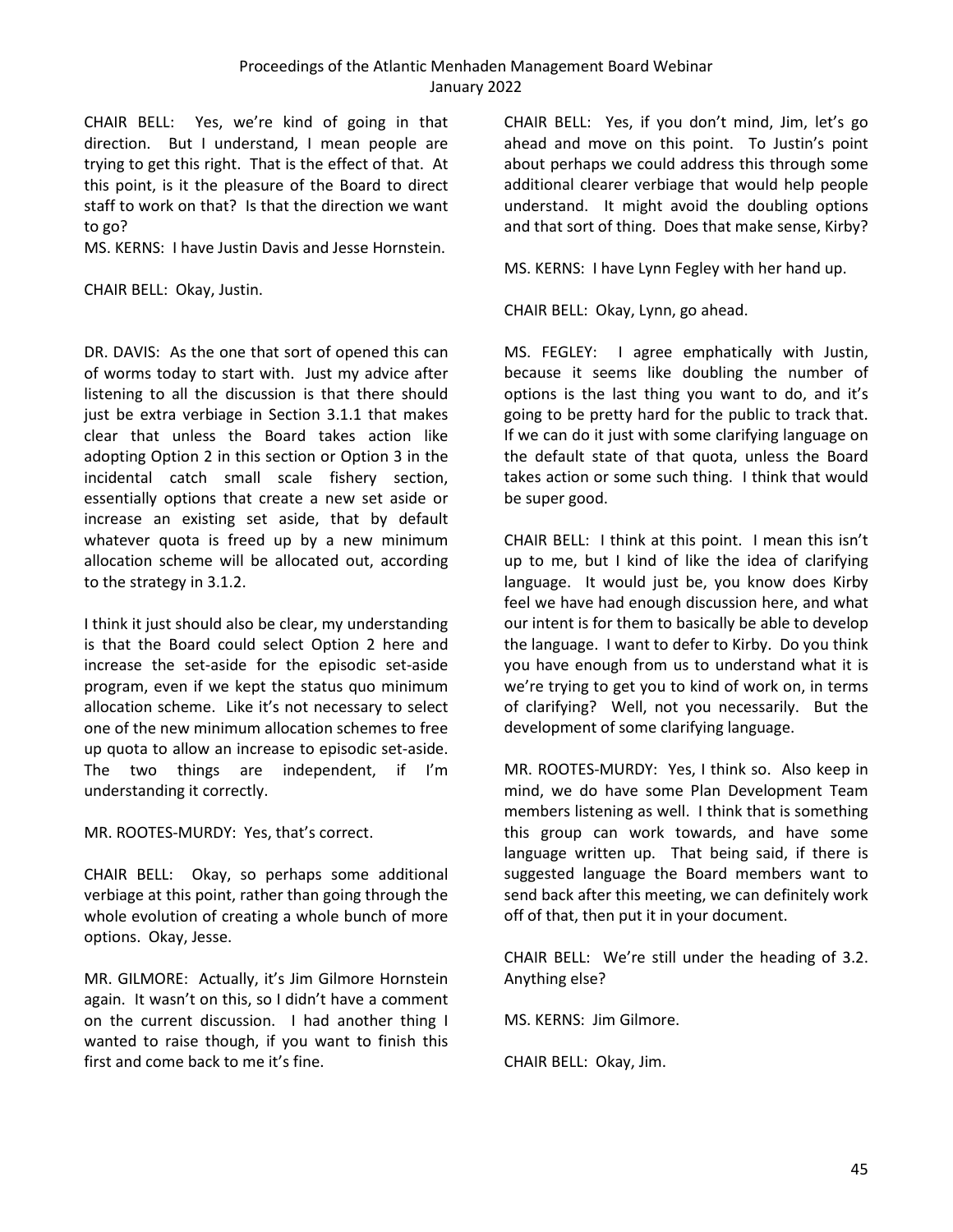CHAIR BELL: Yes, we're kind of going in that direction. But I understand, I mean people are trying to get this right. That is the effect of that. At this point, is it the pleasure of the Board to direct staff to work on that? Is that the direction we want to go?

MS. KERNS: I have Justin Davis and Jesse Hornstein.

CHAIR BELL: Okay, Justin.

DR. DAVIS: As the one that sort of opened this can of worms today to start with. Just my advice after listening to all the discussion is that there should just be extra verbiage in Section 3.1.1 that makes clear that unless the Board takes action like adopting Option 2 in this section or Option 3 in the incidental catch small scale fishery section, essentially options that create a new set aside or increase an existing set aside, that by default whatever quota is freed up by a new minimum allocation scheme will be allocated out, according to the strategy in 3.1.2.

I think it just should also be clear, my understanding is that the Board could select Option 2 here and increase the set-aside for the episodic set-aside program, even if we kept the status quo minimum allocation scheme. Like it's not necessary to select one of the new minimum allocation schemes to free up quota to allow an increase to episodic set-aside. The two things are independent, if I'm understanding it correctly.

MR. ROOTES-MURDY: Yes, that's correct.

CHAIR BELL: Okay, so perhaps some additional verbiage at this point, rather than going through the whole evolution of creating a whole bunch of more options. Okay, Jesse.

MR. GILMORE: Actually, it's Jim Gilmore Hornstein again. It wasn't on this, so I didn't have a comment on the current discussion. I had another thing I wanted to raise though, if you want to finish this first and come back to me it's fine.

CHAIR BELL: Yes, if you don't mind, Jim, let's go ahead and move on this point. To Justin's point about perhaps we could address this through some additional clearer verbiage that would help people understand. It might avoid the doubling options and that sort of thing. Does that make sense, Kirby?

MS. KERNS: I have Lynn Fegley with her hand up.

CHAIR BELL: Okay, Lynn, go ahead.

MS. FEGLEY: I agree emphatically with Justin, because it seems like doubling the number of options is the last thing you want to do, and it's going to be pretty hard for the public to track that. If we can do it just with some clarifying language on the default state of that quota, unless the Board takes action or some such thing. I think that would be super good.

CHAIR BELL: I think at this point. I mean this isn't up to me, but I kind of like the idea of clarifying language. It would just be, you know does Kirby feel we have had enough discussion here, and what our intent is for them to basically be able to develop the language. I want to defer to Kirby. Do you think you have enough from us to understand what it is we're trying to get you to kind of work on, in terms of clarifying? Well, not you necessarily. But the development of some clarifying language.

MR. ROOTES-MURDY: Yes, I think so. Also keep in mind, we do have some Plan Development Team members listening as well. I think that is something this group can work towards, and have some language written up. That being said, if there is suggested language the Board members want to send back after this meeting, we can definitely work off of that, then put it in your document.

CHAIR BELL: We're still under the heading of 3.2. Anything else?

MS. KERNS: Jim Gilmore.

CHAIR BELL: Okay, Jim.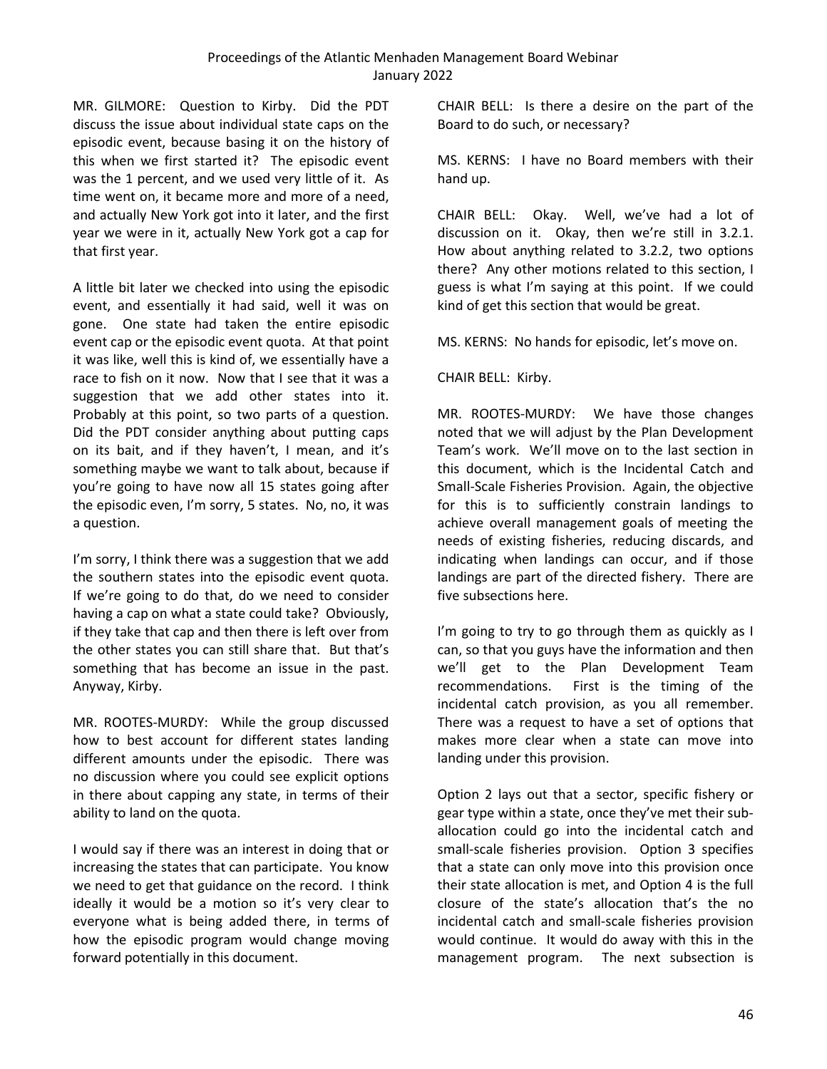MR. GILMORE: Question to Kirby. Did the PDT discuss the issue about individual state caps on the episodic event, because basing it on the history of this when we first started it? The episodic event was the 1 percent, and we used very little of it. As time went on, it became more and more of a need, and actually New York got into it later, and the first year we were in it, actually New York got a cap for that first year.

A little bit later we checked into using the episodic event, and essentially it had said, well it was on gone. One state had taken the entire episodic event cap or the episodic event quota. At that point it was like, well this is kind of, we essentially have a race to fish on it now. Now that I see that it was a suggestion that we add other states into it. Probably at this point, so two parts of a question. Did the PDT consider anything about putting caps on its bait, and if they haven't, I mean, and it's something maybe we want to talk about, because if you're going to have now all 15 states going after the episodic even, I'm sorry, 5 states. No, no, it was a question.

I'm sorry, I think there was a suggestion that we add the southern states into the episodic event quota. If we're going to do that, do we need to consider having a cap on what a state could take? Obviously, if they take that cap and then there is left over from the other states you can still share that. But that's something that has become an issue in the past. Anyway, Kirby.

MR. ROOTES-MURDY: While the group discussed how to best account for different states landing different amounts under the episodic. There was no discussion where you could see explicit options in there about capping any state, in terms of their ability to land on the quota.

I would say if there was an interest in doing that or increasing the states that can participate. You know we need to get that guidance on the record. I think ideally it would be a motion so it's very clear to everyone what is being added there, in terms of how the episodic program would change moving forward potentially in this document.

CHAIR BELL: Is there a desire on the part of the Board to do such, or necessary?

MS. KERNS: I have no Board members with their hand up.

CHAIR BELL: Okay. Well, we've had a lot of discussion on it. Okay, then we're still in 3.2.1. How about anything related to 3.2.2, two options there? Any other motions related to this section, I guess is what I'm saying at this point. If we could kind of get this section that would be great.

MS. KERNS: No hands for episodic, let's move on.

CHAIR BELL: Kirby.

MR. ROOTES-MURDY: We have those changes noted that we will adjust by the Plan Development Team's work. We'll move on to the last section in this document, which is the Incidental Catch and Small-Scale Fisheries Provision. Again, the objective for this is to sufficiently constrain landings to achieve overall management goals of meeting the needs of existing fisheries, reducing discards, and indicating when landings can occur, and if those landings are part of the directed fishery. There are five subsections here.

I'm going to try to go through them as quickly as I can, so that you guys have the information and then we'll get to the Plan Development Team recommendations. First is the timing of the incidental catch provision, as you all remember. There was a request to have a set of options that makes more clear when a state can move into landing under this provision.

Option 2 lays out that a sector, specific fishery or gear type within a state, once they've met their sub-allocation could go into the incidental catch and small-scale fisheries provision. Option 3 specifies that a state can only move into this provision once their state allocation is met, and Option 4 is the full closure of the state's allocation that's the no incidental catch and small-scale fisheries provision would continue. It would do away with this in the management program. The next subsection is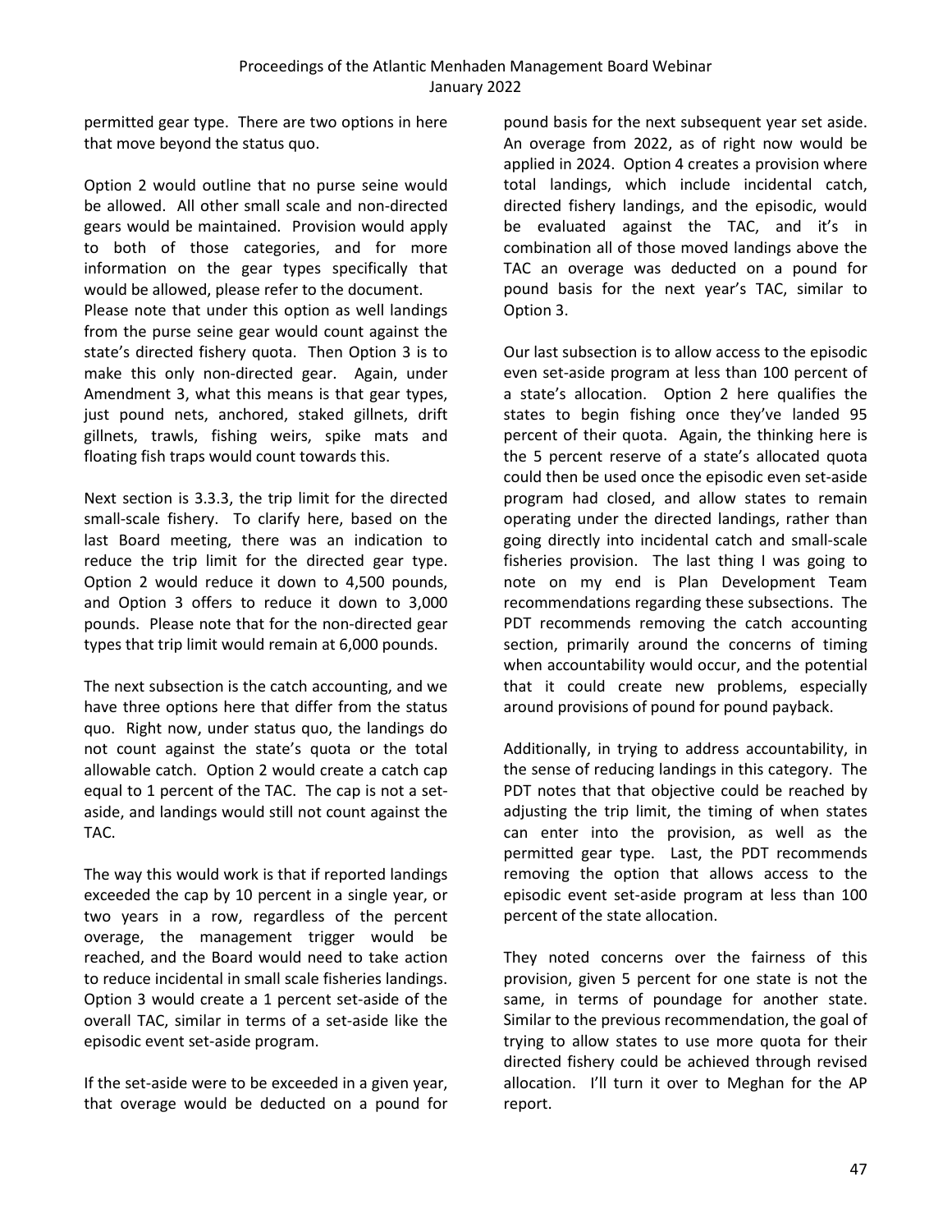permitted gear type. There are two options in here that move beyond the status quo.

Option 2 would outline that no purse seine would be allowed. All other small scale and non-directed gears would be maintained. Provision would apply to both of those categories, and for more information on the gear types specifically that would be allowed, please refer to the document.
Please note that under this option as well landings from the purse seine gear would count against the state's directed fishery quota. Then Option 3 is to make this only non-directed gear. Again, under Amendment 3, what this means is that gear types, just pound nets, anchored, staked gillnets, drift gillnets, trawls, fishing weirs, spike mats and floating fish traps would count towards this.

Next section is 3.3.3, the trip limit for the directed small-scale fishery. To clarify here, based on the last Board meeting, there was an indication to reduce the trip limit for the directed gear type. Option 2 would reduce it down to 4,500 pounds, and Option 3 offers to reduce it down to 3,000 pounds. Please note that for the non-directed gear types that trip limit would remain at 6,000 pounds.

The next subsection is the catch accounting, and we have three options here that differ from the status quo. Right now, under status quo, the landings do not count against the state's quota or the total allowable catch. Option 2 would create a catch cap equal to 1 percent of the TAC. The cap is not a set-aside, and landings would still not count against the TAC.

The way this would work is that if reported landings exceeded the cap by 10 percent in a single year, or two years in a row, regardless of the percent overage, the management trigger would be reached, and the Board would need to take action to reduce incidental in small scale fisheries landings. Option 3 would create a 1 percent set-aside of the overall TAC, similar in terms of a set-aside like the episodic event set-aside program.

If the set-aside were to be exceeded in a given year, that overage would be deducted on a pound for pound basis for the next subsequent year set aside. An overage from 2022, as of right now would be applied in 2024. Option 4 creates a provision where total landings, which include incidental catch, directed fishery landings, and the episodic, would be evaluated against the TAC, and it's in combination all of those moved landings above the TAC an overage was deducted on a pound for pound basis for the next year's TAC, similar to Option 3.

Our last subsection is to allow access to the episodic even set-aside program at less than 100 percent of a state's allocation. Option 2 here qualifies the states to begin fishing once they've landed 95 percent of their quota. Again, the thinking here is the 5 percent reserve of a state's allocated quota could then be used once the episodic even set-aside program had closed, and allow states to remain operating under the directed landings, rather than going directly into incidental catch and small-scale fisheries provision. The last thing I was going to note on my end is Plan Development Team recommendations regarding these subsections. The PDT recommends removing the catch accounting section, primarily around the concerns of timing when accountability would occur, and the potential that it could create new problems, especially around provisions of pound for pound payback.

Additionally, in trying to address accountability, in the sense of reducing landings in this category. The PDT notes that that objective could be reached by adjusting the trip limit, the timing of when states can enter into the provision, as well as the permitted gear type. Last, the PDT recommends removing the option that allows access to the episodic event set-aside program at less than 100 percent of the state allocation.

They noted concerns over the fairness of this provision, given 5 percent for one state is not the same, in terms of poundage for another state. Similar to the previous recommendation, the goal of trying to allow states to use more quota for their directed fishery could be achieved through revised allocation. I'll turn it over to Meghan for the AP report.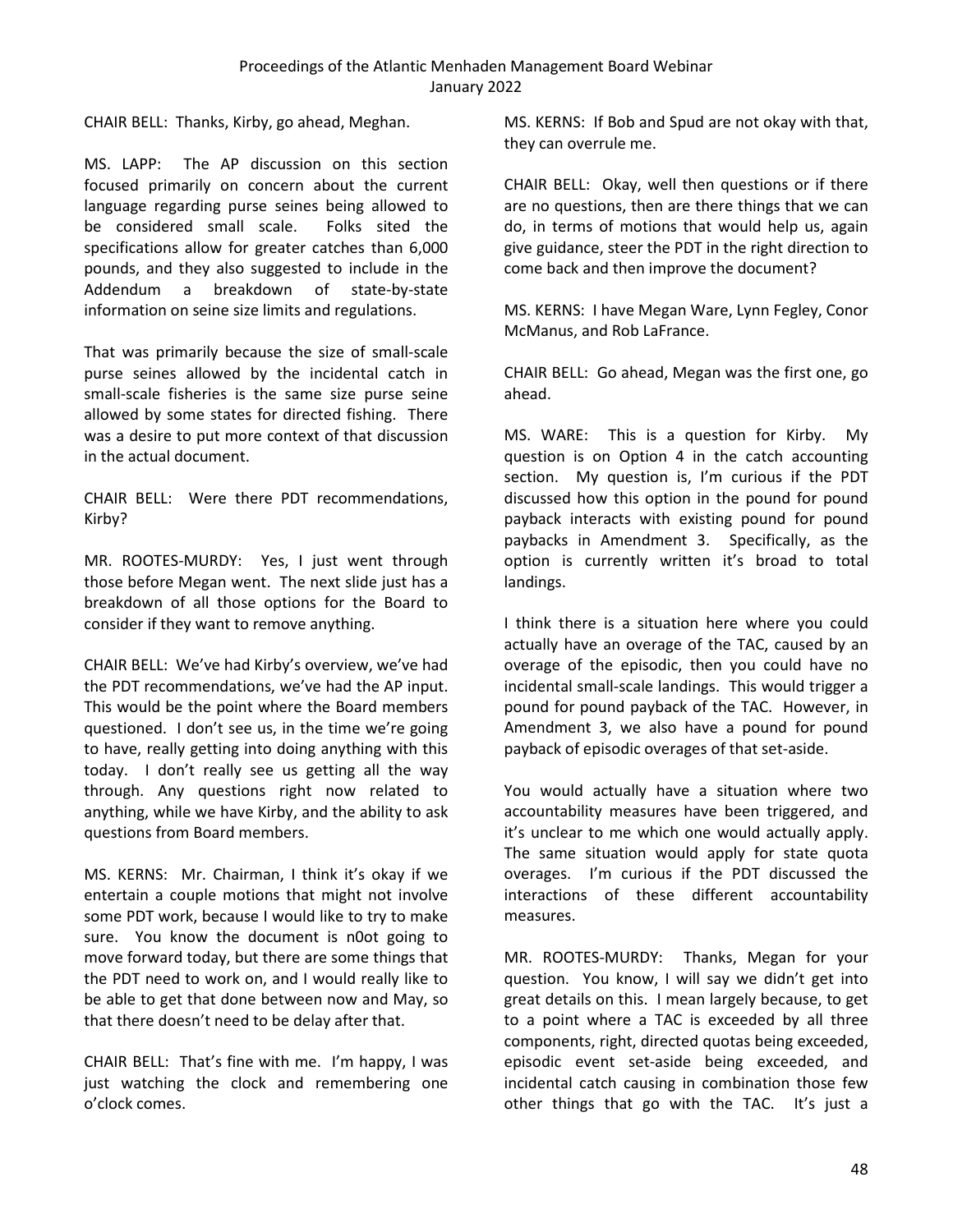CHAIR BELL: Thanks, Kirby, go ahead, Meghan.

MS. LAPP: The AP discussion on this section focused primarily on concern about the current language regarding purse seines being allowed to be considered small scale. Folks sited the specifications allow for greater catches than 6,000 pounds, and they also suggested to include in the Addendum a breakdown of state-by-state information on seine size limits and regulations.

That was primarily because the size of small-scale purse seines allowed by the incidental catch in small-scale fisheries is the same size purse seine allowed by some states for directed fishing. There was a desire to put more context of that discussion in the actual document.

CHAIR BELL: Were there PDT recommendations, Kirby?

MR. ROOTES-MURDY: Yes, I just went through those before Megan went. The next slide just has a breakdown of all those options for the Board to consider if they want to remove anything.

CHAIR BELL: We've had Kirby's overview, we've had the PDT recommendations, we've had the AP input. This would be the point where the Board members questioned. I don't see us, in the time we're going to have, really getting into doing anything with this today. I don't really see us getting all the way through. Any questions right now related to anything, while we have Kirby, and the ability to ask questions from Board members.

MS. KERNS: Mr. Chairman, I think it's okay if we entertain a couple motions that might not involve some PDT work, because I would like to try to make sure. You know the document is n0ot going to move forward today, but there are some things that the PDT need to work on, and I would really like to be able to get that done between now and May, so that there doesn't need to be delay after that.

CHAIR BELL: That's fine with me. I'm happy, I was just watching the clock and remembering one o'clock comes.

MS. KERNS: If Bob and Spud are not okay with that, they can overrule me.

CHAIR BELL: Okay, well then questions or if there are no questions, then are there things that we can do, in terms of motions that would help us, again give guidance, steer the PDT in the right direction to come back and then improve the document?

MS. KERNS: I have Megan Ware, Lynn Fegley, Conor McManus, and Rob LaFrance.

CHAIR BELL: Go ahead, Megan was the first one, go ahead.

MS. WARE: This is a question for Kirby. My question is on Option 4 in the catch accounting section. My question is, I'm curious if the PDT discussed how this option in the pound for pound payback interacts with existing pound for pound paybacks in Amendment 3. Specifically, as the option is currently written it's broad to total landings.

I think there is a situation here where you could actually have an overage of the TAC, caused by an overage of the episodic, then you could have no incidental small-scale landings. This would trigger a pound for pound payback of the TAC. However, in Amendment 3, we also have a pound for pound payback of episodic overages of that set-aside.

You would actually have a situation where two accountability measures have been triggered, and it's unclear to me which one would actually apply. The same situation would apply for state quota overages. I'm curious if the PDT discussed the interactions of these different accountability measures.

MR. ROOTES-MURDY: Thanks, Megan for your question. You know, I will say we didn't get into great details on this. I mean largely because, to get to a point where a TAC is exceeded by all three components, right, directed quotas being exceeded, episodic event set-aside being exceeded, and incidental catch causing in combination those few other things that go with the TAC. It's just a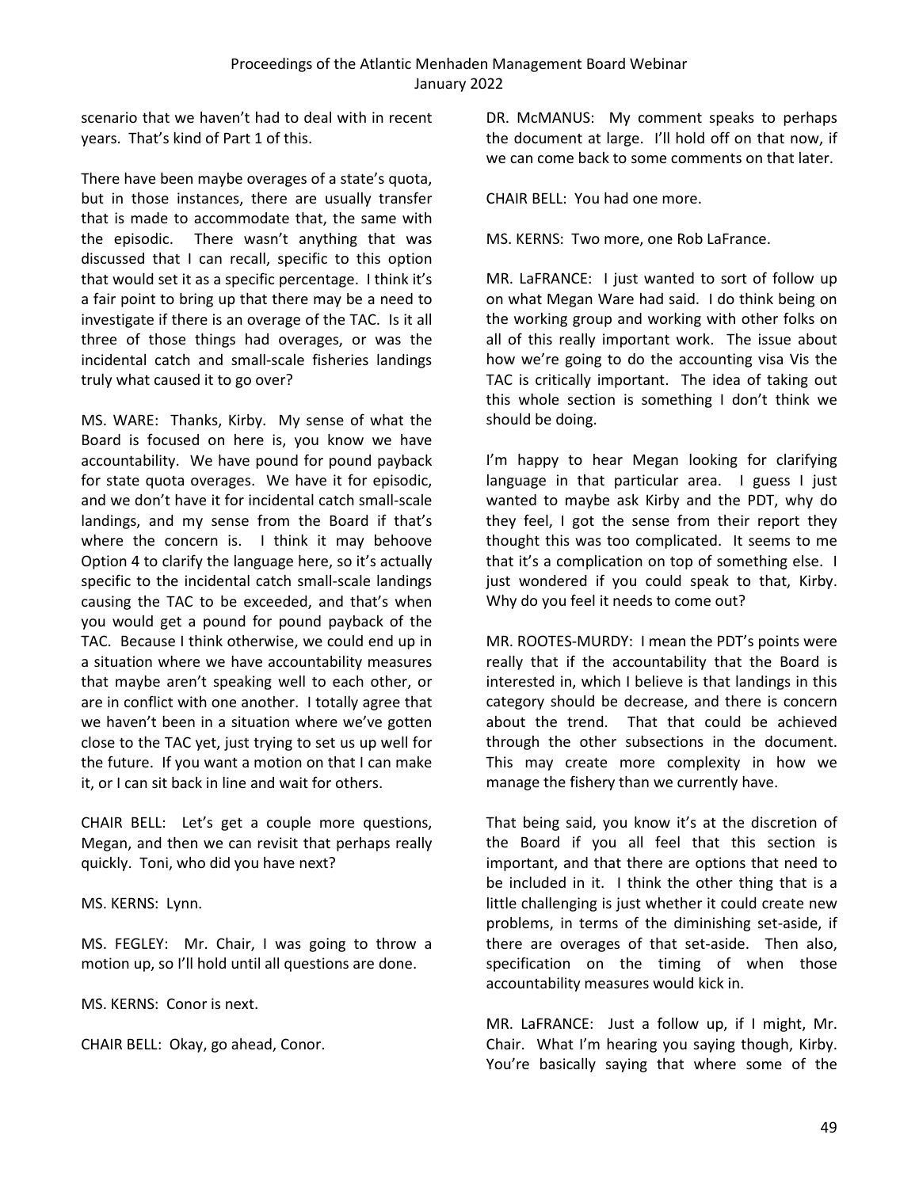scenario that we haven't had to deal with in recent years. That's kind of Part 1 of this.

There have been maybe overages of a state's quota, but in those instances, there are usually transfer that is made to accommodate that, the same with the episodic. There wasn't anything that was discussed that I can recall, specific to this option that would set it as a specific percentage. I think it's a fair point to bring up that there may be a need to investigate if there is an overage of the TAC. Is it all three of those things had overages, or was the incidental catch and small-scale fisheries landings truly what caused it to go over?

MS. WARE: Thanks, Kirby. My sense of what the Board is focused on here is, you know we have accountability. We have pound for pound payback for state quota overages. We have it for episodic, and we don't have it for incidental catch small-scale landings, and my sense from the Board if that's where the concern is. I think it may behoove Option 4 to clarify the language here, so it's actually specific to the incidental catch small-scale landings causing the TAC to be exceeded, and that's when you would get a pound for pound payback of the TAC. Because I think otherwise, we could end up in a situation where we have accountability measures that maybe aren't speaking well to each other, or are in conflict with one another. I totally agree that we haven't been in a situation where we've gotten close to the TAC yet, just trying to set us up well for the future. If you want a motion on that I can make it, or I can sit back in line and wait for others.

CHAIR BELL: Let's get a couple more questions, Megan, and then we can revisit that perhaps really quickly. Toni, who did you have next?

MS. KERNS: Lynn.

MS. FEGLEY: Mr. Chair, I was going to throw a motion up, so I'll hold until all questions are done.

MS. KERNS: Conor is next.

CHAIR BELL: Okay, go ahead, Conor.

DR. McMANUS: My comment speaks to perhaps the document at large. I'll hold off on that now, if we can come back to some comments on that later.

CHAIR BELL: You had one more.

MS. KERNS: Two more, one Rob LaFrance.

MR. LaFRANCE: I just wanted to sort of follow up on what Megan Ware had said. I do think being on the working group and working with other folks on all of this really important work. The issue about how we're going to do the accounting visa Vis the TAC is critically important. The idea of taking out this whole section is something I don't think we should be doing.

I'm happy to hear Megan looking for clarifying language in that particular area. I guess I just wanted to maybe ask Kirby and the PDT, why do they feel, I got the sense from their report they thought this was too complicated. It seems to me that it's a complication on top of something else. I just wondered if you could speak to that, Kirby. Why do you feel it needs to come out?

MR. ROOTES-MURDY: I mean the PDT's points were really that if the accountability that the Board is interested in, which I believe is that landings in this category should be decrease, and there is concern about the trend. That that could be achieved through the other subsections in the document. This may create more complexity in how we manage the fishery than we currently have.

That being said, you know it's at the discretion of the Board if you all feel that this section is important, and that there are options that need to be included in it. I think the other thing that is a little challenging is just whether it could create new problems, in terms of the diminishing set-aside, if there are overages of that set-aside. Then also, specification on the timing of when those accountability measures would kick in.

MR. LaFRANCE: Just a follow up, if I might, Mr. Chair. What I'm hearing you saying though, Kirby. You're basically saying that where some of the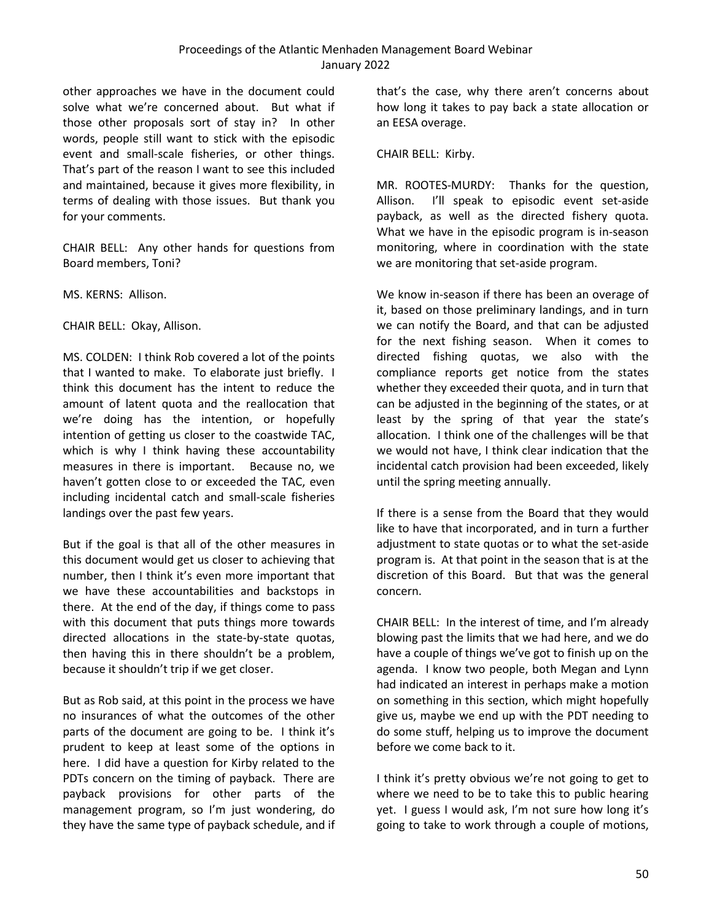other approaches we have in the document could solve what we're concerned about. But what if those other proposals sort of stay in? In other words, people still want to stick with the episodic event and small-scale fisheries, or other things. That's part of the reason I want to see this included and maintained, because it gives more flexibility, in terms of dealing with those issues. But thank you for your comments.

CHAIR BELL: Any other hands for questions from Board members, Toni?

MS. KERNS: Allison.

CHAIR BELL: Okay, Allison.

MS. COLDEN: I think Rob covered a lot of the points that I wanted to make. To elaborate just briefly. I think this document has the intent to reduce the amount of latent quota and the reallocation that we're doing has the intention, or hopefully intention of getting us closer to the coastwide TAC, which is why I think having these accountability measures in there is important. Because no, we haven't gotten close to or exceeded the TAC, even including incidental catch and small-scale fisheries landings over the past few years.

But if the goal is that all of the other measures in this document would get us closer to achieving that number, then I think it's even more important that we have these accountabilities and backstops in there. At the end of the day, if things come to pass with this document that puts things more towards directed allocations in the state-by-state quotas, then having this in there shouldn't be a problem, because it shouldn't trip if we get closer.

But as Rob said, at this point in the process we have no insurances of what the outcomes of the other parts of the document are going to be. I think it's prudent to keep at least some of the options in here. I did have a question for Kirby related to the PDTs concern on the timing of payback. There are payback provisions for other parts of the management program, so I'm just wondering, do they have the same type of payback schedule, and if that's the case, why there aren't concerns about how long it takes to pay back a state allocation or an EESA overage.

CHAIR BELL: Kirby.

MR. ROOTES-MURDY: Thanks for the question, Allison. I'll speak to episodic event set-aside payback, as well as the directed fishery quota. What we have in the episodic program is in-season monitoring, where in coordination with the state we are monitoring that set-aside program.

We know in-season if there has been an overage of it, based on those preliminary landings, and in turn we can notify the Board, and that can be adjusted for the next fishing season. When it comes to directed fishing quotas, we also with the compliance reports get notice from the states whether they exceeded their quota, and in turn that can be adjusted in the beginning of the states, or at least by the spring of that year the state's allocation. I think one of the challenges will be that we would not have, I think clear indication that the incidental catch provision had been exceeded, likely until the spring meeting annually.

If there is a sense from the Board that they would like to have that incorporated, and in turn a further adjustment to state quotas or to what the set-aside program is. At that point in the season that is at the discretion of this Board. But that was the general concern.

CHAIR BELL: In the interest of time, and I'm already blowing past the limits that we had here, and we do have a couple of things we've got to finish up on the agenda. I know two people, both Megan and Lynn had indicated an interest in perhaps make a motion on something in this section, which might hopefully give us, maybe we end up with the PDT needing to do some stuff, helping us to improve the document before we come back to it.

I think it's pretty obvious we're not going to get to where we need to be to take this to public hearing yet. I guess I would ask, I'm not sure how long it's going to take to work through a couple of motions,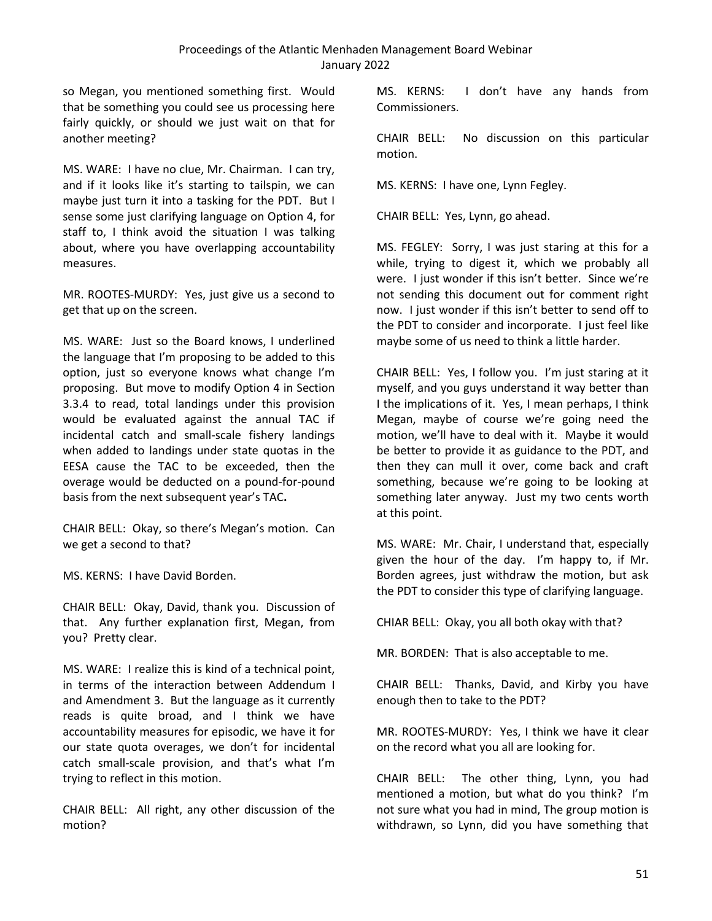so Megan, you mentioned something first. Would that be something you could see us processing here fairly quickly, or should we just wait on that for another meeting?

MS. WARE: I have no clue, Mr. Chairman. I can try, and if it looks like it's starting to tailspin, we can maybe just turn it into a tasking for the PDT. But I sense some just clarifying language on Option 4, for staff to, I think avoid the situation I was talking about, where you have overlapping accountability measures.

MR. ROOTES-MURDY: Yes, just give us a second to get that up on the screen.

MS. WARE: Just so the Board knows, I underlined the language that I'm proposing to be added to this option, just so everyone knows what change I'm proposing. But move to modify Option 4 in Section 3.3.4 to read, total landings under this provision would be evaluated against the annual TAC if incidental catch and small-scale fishery landings when added to landings under state quotas in the EESA cause the TAC to be exceeded, then the overage would be deducted on a pound-for-pound basis from the next subsequent year's TAC**.**

CHAIR BELL: Okay, so there's Megan's motion. Can we get a second to that?

MS. KERNS: I have David Borden.

CHAIR BELL: Okay, David, thank you. Discussion of that. Any further explanation first, Megan, from you? Pretty clear.

MS. WARE: I realize this is kind of a technical point, in terms of the interaction between Addendum I and Amendment 3. But the language as it currently reads is quite broad, and I think we have accountability measures for episodic, we have it for our state quota overages, we don't for incidental catch small-scale provision, and that's what I'm trying to reflect in this motion.

CHAIR BELL: All right, any other discussion of the motion?

MS. KERNS: I don't have any hands from Commissioners.

CHAIR BELL: No discussion on this particular motion.

MS. KERNS: I have one, Lynn Fegley.

CHAIR BELL: Yes, Lynn, go ahead.

MS. FEGLEY: Sorry, I was just staring at this for a while, trying to digest it, which we probably all were. I just wonder if this isn't better. Since we're not sending this document out for comment right now. I just wonder if this isn't better to send off to the PDT to consider and incorporate. I just feel like maybe some of us need to think a little harder.

CHAIR BELL: Yes, I follow you. I'm just staring at it myself, and you guys understand it way better than I the implications of it. Yes, I mean perhaps, I think Megan, maybe of course we're going need the motion, we'll have to deal with it. Maybe it would be better to provide it as guidance to the PDT, and then they can mull it over, come back and craft something, because we're going to be looking at something later anyway. Just my two cents worth at this point.

MS. WARE: Mr. Chair, I understand that, especially given the hour of the day. I'm happy to, if Mr. Borden agrees, just withdraw the motion, but ask the PDT to consider this type of clarifying language.

CHIAR BELL: Okay, you all both okay with that?

MR. BORDEN: That is also acceptable to me.

CHAIR BELL: Thanks, David, and Kirby you have enough then to take to the PDT?

MR. ROOTES-MURDY: Yes, I think we have it clear on the record what you all are looking for.

CHAIR BELL: The other thing, Lynn, you had mentioned a motion, but what do you think? I'm not sure what you had in mind, The group motion is withdrawn, so Lynn, did you have something that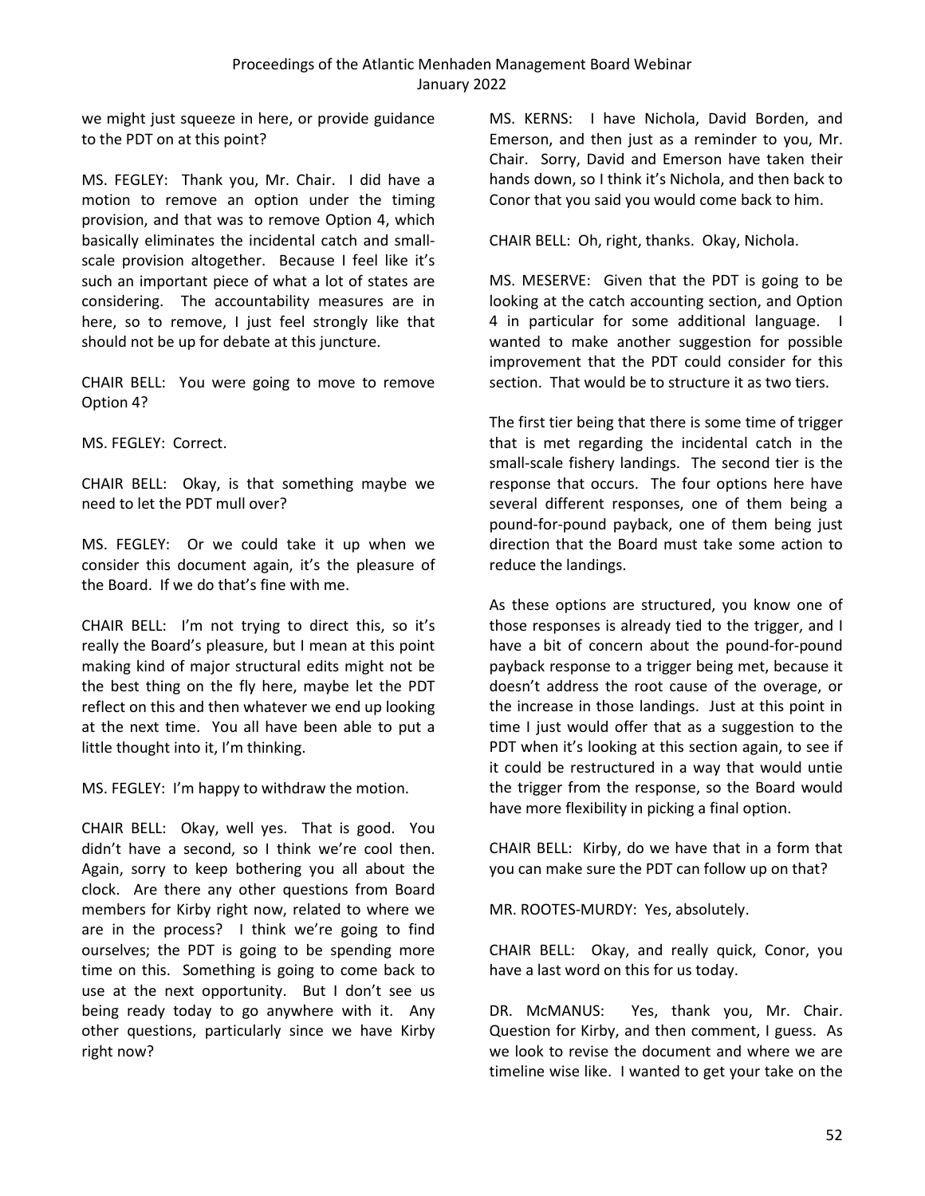we might just squeeze in here, or provide guidance to the PDT on at this point?

MS. FEGLEY: Thank you, Mr. Chair. I did have a motion to remove an option under the timing provision, and that was to remove Option 4, which basically eliminates the incidental catch and small-scale provision altogether. Because I feel like it's such an important piece of what a lot of states are considering. The accountability measures are in here, so to remove, I just feel strongly like that should not be up for debate at this juncture.

CHAIR BELL: You were going to move to remove Option 4?

MS. FEGLEY: Correct.

CHAIR BELL: Okay, is that something maybe we need to let the PDT mull over?

MS. FEGLEY: Or we could take it up when we consider this document again, it's the pleasure of the Board. If we do that's fine with me.

CHAIR BELL: I'm not trying to direct this, so it's really the Board's pleasure, but I mean at this point making kind of major structural edits might not be the best thing on the fly here, maybe let the PDT reflect on this and then whatever we end up looking at the next time. You all have been able to put a little thought into it, I'm thinking.

MS. FEGLEY: I'm happy to withdraw the motion.

CHAIR BELL: Okay, well yes. That is good. You didn't have a second, so I think we're cool then. Again, sorry to keep bothering you all about the clock. Are there any other questions from Board members for Kirby right now, related to where we are in the process? I think we're going to find ourselves; the PDT is going to be spending more time on this. Something is going to come back to use at the next opportunity. But I don't see us being ready today to go anywhere with it. Any other questions, particularly since we have Kirby right now?

MS. KERNS: I have Nichola, David Borden, and Emerson, and then just as a reminder to you, Mr. Chair. Sorry, David and Emerson have taken their hands down, so I think it's Nichola, and then back to Conor that you said you would come back to him.

CHAIR BELL: Oh, right, thanks. Okay, Nichola.

MS. MESERVE: Given that the PDT is going to be looking at the catch accounting section, and Option 4 in particular for some additional language. I wanted to make another suggestion for possible improvement that the PDT could consider for this section. That would be to structure it as two tiers.

The first tier being that there is some time of trigger that is met regarding the incidental catch in the small-scale fishery landings. The second tier is the response that occurs. The four options here have several different responses, one of them being a pound-for-pound payback, one of them being just direction that the Board must take some action to reduce the landings.

As these options are structured, you know one of those responses is already tied to the trigger, and I have a bit of concern about the pound-for-pound payback response to a trigger being met, because it doesn't address the root cause of the overage, or the increase in those landings. Just at this point in time I just would offer that as a suggestion to the PDT when it's looking at this section again, to see if it could be restructured in a way that would untie the trigger from the response, so the Board would have more flexibility in picking a final option.

CHAIR BELL: Kirby, do we have that in a form that you can make sure the PDT can follow up on that?

MR. ROOTES-MURDY: Yes, absolutely.

CHAIR BELL: Okay, and really quick, Conor, you have a last word on this for us today.

DR. McMANUS: Yes, thank you, Mr. Chair. Question for Kirby, and then comment, I guess. As we look to revise the document and where we are timeline wise like. I wanted to get your take on the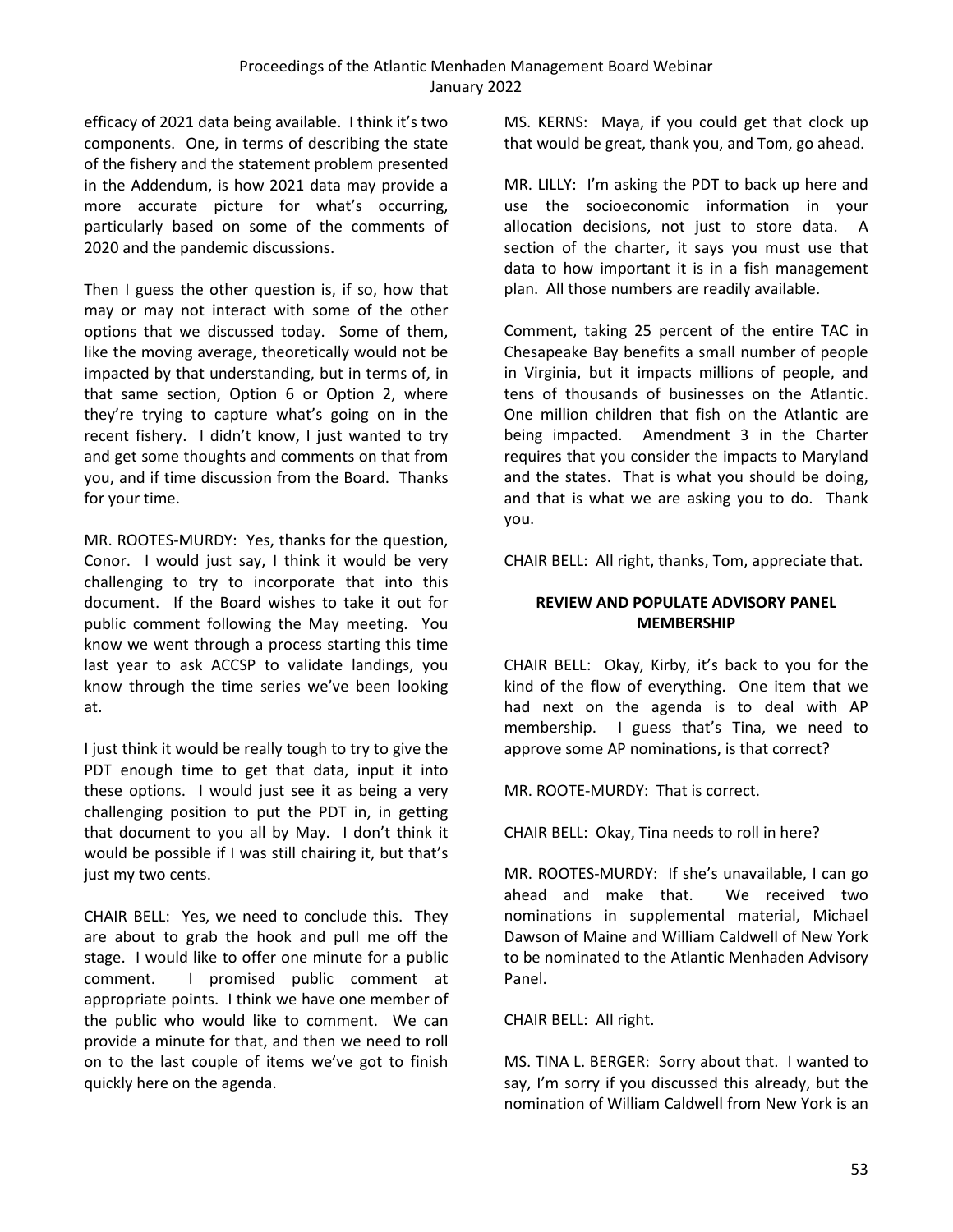efficacy of 2021 data being available. I think it's two components. One, in terms of describing the state of the fishery and the statement problem presented in the Addendum, is how 2021 data may provide a more accurate picture for what's occurring, particularly based on some of the comments of 2020 and the pandemic discussions.

Then I guess the other question is, if so, how that may or may not interact with some of the other options that we discussed today. Some of them, like the moving average, theoretically would not be impacted by that understanding, but in terms of, in that same section, Option 6 or Option 2, where they're trying to capture what's going on in the recent fishery. I didn't know, I just wanted to try and get some thoughts and comments on that from you, and if time discussion from the Board. Thanks for your time.

MR. ROOTES-MURDY: Yes, thanks for the question, Conor. I would just say, I think it would be very challenging to try to incorporate that into this document. If the Board wishes to take it out for public comment following the May meeting. You know we went through a process starting this time last year to ask ACCSP to validate landings, you know through the time series we've been looking at.

I just think it would be really tough to try to give the PDT enough time to get that data, input it into these options. I would just see it as being a very challenging position to put the PDT in, in getting that document to you all by May. I don't think it would be possible if I was still chairing it, but that's just my two cents.

CHAIR BELL: Yes, we need to conclude this. They are about to grab the hook and pull me off the stage. I would like to offer one minute for a public comment. I promised public comment at appropriate points. I think we have one member of the public who would like to comment. We can provide a minute for that, and then we need to roll on to the last couple of items we've got to finish quickly here on the agenda.

MS. KERNS: Maya, if you could get that clock up that would be great, thank you, and Tom, go ahead.

MR. LILLY: I'm asking the PDT to back up here and use the socioeconomic information in your allocation decisions, not just to store data. A section of the charter, it says you must use that data to how important it is in a fish management plan. All those numbers are readily available.

Comment, taking 25 percent of the entire TAC in Chesapeake Bay benefits a small number of people in Virginia, but it impacts millions of people, and tens of thousands of businesses on the Atlantic. One million children that fish on the Atlantic are being impacted. Amendment 3 in the Charter requires that you consider the impacts to Maryland and the states. That is what you should be doing, and that is what we are asking you to do. Thank you.

CHAIR BELL: All right, thanks, Tom, appreciate that.

## REVIEW AND POPULATE ADVISORY PANEL MEMBERSHIP

CHAIR BELL: Okay, Kirby, it's back to you for the kind of the flow of everything. One item that we had next on the agenda is to deal with AP membership. I guess that's Tina, we need to approve some AP nominations, is that correct?

MR. ROOTE-MURDY: That is correct.

CHAIR BELL: Okay, Tina needs to roll in here?

MR. ROOTES-MURDY: If she's unavailable, I can go ahead and make that. We received two nominations in supplemental material, Michael Dawson of Maine and William Caldwell of New York to be nominated to the Atlantic Menhaden Advisory Panel.

CHAIR BELL: All right.

MS. TINA L. BERGER: Sorry about that. I wanted to say, I'm sorry if you discussed this already, but the nomination of William Caldwell from New York is an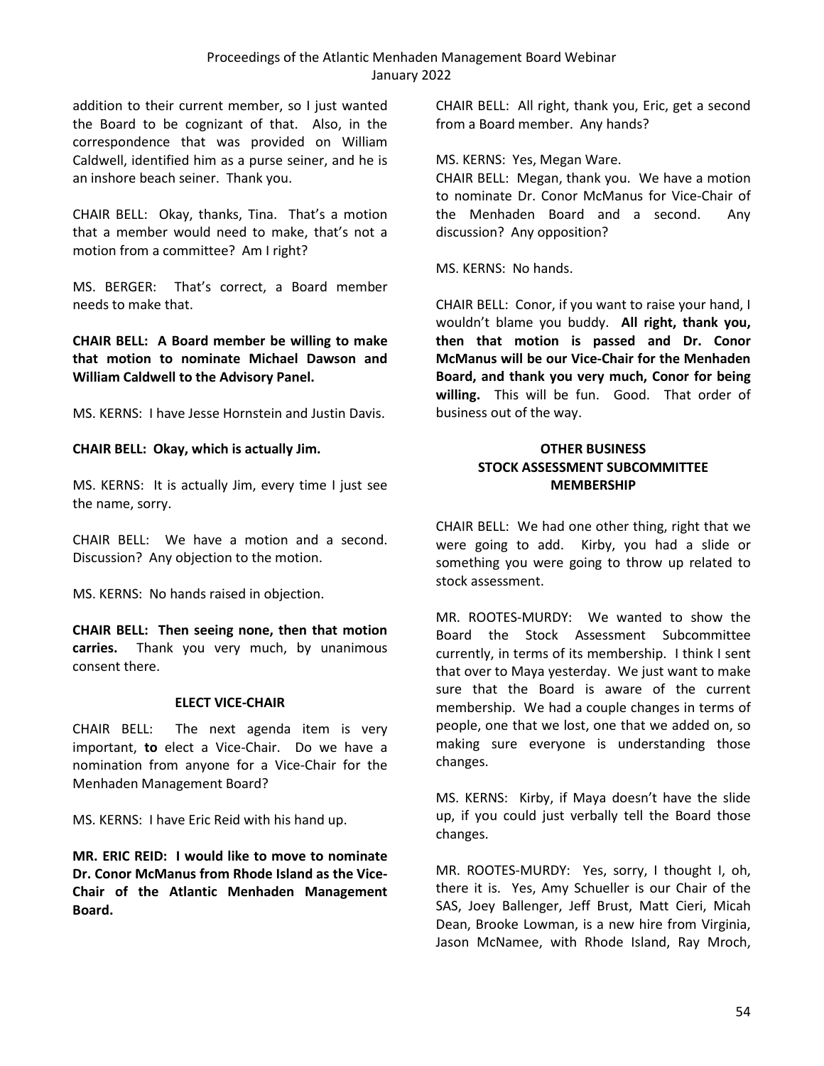addition to their current member, so I just wanted the Board to be cognizant of that. Also, in the correspondence that was provided on William Caldwell, identified him as a purse seiner, and he is an inshore beach seiner. Thank you.

CHAIR BELL: Okay, thanks, Tina. That's a motion that a member would need to make, that's not a motion from a committee? Am I right?

MS. BERGER: That's correct, a Board member needs to make that.

**CHAIR BELL: A Board member be willing to make that motion to nominate Michael Dawson and William Caldwell to the Advisory Panel.**

MS. KERNS: I have Jesse Hornstein and Justin Davis.

**CHAIR BELL: Okay, which is actually Jim.**

MS. KERNS: It is actually Jim, every time I just see the name, sorry.

CHAIR BELL: We have a motion and a second. Discussion? Any objection to the motion.

MS. KERNS: No hands raised in objection.

**CHAIR BELL: Then seeing none, then that motion carries.** Thank you very much, by unanimous consent there.

### ELECT VICE-CHAIR

CHAIR BELL: The next agenda item is very important, **to** elect a Vice-Chair. Do we have a nomination from anyone for a Vice-Chair for the Menhaden Management Board?

MS. KERNS: I have Eric Reid with his hand up.

**MR. ERIC REID: I would like to move to nominate Dr. Conor McManus from Rhode Island as the Vice-Chair of the Atlantic Menhaden Management Board.**

CHAIR BELL: All right, thank you, Eric, get a second from a Board member. Any hands?

MS. KERNS: Yes, Megan Ware.

CHAIR BELL: Megan, thank you. We have a motion to nominate Dr. Conor McManus for Vice-Chair of the Menhaden Board and a second. Any discussion? Any opposition?

MS. KERNS: No hands.

CHAIR BELL: Conor, if you want to raise your hand, I wouldn't blame you buddy. **All right, thank you, then that motion is passed and Dr. Conor McManus will be our Vice-Chair for the Menhaden Board, and thank you very much, Conor for being willing.** This will be fun. Good. That order of business out of the way.

### OTHER BUSINESS
### STOCK ASSESSMENT SUBCOMMITTEE MEMBERSHIP

CHAIR BELL: We had one other thing, right that we were going to add. Kirby, you had a slide or something you were going to throw up related to stock assessment.

MR. ROOTES-MURDY: We wanted to show the Board the Stock Assessment Subcommittee currently, in terms of its membership. I think I sent that over to Maya yesterday. We just want to make sure that the Board is aware of the current membership. We had a couple changes in terms of people, one that we lost, one that we added on, so making sure everyone is understanding those changes.

MS. KERNS: Kirby, if Maya doesn't have the slide up, if you could just verbally tell the Board those changes.

MR. ROOTES-MURDY: Yes, sorry, I thought I, oh, there it is. Yes, Amy Schueller is our Chair of the SAS, Joey Ballenger, Jeff Brust, Matt Cieri, Micah Dean, Brooke Lowman, is a new hire from Virginia, Jason McNamee, with Rhode Island, Ray Mroch,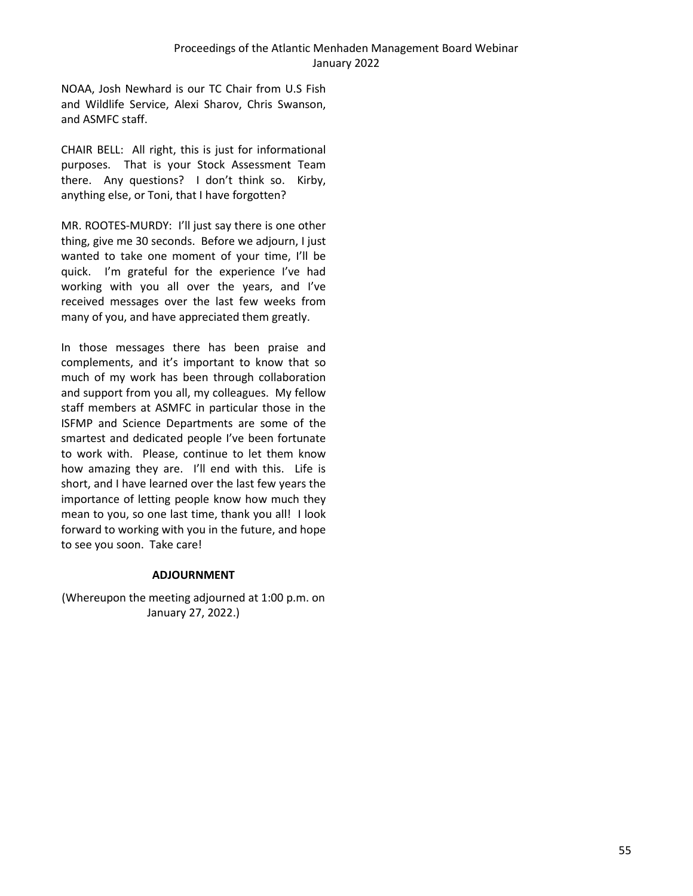NOAA, Josh Newhard is our TC Chair from U.S Fish and Wildlife Service, Alexi Sharov, Chris Swanson, and ASMFC staff.

CHAIR BELL: All right, this is just for informational purposes. That is your Stock Assessment Team there. Any questions? I don't think so. Kirby, anything else, or Toni, that I have forgotten?

MR. ROOTES-MURDY: I'll just say there is one other thing, give me 30 seconds. Before we adjourn, I just wanted to take one moment of your time, I'll be quick. I'm grateful for the experience I've had working with you all over the years, and I've received messages over the last few weeks from many of you, and have appreciated them greatly.

In those messages there has been praise and complements, and it's important to know that so much of my work has been through collaboration and support from you all, my colleagues. My fellow staff members at ASMFC in particular those in the ISFMP and Science Departments are some of the smartest and dedicated people I've been fortunate to work with. Please, continue to let them know how amazing they are. I'll end with this. Life is short, and I have learned over the last few years the importance of letting people know how much they mean to you, so one last time, thank you all! I look forward to working with you in the future, and hope to see you soon. Take care!

**ADJOURNMENT**

(Whereupon the meeting adjourned at 1:00 p.m. on January 27, 2022.)